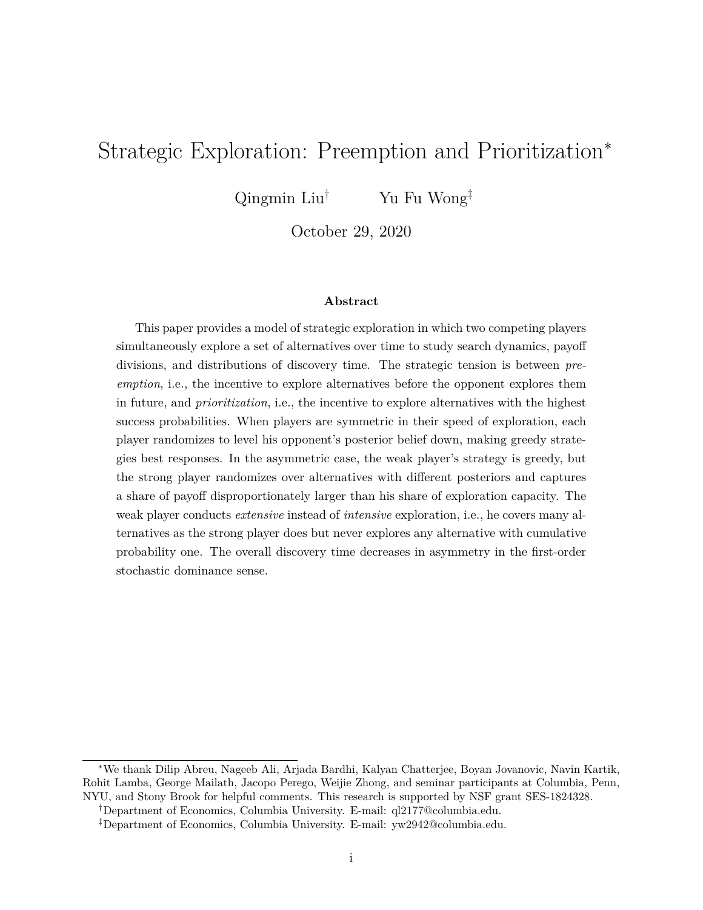# Strategic Exploration: Preemption and Prioritization*

Qingmin Liu[†] Yu Fu Wong[‡]

October 29, 2020

### Abstract

This paper provides a model of strategic exploration in which two competing players simultaneously explore a set of alternatives over time to study search dynamics, payoff divisions, and distributions of discovery time. The strategic tension is between *preemption*, i.e., the incentive to explore alternatives before the opponent explores them in future, and *prioritization*, i.e., the incentive to explore alternatives with the highest success probabilities. When players are symmetric in their speed of exploration, each player randomizes to level his opponent's posterior belief down, making greedy strategies best responses. In the asymmetric case, the weak player's strategy is greedy, but the strong player randomizes over alternatives with different posteriors and captures a share of payoff disproportionately larger than his share of exploration capacity. The weak player conducts *extensive* instead of *intensive* exploration, i.e., he covers many alternatives as the strong player does but never explores any alternative with cumulative probability one. The overall discovery time decreases in asymmetry in the first-order stochastic dominance sense.

---

*We thank Dilip Abreu, Nageeb Ali, Arjada Bardhi, Kalyan Chatterjee, Boyan Jovanovic, Navin Kartik, Rohit Lamba, George Mailath, Jacopo Perego, Weijie Zhong, and seminar participants at Columbia, Penn, NYU, and Stony Brook for helpful comments. This research is supported by NSF grant SES-1824328.

[†]Department of Economics, Columbia University. E-mail: ql2177@columbia.edu.

[‡]Department of Economics, Columbia University. E-mail: yw2942@columbia.edu.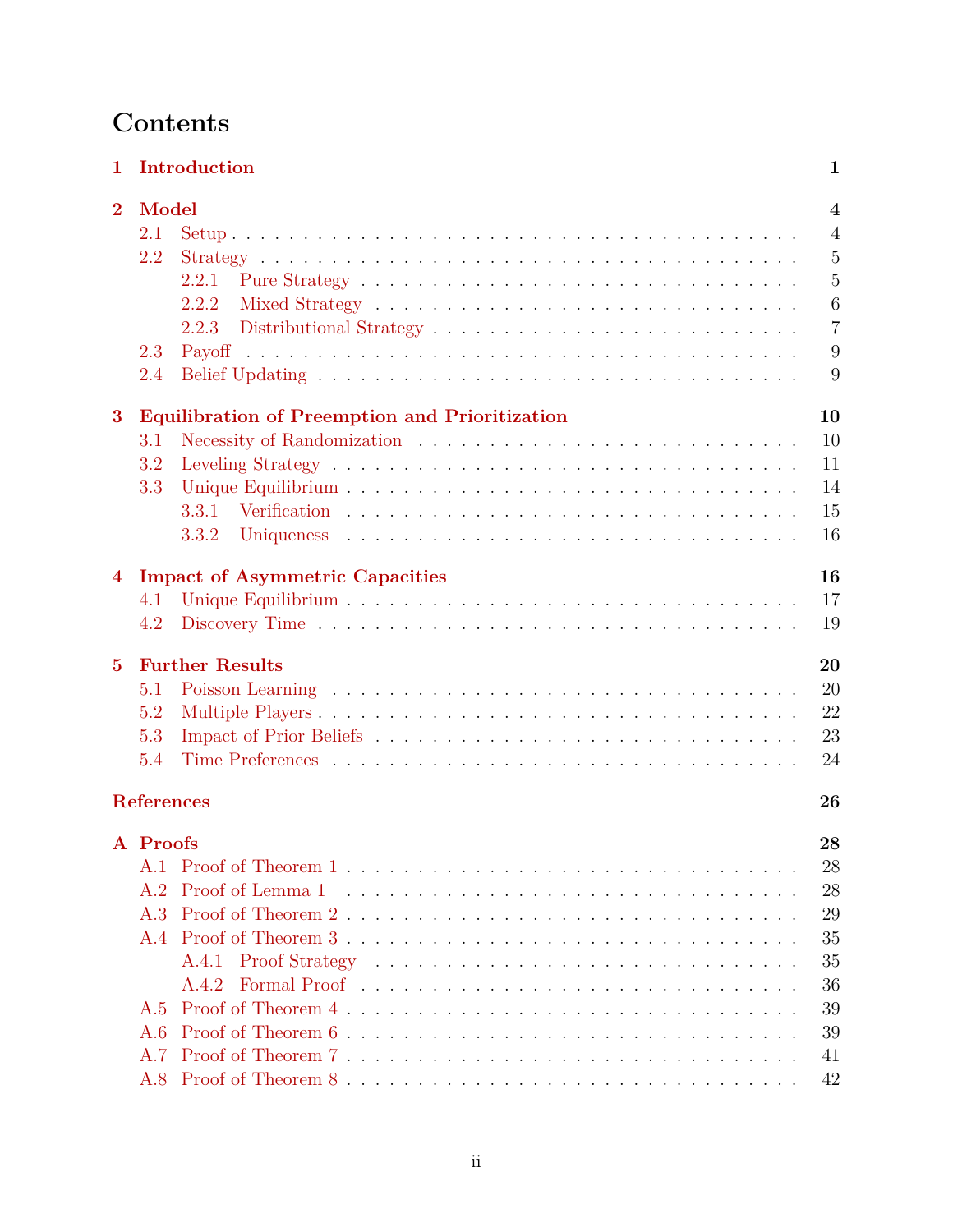# Contents

**1 Introduction** — 1

**2 Model** — 4
- 2.1 Setup — 4
- 2.2 Strategy — 5
  - 2.2.1 Pure Strategy — 5
  - 2.2.2 Mixed Strategy — 6
  - 2.2.3 Distributional Strategy — 7
- 2.3 Payoff — 9
- 2.4 Belief Updating — 9

**3 Equilibration of Preemption and Prioritization** — 10
- 3.1 Necessity of Randomization — 10
- 3.2 Leveling Strategy — 11
- 3.3 Unique Equilibrium — 14
  - 3.3.1 Verification — 15
  - 3.3.2 Uniqueness — 16

**4 Impact of Asymmetric Capacities** — 16
- 4.1 Unique Equilibrium — 17
- 4.2 Discovery Time — 19

**5 Further Results** — 20
- 5.1 Poisson Learning — 20
- 5.2 Multiple Players — 22
- 5.3 Impact of Prior Beliefs — 23
- 5.4 Time Preferences — 24

**References** — 26

**A Proofs** — 28
- A.1 Proof of Theorem 1 — 28
- A.2 Proof of Lemma 1 — 28
- A.3 Proof of Theorem 2 — 29
- A.4 Proof of Theorem 3 — 35
  - A.4.1 Proof Strategy — 35
  - A.4.2 Formal Proof — 36
- A.5 Proof of Theorem 4 — 39
- A.6 Proof of Theorem 6 — 39
- A.7 Proof of Theorem 7 — 41
- A.8 Proof of Theorem 8 — 42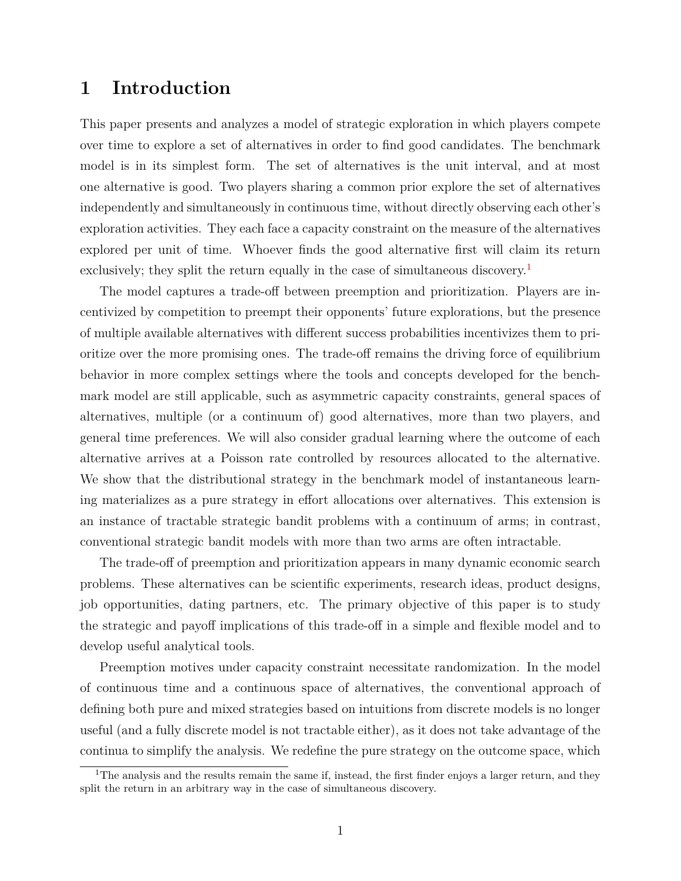# 1 Introduction

This paper presents and analyzes a model of strategic exploration in which players compete over time to explore a set of alternatives in order to find good candidates. The benchmark model is in its simplest form. The set of alternatives is the unit interval, and at most one alternative is good. Two players sharing a common prior explore the set of alternatives independently and simultaneously in continuous time, without directly observing each other's exploration activities. They each face a capacity constraint on the measure of the alternatives explored per unit of time. Whoever finds the good alternative first will claim its return exclusively; they split the return equally in the case of simultaneous discovery.[1]

The model captures a trade-off between preemption and prioritization. Players are incentivized by competition to preempt their opponents' future explorations, but the presence of multiple available alternatives with different success probabilities incentivizes them to prioritize over the more promising ones. The trade-off remains the driving force of equilibrium behavior in more complex settings where the tools and concepts developed for the benchmark model are still applicable, such as asymmetric capacity constraints, general spaces of alternatives, multiple (or a continuum of) good alternatives, more than two players, and general time preferences. We will also consider gradual learning where the outcome of each alternative arrives at a Poisson rate controlled by resources allocated to the alternative. We show that the distributional strategy in the benchmark model of instantaneous learning materializes as a pure strategy in effort allocations over alternatives. This extension is an instance of tractable strategic bandit problems with a continuum of arms; in contrast, conventional strategic bandit models with more than two arms are often intractable.

The trade-off of preemption and prioritization appears in many dynamic economic search problems. These alternatives can be scientific experiments, research ideas, product designs, job opportunities, dating partners, etc. The primary objective of this paper is to study the strategic and payoff implications of this trade-off in a simple and flexible model and to develop useful analytical tools.

Preemption motives under capacity constraint necessitate randomization. In the model of continuous time and a continuous space of alternatives, the conventional approach of defining both pure and mixed strategies based on intuitions from discrete models is no longer useful (and a fully discrete model is not tractable either), as it does not take advantage of the continua to simplify the analysis. We redefine the pure strategy on the outcome space, which

[1] The analysis and the results remain the same if, instead, the first finder enjoys a larger return, and they split the return in an arbitrary way in the case of simultaneous discovery.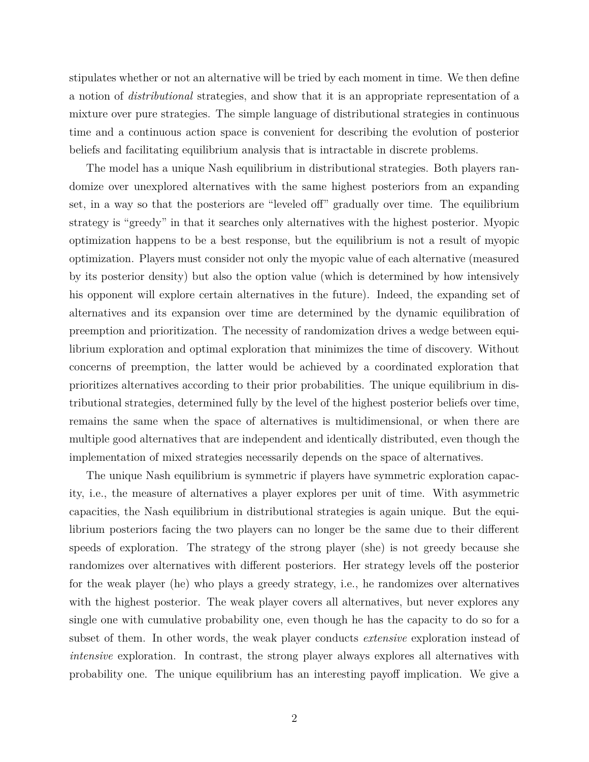stipulates whether or not an alternative will be tried by each moment in time. We then define a notion of *distributional* strategies, and show that it is an appropriate representation of a mixture over pure strategies. The simple language of distributional strategies in continuous time and a continuous action space is convenient for describing the evolution of posterior beliefs and facilitating equilibrium analysis that is intractable in discrete problems.

The model has a unique Nash equilibrium in distributional strategies. Both players randomize over unexplored alternatives with the same highest posteriors from an expanding set, in a way so that the posteriors are "leveled off" gradually over time. The equilibrium strategy is "greedy" in that it searches only alternatives with the highest posterior. Myopic optimization happens to be a best response, but the equilibrium is not a result of myopic optimization. Players must consider not only the myopic value of each alternative (measured by its posterior density) but also the option value (which is determined by how intensively his opponent will explore certain alternatives in the future). Indeed, the expanding set of alternatives and its expansion over time are determined by the dynamic equilibration of preemption and prioritization. The necessity of randomization drives a wedge between equilibrium exploration and optimal exploration that minimizes the time of discovery. Without concerns of preemption, the latter would be achieved by a coordinated exploration that prioritizes alternatives according to their prior probabilities. The unique equilibrium in distributional strategies, determined fully by the level of the highest posterior beliefs over time, remains the same when the space of alternatives is multidimensional, or when there are multiple good alternatives that are independent and identically distributed, even though the implementation of mixed strategies necessarily depends on the space of alternatives.

The unique Nash equilibrium is symmetric if players have symmetric exploration capacity, i.e., the measure of alternatives a player explores per unit of time. With asymmetric capacities, the Nash equilibrium in distributional strategies is again unique. But the equilibrium posteriors facing the two players can no longer be the same due to their different speeds of exploration. The strategy of the strong player (she) is not greedy because she randomizes over alternatives with different posteriors. Her strategy levels off the posterior for the weak player (he) who plays a greedy strategy, i.e., he randomizes over alternatives with the highest posterior. The weak player covers all alternatives, but never explores any single one with cumulative probability one, even though he has the capacity to do so for a subset of them. In other words, the weak player conducts *extensive* exploration instead of *intensive* exploration. In contrast, the strong player always explores all alternatives with probability one. The unique equilibrium has an interesting payoff implication. We give a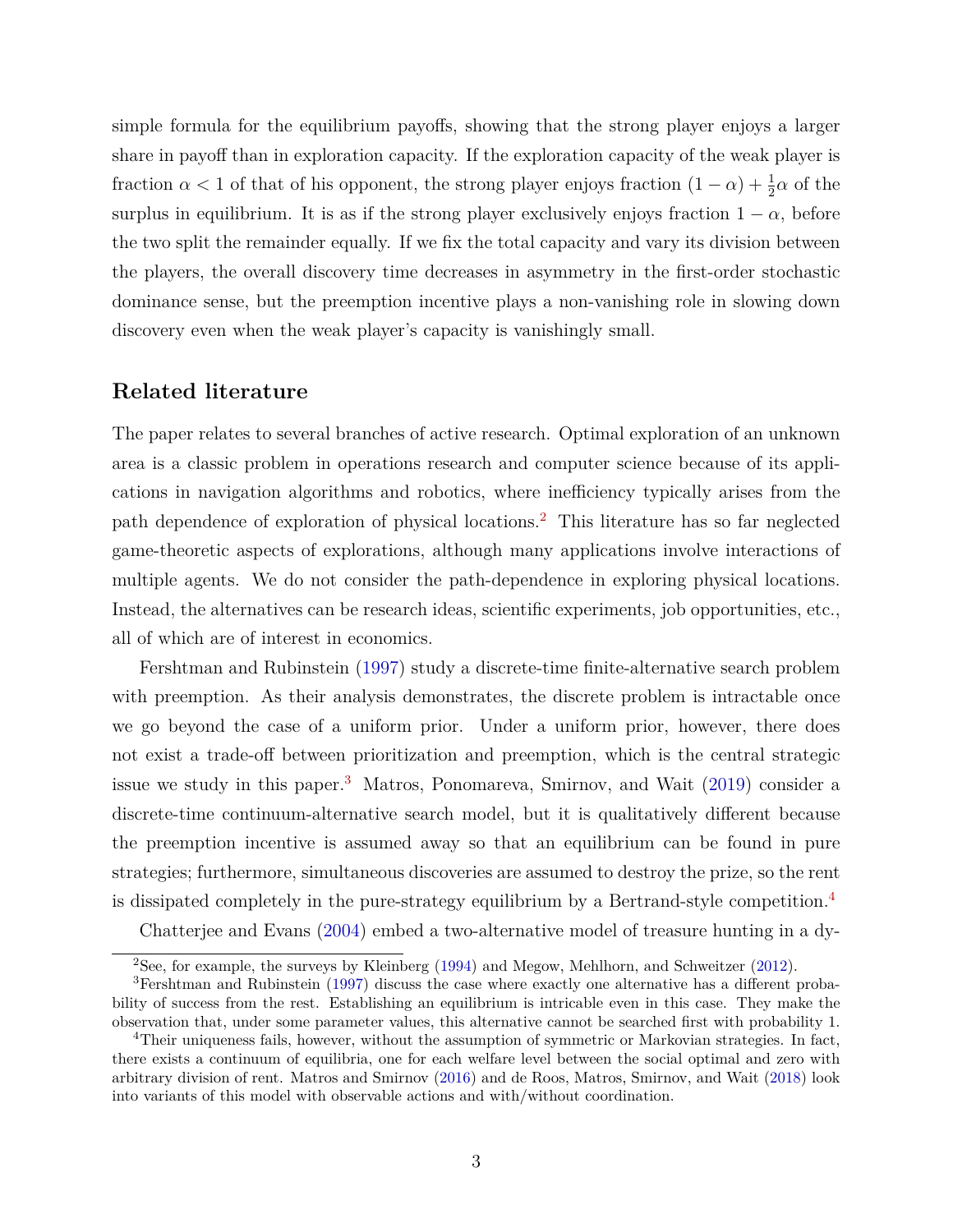simple formula for the equilibrium payoffs, showing that the strong player enjoys a larger share in payoff than in exploration capacity. If the exploration capacity of the weak player is fraction $\alpha < 1$ of that of his opponent, the strong player enjoys fraction $(1 - \alpha) + \frac{1}{2}\alpha$ of the surplus in equilibrium. It is as if the strong player exclusively enjoys fraction $1 - \alpha$, before the two split the remainder equally. If we fix the total capacity and vary its division between the players, the overall discovery time decreases in asymmetry in the first-order stochastic dominance sense, but the preemption incentive plays a non-vanishing role in slowing down discovery even when the weak player's capacity is vanishingly small.

## Related literature

The paper relates to several branches of active research. Optimal exploration of an unknown area is a classic problem in operations research and computer science because of its applications in navigation algorithms and robotics, where inefficiency typically arises from the path dependence of exploration of physical locations.[2] This literature has so far neglected game-theoretic aspects of explorations, although many applications involve interactions of multiple agents. We do not consider the path-dependence in exploring physical locations. Instead, the alternatives can be research ideas, scientific experiments, job opportunities, etc., all of which are of interest in economics.

Fershtman and Rubinstein (1997) study a discrete-time finite-alternative search problem with preemption. As their analysis demonstrates, the discrete problem is intractable once we go beyond the case of a uniform prior. Under a uniform prior, however, there does not exist a trade-off between prioritization and preemption, which is the central strategic issue we study in this paper.[3] Matros, Ponomareva, Smirnov, and Wait (2019) consider a discrete-time continuum-alternative search model, but it is qualitatively different because the preemption incentive is assumed away so that an equilibrium can be found in pure strategies; furthermore, simultaneous discoveries are assumed to destroy the prize, so the rent is dissipated completely in the pure-strategy equilibrium by a Bertrand-style competition.[4]

Chatterjee and Evans (2004) embed a two-alternative model of treasure hunting in a dy-

---

[2] See, for example, the surveys by Kleinberg (1994) and Megow, Mehlhorn, and Schweitzer (2012).

[3] Fershtman and Rubinstein (1997) discuss the case where exactly one alternative has a different probability of success from the rest. Establishing an equilibrium is intricable even in this case. They make the observation that, under some parameter values, this alternative cannot be searched first with probability 1.

[4] Their uniqueness fails, however, without the assumption of symmetric or Markovian strategies. In fact, there exists a continuum of equilibria, one for each welfare level between the social optimal and zero with arbitrary division of rent. Matros and Smirnov (2016) and de Roos, Matros, Smirnov, and Wait (2018) look into variants of this model with observable actions and with/without coordination.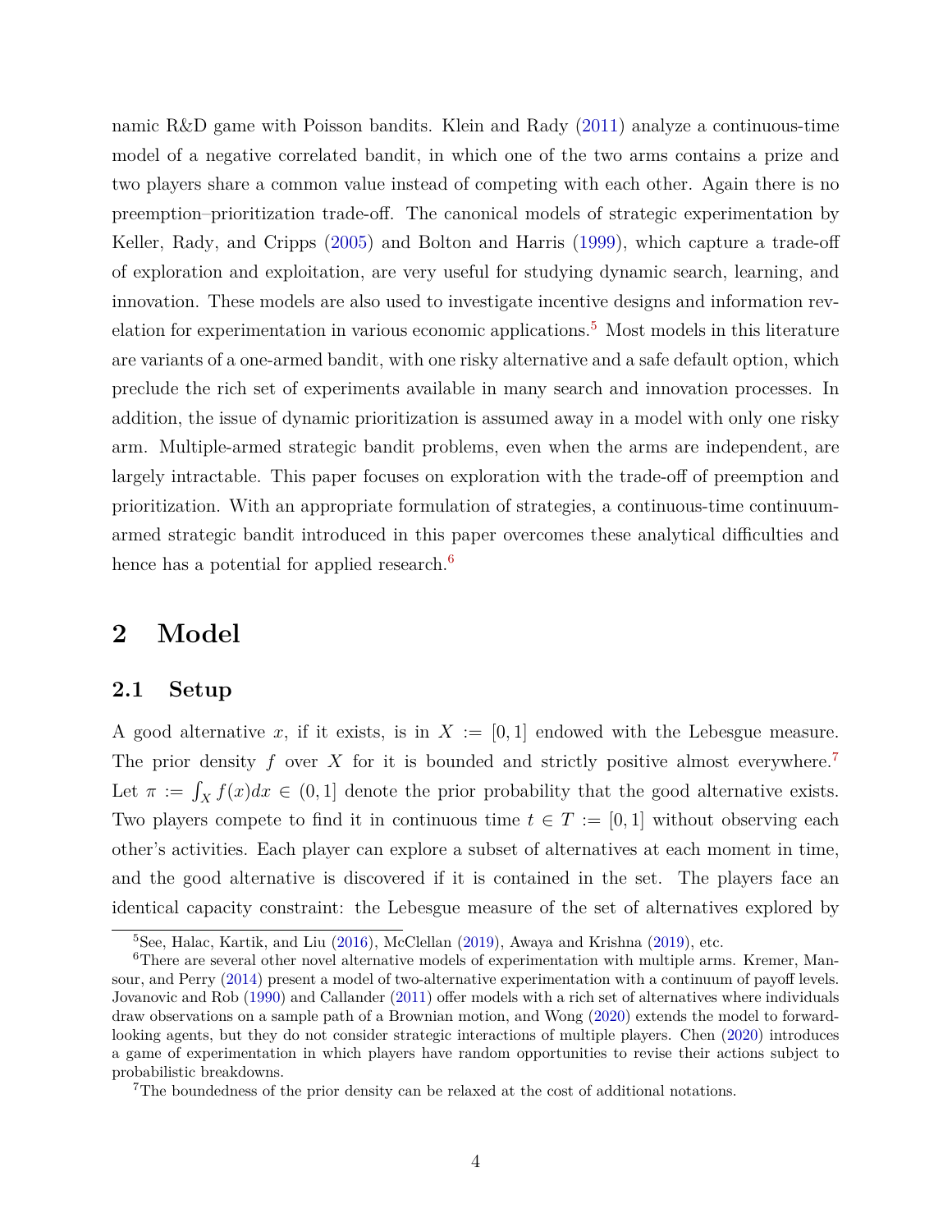namic R&D game with Poisson bandits. Klein and Rady (2011) analyze a continuous-time model of a negative correlated bandit, in which one of the two arms contains a prize and two players share a common value instead of competing with each other. Again there is no preemption–prioritization trade-off. The canonical models of strategic experimentation by Keller, Rady, and Cripps (2005) and Bolton and Harris (1999), which capture a trade-off of exploration and exploitation, are very useful for studying dynamic search, learning, and innovation. These models are also used to investigate incentive designs and information revelation for experimentation in various economic applications.[5] Most models in this literature are variants of a one-armed bandit, with one risky alternative and a safe default option, which preclude the rich set of experiments available in many search and innovation processes. In addition, the issue of dynamic prioritization is assumed away in a model with only one risky arm. Multiple-armed strategic bandit problems, even when the arms are independent, are largely intractable. This paper focuses on exploration with the trade-off of preemption and prioritization. With an appropriate formulation of strategies, a continuous-time continuum-armed strategic bandit introduced in this paper overcomes these analytical difficulties and hence has a potential for applied research.[6]

# 2 Model

## 2.1 Setup

A good alternative $x$, if it exists, is in $X := [0, 1]$ endowed with the Lebesgue measure. The prior density $f$ over $X$ for it is bounded and strictly positive almost everywhere.[7] Let $\pi := \int_X f(x)dx \in (0, 1]$ denote the prior probability that the good alternative exists. Two players compete to find it in continuous time $t \in T := [0, 1]$ without observing each other's activities. Each player can explore a subset of alternatives at each moment in time, and the good alternative is discovered if it is contained in the set. The players face an identical capacity constraint: the Lebesgue measure of the set of alternatives explored by

[5] See, Halac, Kartik, and Liu (2016), McClellan (2019), Awaya and Krishna (2019), etc.

[6] There are several other novel alternative models of experimentation with multiple arms. Kremer, Mansour, and Perry (2014) present a model of two-alternative experimentation with a continuum of payoff levels. Jovanovic and Rob (1990) and Callander (2011) offer models with a rich set of alternatives where individuals draw observations on a sample path of a Brownian motion, and Wong (2020) extends the model to forward-looking agents, but they do not consider strategic interactions of multiple players. Chen (2020) introduces a game of experimentation in which players have random opportunities to revise their actions subject to probabilistic breakdowns.

[7] The boundedness of the prior density can be relaxed at the cost of additional notations.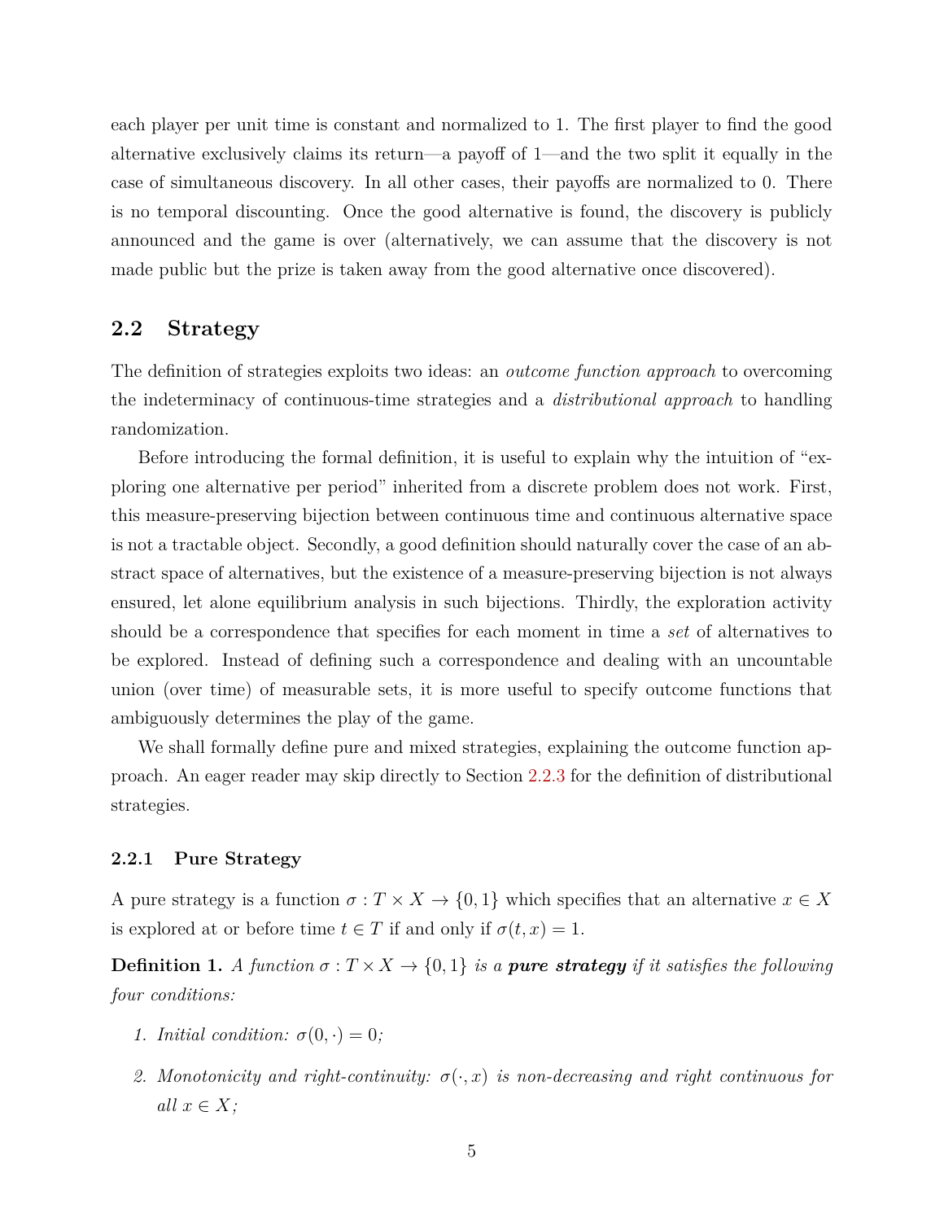each player per unit time is constant and normalized to 1. The first player to find the good alternative exclusively claims its return—a payoff of 1—and the two split it equally in the case of simultaneous discovery. In all other cases, their payoffs are normalized to 0. There is no temporal discounting. Once the good alternative is found, the discovery is publicly announced and the game is over (alternatively, we can assume that the discovery is not made public but the prize is taken away from the good alternative once discovered).

## 2.2 Strategy

The definition of strategies exploits two ideas: an *outcome function approach* to overcoming the indeterminacy of continuous-time strategies and a *distributional approach* to handling randomization.

Before introducing the formal definition, it is useful to explain why the intuition of "exploring one alternative per period" inherited from a discrete problem does not work. First, this measure-preserving bijection between continuous time and continuous alternative space is not a tractable object. Secondly, a good definition should naturally cover the case of an abstract space of alternatives, but the existence of a measure-preserving bijection is not always ensured, let alone equilibrium analysis in such bijections. Thirdly, the exploration activity should be a correspondence that specifies for each moment in time a *set* of alternatives to be explored. Instead of defining such a correspondence and dealing with an uncountable union (over time) of measurable sets, it is more useful to specify outcome functions that ambiguously determines the play of the game.

We shall formally define pure and mixed strategies, explaining the outcome function approach. An eager reader may skip directly to Section 2.2.3 for the definition of distributional strategies.

### 2.2.1 Pure Strategy

A pure strategy is a function $\sigma : T \times X \to \{0, 1\}$ which specifies that an alternative $x \in X$ is explored at or before time $t \in T$ if and only if $\sigma(t, x) = 1$.

**Definition 1.** *A function $\sigma : T \times X \to \{0, 1\}$ is a **pure strategy** if it satisfies the following four conditions:*

1. *Initial condition: $\sigma(0, \cdot) = 0$;*
2. *Monotonicity and right-continuity: $\sigma(\cdot, x)$ is non-decreasing and right continuous for all $x \in X$;*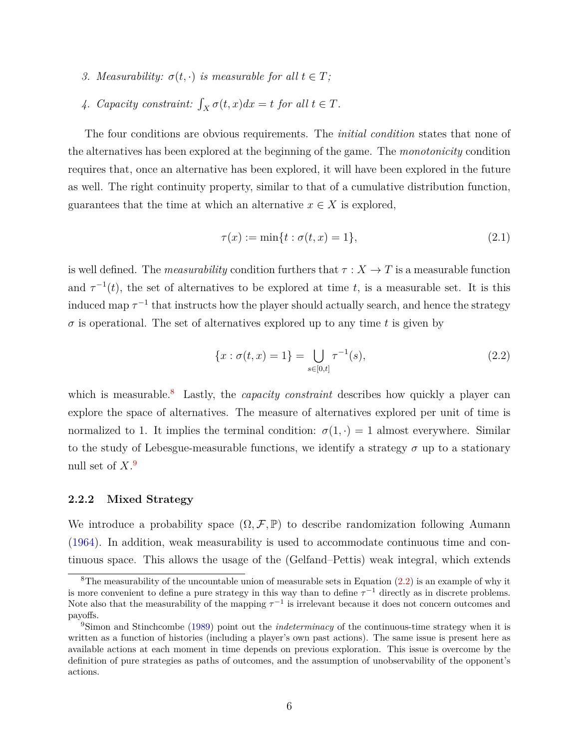3. *Measurability:* $\sigma(t, \cdot)$ *is measurable for all* $t \in T$*;*

4. *Capacity constraint:* $\int_X \sigma(t, x)dx = t$ *for all* $t \in T$*.*

The four conditions are obvious requirements. The *initial condition* states that none of the alternatives has been explored at the beginning of the game. The *monotonicity* condition requires that, once an alternative has been explored, it will have been explored in the future as well. The right continuity property, similar to that of a cumulative distribution function, guarantees that the time at which an alternative $x \in X$ is explored,

$$\tau(x) := \min\{t : \sigma(t, x) = 1\}, \tag{2.1}$$

is well defined. The *measurability* condition furthers that $\tau : X \to T$ is a measurable function and $\tau^{-1}(t)$, the set of alternatives to be explored at time $t$, is a measurable set. It is this induced map $\tau^{-1}$ that instructs how the player should actually search, and hence the strategy $\sigma$ is operational. The set of alternatives explored up to any time $t$ is given by

$$\{x : \sigma(t, x) = 1\} = \bigcup_{s \in [0,t]} \tau^{-1}(s), \tag{2.2}$$

which is measurable.[8] Lastly, the *capacity constraint* describes how quickly a player can explore the space of alternatives. The measure of alternatives explored per unit of time is normalized to 1. It implies the terminal condition: $\sigma(1, \cdot) = 1$ almost everywhere. Similar to the study of Lebesgue-measurable functions, we identify a strategy $\sigma$ up to a stationary null set of $X$.[9]

### 2.2.2 Mixed Strategy

We introduce a probability space $(\Omega, \mathcal{F}, \mathbb{P})$ to describe randomization following Aumann (1964). In addition, weak measurability is used to accommodate continuous time and continuous space. This allows the usage of the (Gelfand–Pettis) weak integral, which extends

---

[8] The measurability of the uncountable union of measurable sets in Equation (2.2) is an example of why it is more convenient to define a pure strategy in this way than to define $\tau^{-1}$ directly as in discrete problems. Note also that the measurability of the mapping $\tau^{-1}$ is irrelevant because it does not concern outcomes and payoffs.

[9] Simon and Stinchcombe (1989) point out the *indeterminacy* of the continuous-time strategy when it is written as a function of histories (including a player's own past actions). The same issue is present here as available actions at each moment in time depends on previous exploration. This issue is overcome by the definition of pure strategies as paths of outcomes, and the assumption of unobservability of the opponent's actions.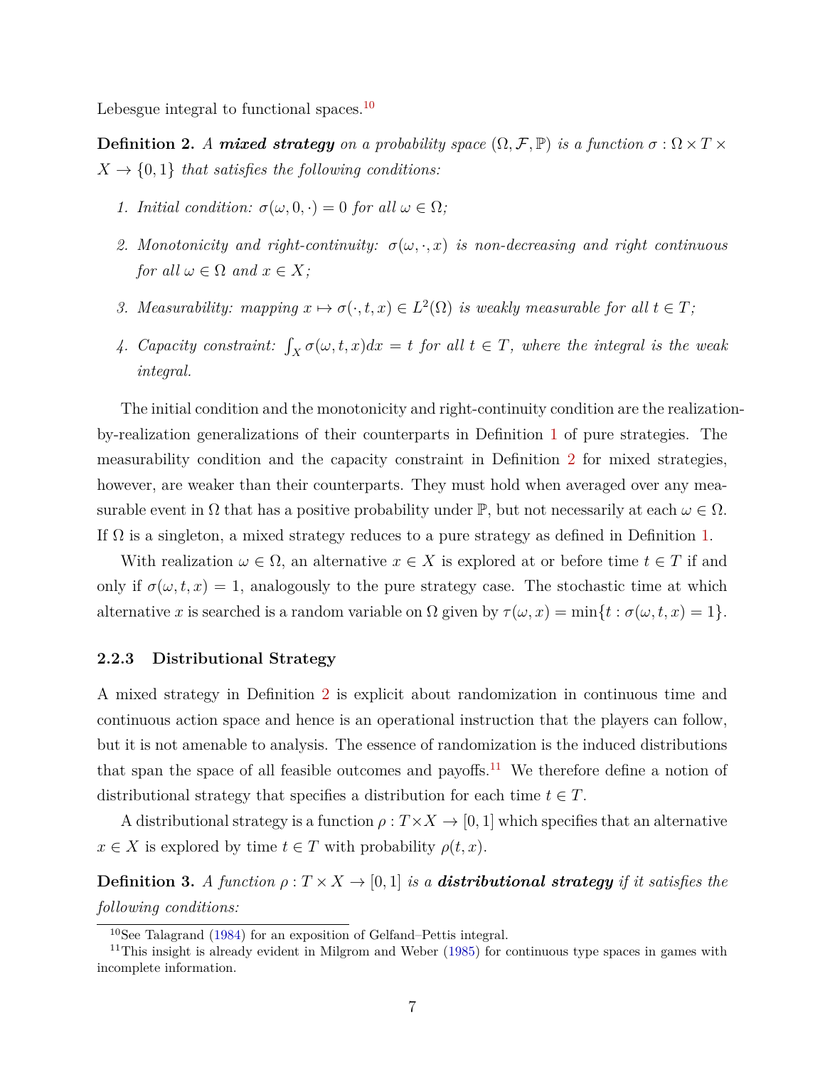Lebesgue integral to functional spaces.[10]

**Definition 2.** *A* ***mixed strategy*** *on a probability space* $(\Omega, \mathcal{F}, \mathbb{P})$ *is a function* $\sigma : \Omega \times T \times X \to \{0, 1\}$ *that satisfies the following conditions:*

1. *Initial condition:* $\sigma(\omega, 0, \cdot) = 0$ *for all* $\omega \in \Omega$*;*
2. *Monotonicity and right-continuity:* $\sigma(\omega, \cdot, x)$ *is non-decreasing and right continuous for all* $\omega \in \Omega$ *and* $x \in X$*;*
3. *Measurability: mapping* $x \mapsto \sigma(\cdot, t, x) \in L^2(\Omega)$ *is weakly measurable for all* $t \in T$*;*
4. *Capacity constraint:* $\int_X \sigma(\omega, t, x)dx = t$ *for all* $t \in T$*, where the integral is the weak integral.*

The initial condition and the monotonicity and right-continuity condition are the realization-by-realization generalizations of their counterparts in Definition 1 of pure strategies. The measurability condition and the capacity constraint in Definition 2 for mixed strategies, however, are weaker than their counterparts. They must hold when averaged over any measurable event in $\Omega$ that has a positive probability under $\mathbb{P}$, but not necessarily at each $\omega \in \Omega$. If $\Omega$ is a singleton, a mixed strategy reduces to a pure strategy as defined in Definition 1.

With realization $\omega \in \Omega$, an alternative $x \in X$ is explored at or before time $t \in T$ if and only if $\sigma(\omega, t, x) = 1$, analogously to the pure strategy case. The stochastic time at which alternative $x$ is searched is a random variable on $\Omega$ given by $\tau(\omega, x) = \min\{t : \sigma(\omega, t, x) = 1\}$.

### 2.2.3 Distributional Strategy

A mixed strategy in Definition 2 is explicit about randomization in continuous time and continuous action space and hence is an operational instruction that the players can follow, but it is not amenable to analysis. The essence of randomization is the induced distributions that span the space of all feasible outcomes and payoffs.[11] We therefore define a notion of distributional strategy that specifies a distribution for each time $t \in T$.

A distributional strategy is a function $\rho : T \times X \to [0, 1]$ which specifies that an alternative $x \in X$ is explored by time $t \in T$ with probability $\rho(t, x)$.

**Definition 3.** *A function* $\rho : T \times X \to [0, 1]$ *is a* ***distributional strategy*** *if it satisfies the following conditions:*

[10] See Talagrand (1984) for an exposition of Gelfand–Pettis integral.

[11] This insight is already evident in Milgrom and Weber (1985) for continuous type spaces in games with incomplete information.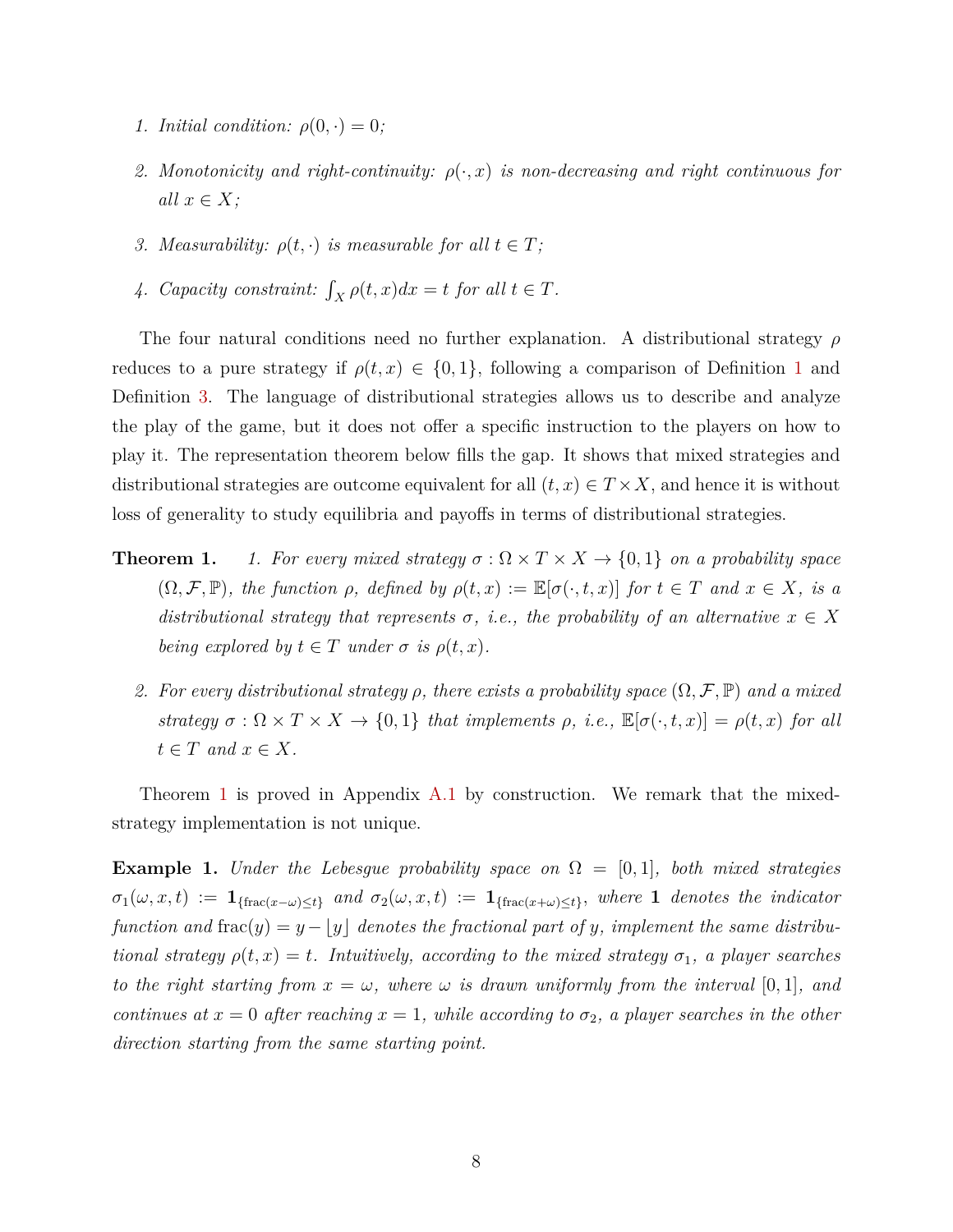1. *Initial condition:* $\rho(0, \cdot) = 0$*;*

2. *Monotonicity and right-continuity:* $\rho(\cdot, x)$ *is non-decreasing and right continuous for all* $x \in X$*;*

3. *Measurability:* $\rho(t, \cdot)$ *is measurable for all* $t \in T$*;*

4. *Capacity constraint:* $\int_X \rho(t, x)dx = t$ *for all* $t \in T$*.*

The four natural conditions need no further explanation. A distributional strategy $\rho$ reduces to a pure strategy if $\rho(t, x) \in \{0, 1\}$, following a comparison of Definition 1 and Definition 3. The language of distributional strategies allows us to describe and analyze the play of the game, but it does not offer a specific instruction to the players on how to play it. The representation theorem below fills the gap. It shows that mixed strategies and distributional strategies are outcome equivalent for all $(t, x) \in T \times X$, and hence it is without loss of generality to study equilibria and payoffs in terms of distributional strategies.

**Theorem 1.** *1. For every mixed strategy* $\sigma : \Omega \times T \times X \to \{0, 1\}$ *on a probability space* $(\Omega, \mathcal{F}, \mathbb{P})$*, the function* $\rho$*, defined by* $\rho(t, x) := \mathbb{E}[\sigma(\cdot, t, x)]$ *for* $t \in T$ *and* $x \in X$*, is a distributional strategy that represents* $\sigma$*, i.e., the probability of an alternative* $x \in X$ *being explored by* $t \in T$ *under* $\sigma$ *is* $\rho(t, x)$*.*

*2. For every distributional strategy* $\rho$*, there exists a probability space* $(\Omega, \mathcal{F}, \mathbb{P})$ *and a mixed strategy* $\sigma : \Omega \times T \times X \to \{0, 1\}$ *that implements* $\rho$*, i.e.,* $\mathbb{E}[\sigma(\cdot, t, x)] = \rho(t, x)$ *for all* $t \in T$ *and* $x \in X$*.*

Theorem 1 is proved in Appendix A.1 by construction. We remark that the mixed-strategy implementation is not unique.

**Example 1.** *Under the Lebesgue probability space on* $\Omega = [0, 1]$*, both mixed strategies* $\sigma_1(\omega, x, t) := \mathbf{1}_{\{\text{frac}(x-\omega)\leq t\}}$ *and* $\sigma_2(\omega, x, t) := \mathbf{1}_{\{\text{frac}(x+\omega)\leq t\}}$*, where* $\mathbf{1}$ *denotes the indicator function and* $\text{frac}(y) = y - \lfloor y \rfloor$ *denotes the fractional part of* $y$*, implement the same distributional strategy* $\rho(t, x) = t$*. Intuitively, according to the mixed strategy* $\sigma_1$*, a player searches to the right starting from* $x = \omega$*, where* $\omega$ *is drawn uniformly from the interval* $[0, 1]$*, and continues at* $x = 0$ *after reaching* $x = 1$*, while according to* $\sigma_2$*, a player searches in the other direction starting from the same starting point.*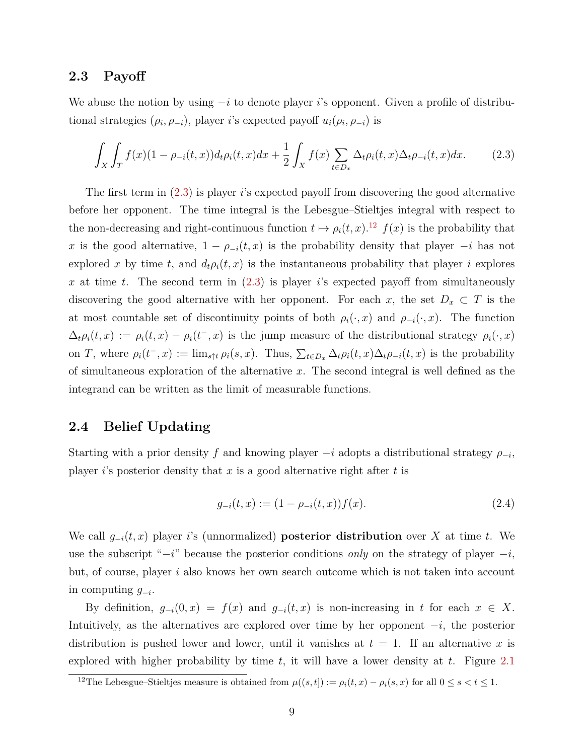### 2.3 Payoff

We abuse the notion by using $-i$ to denote player $i$'s opponent. Given a profile of distributional strategies $(\rho_i, \rho_{-i})$, player $i$'s expected payoff $u_i(\rho_i, \rho_{-i})$ is

$$\int_X \int_T f(x)(1-\rho_{-i}(t,x))d_t\rho_i(t,x)dx + \frac{1}{2}\int_X f(x)\sum_{t\in D_x}\Delta_t\rho_i(t,x)\Delta_t\rho_{-i}(t,x)dx. \tag{2.3}$$

The first term in (2.3) is player $i$'s expected payoff from discovering the good alternative before her opponent. The time integral is the Lebesgue–Stieltjes integral with respect to the non-decreasing and right-continuous function $t \mapsto \rho_i(t,x)$.[12] $f(x)$ is the probability that $x$ is the good alternative, $1-\rho_{-i}(t,x)$ is the probability density that player $-i$ has not explored $x$ by time $t$, and $d_t\rho_i(t,x)$ is the instantaneous probability that player $i$ explores $x$ at time $t$. The second term in (2.3) is player $i$'s expected payoff from simultaneously discovering the good alternative with her opponent. For each $x$, the set $D_x \subset T$ is the at most countable set of discontinuity points of both $\rho_i(\cdot,x)$ and $\rho_{-i}(\cdot,x)$. The function $\Delta_t\rho_i(t,x) := \rho_i(t,x) - \rho_i(t^-,x)$ is the jump measure of the distributional strategy $\rho_i(\cdot,x)$ on $T$, where $\rho_i(t^-,x) := \lim_{s\uparrow t}\rho_i(s,x)$. Thus, $\sum_{t\in D_x}\Delta_t\rho_i(t,x)\Delta_t\rho_{-i}(t,x)$ is the probability of simultaneous exploration of the alternative $x$. The second integral is well defined as the integrand can be written as the limit of measurable functions.

### 2.4 Belief Updating

Starting with a prior density $f$ and knowing player $-i$ adopts a distributional strategy $\rho_{-i}$, player $i$'s posterior density that $x$ is a good alternative right after $t$ is

$$g_{-i}(t,x) := (1-\rho_{-i}(t,x))f(x). \tag{2.4}$$

We call $g_{-i}(t,x)$ player $i$'s (unnormalized) **posterior distribution** over $X$ at time $t$. We use the subscript "$-i$" because the posterior conditions *only* on the strategy of player $-i$, but, of course, player $i$ also knows her own search outcome which is not taken into account in computing $g_{-i}$.

By definition, $g_{-i}(0,x) = f(x)$ and $g_{-i}(t,x)$ is non-increasing in $t$ for each $x \in X$. Intuitively, as the alternatives are explored over time by her opponent $-i$, the posterior distribution is pushed lower and lower, until it vanishes at $t = 1$. If an alternative $x$ is explored with higher probability by time $t$, it will have a lower density at $t$. Figure 2.1

[12] The Lebesgue–Stieltjes measure is obtained from $\mu((s,t]) := \rho_i(t,x) - \rho_i(s,x)$ for all $0 \le s < t \le 1$.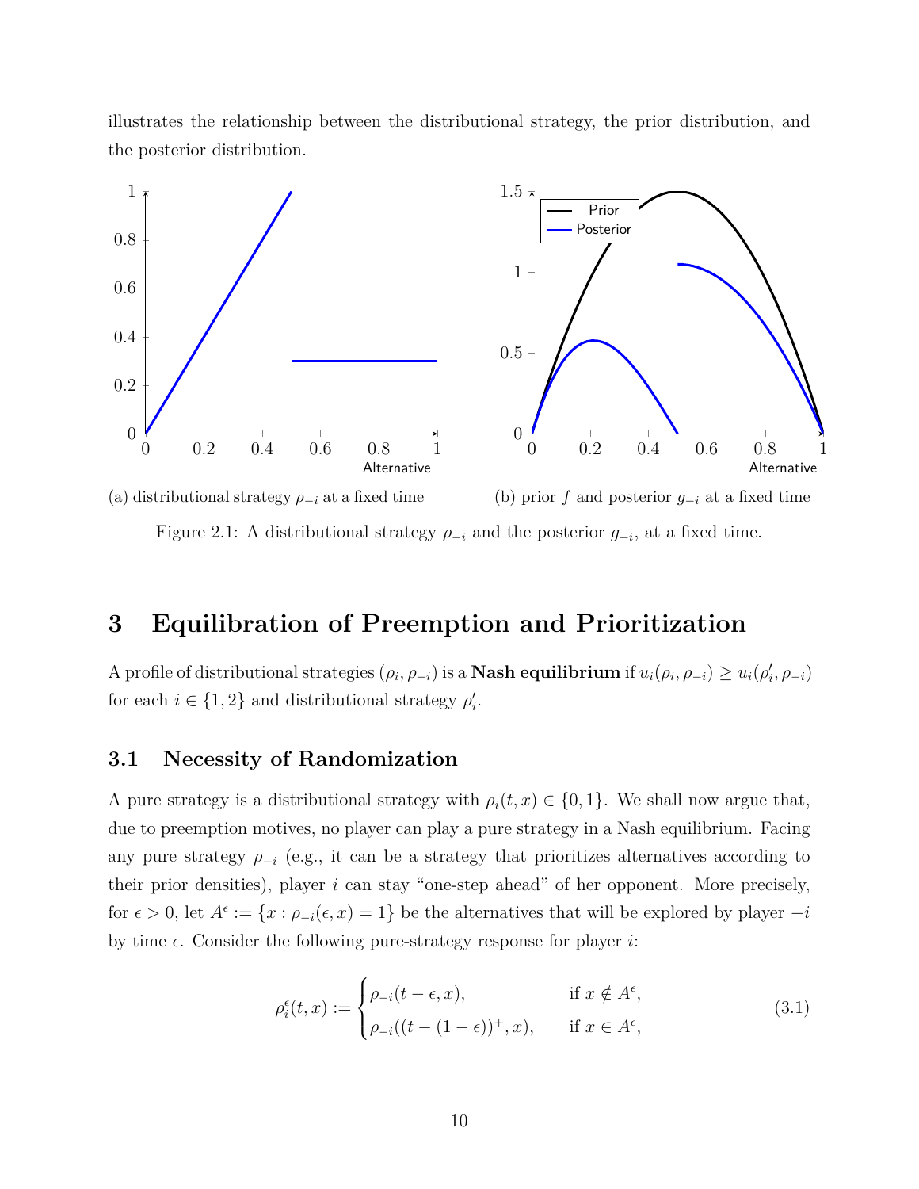illustrates the relationship between the distributional strategy, the prior distribution, and the posterior distribution.

(a) distributional strategy $\rho_{-i}$ at a fixed time

(b) prior $f$ and posterior $g_{-i}$ at a fixed time

Figure 2.1: A distributional strategy $\rho_{-i}$ and the posterior $g_{-i}$, at a fixed time.

# 3 Equilibration of Preemption and Prioritization

A profile of distributional strategies $(\rho_i, \rho_{-i})$ is a **Nash equilibrium** if $u_i(\rho_i, \rho_{-i}) \geq u_i(\rho_i', \rho_{-i})$ for each $i \in \{1, 2\}$ and distributional strategy $\rho_i'$.

## 3.1 Necessity of Randomization

A pure strategy is a distributional strategy with $\rho_i(t, x) \in \{0, 1\}$. We shall now argue that, due to preemption motives, no player can play a pure strategy in a Nash equilibrium. Facing any pure strategy $\rho_{-i}$ (e.g., it can be a strategy that prioritizes alternatives according to their prior densities), player $i$ can stay "one-step ahead" of her opponent. More precisely, for $\epsilon > 0$, let $A^\epsilon := \{x : \rho_{-i}(\epsilon, x) = 1\}$ be the alternatives that will be explored by player $-i$ by time $\epsilon$. Consider the following pure-strategy response for player $i$:

$$\rho_i^\epsilon(t, x) := \begin{cases} \rho_{-i}(t - \epsilon, x), & \text{if } x \notin A^\epsilon, \\ \rho_{-i}((t - (1 - \epsilon))^+, x), & \text{if } x \in A^\epsilon, \end{cases} \tag{3.1}$$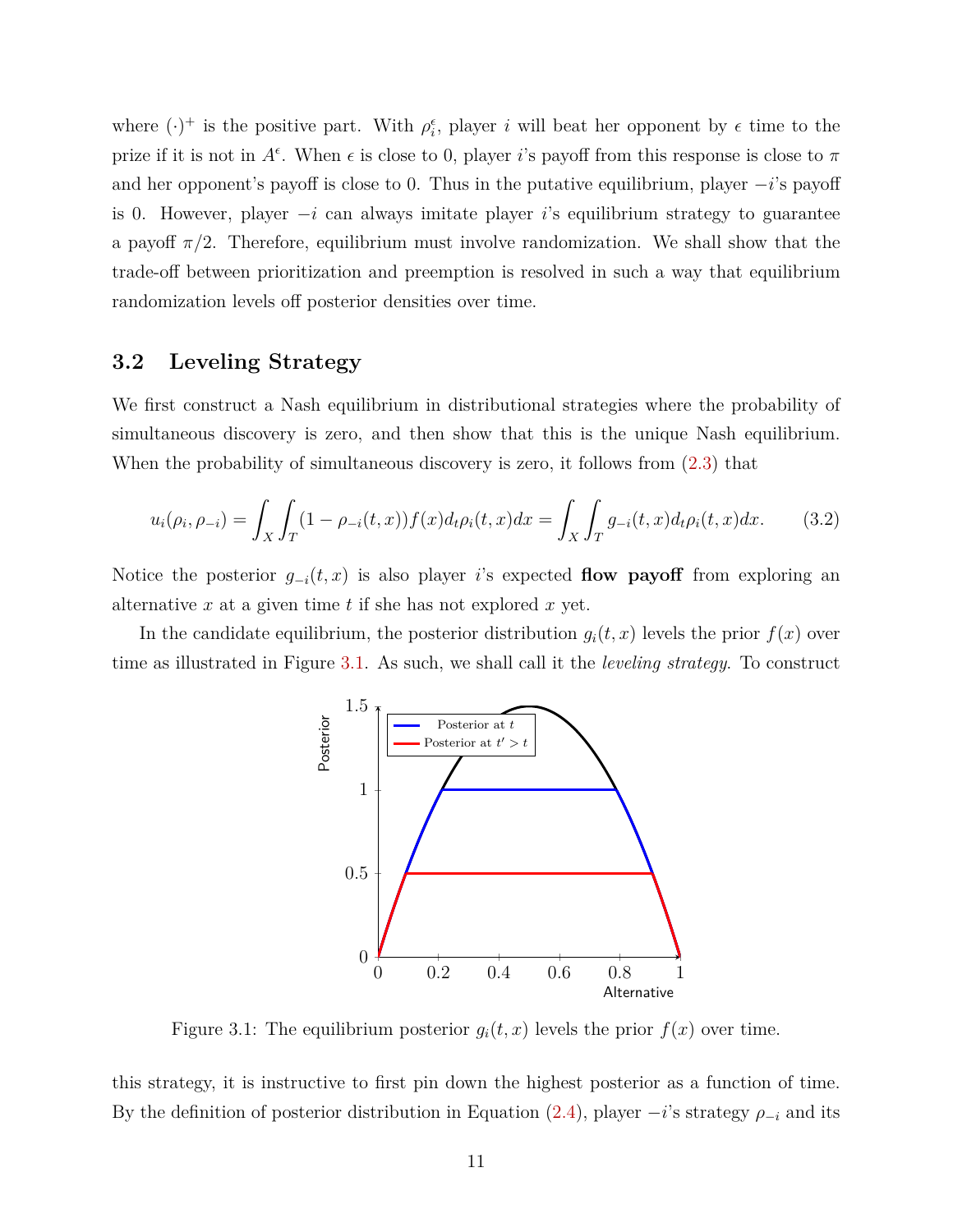where $(\cdot)^+$ is the positive part. With $\rho_i^\epsilon$, player $i$ will beat her opponent by $\epsilon$ time to the prize if it is not in $A^\epsilon$. When $\epsilon$ is close to 0, player $i$'s payoff from this response is close to $\pi$ and her opponent's payoff is close to 0. Thus in the putative equilibrium, player $-i$'s payoff is 0. However, player $-i$ can always imitate player $i$'s equilibrium strategy to guarantee a payoff $\pi/2$. Therefore, equilibrium must involve randomization. We shall show that the trade-off between prioritization and preemption is resolved in such a way that equilibrium randomization levels off posterior densities over time.

## 3.2 Leveling Strategy

We first construct a Nash equilibrium in distributional strategies where the probability of simultaneous discovery is zero, and then show that this is the unique Nash equilibrium. When the probability of simultaneous discovery is zero, it follows from (2.3) that

$$u_i(\rho_i, \rho_{-i}) = \int_X \int_T (1 - \rho_{-i}(t,x)) f(x) d_t \rho_i(t,x) dx = \int_X \int_T g_{-i}(t,x) d_t \rho_i(t,x) dx. \tag{3.2}$$

Notice the posterior $g_{-i}(t,x)$ is also player $i$'s expected **flow payoff** from exploring an alternative $x$ at a given time $t$ if she has not explored $x$ yet.

In the candidate equilibrium, the posterior distribution $g_i(t,x)$ levels the prior $f(x)$ over time as illustrated in Figure 3.1. As such, we shall call it the *leveling strategy*. To construct

Figure 3.1: The equilibrium posterior $g_i(t,x)$ levels the prior $f(x)$ over time.

this strategy, it is instructive to first pin down the highest posterior as a function of time. By the definition of posterior distribution in Equation (2.4), player $-i$'s strategy $\rho_{-i}$ and its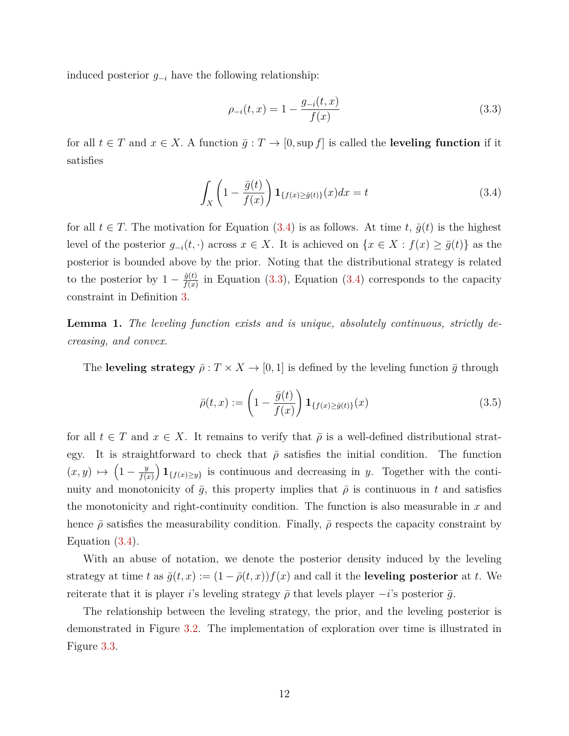induced posterior $g_{-i}$ have the following relationship:

$$\rho_{-i}(t,x) = 1 - \frac{g_{-i}(t,x)}{f(x)} \tag{3.3}$$

for all $t \in T$ and $x \in X$. A function $\bar{g} : T \to [0, \sup f]$ is called the **leveling function** if it satisfies

$$\int_X \left(1 - \frac{\bar{g}(t)}{f(x)}\right) \mathbf{1}_{\{f(x) \geq \bar{g}(t)\}}(x) dx = t \tag{3.4}$$

for all $t \in T$. The motivation for Equation (3.4) is as follows. At time $t$, $\bar{g}(t)$ is the highest level of the posterior $g_{-i}(t, \cdot)$ across $x \in X$. It is achieved on $\{x \in X : f(x) \geq \bar{g}(t)\}$ as the posterior is bounded above by the prior. Noting that the distributional strategy is related to the posterior by $1 - \frac{\bar{g}(t)}{f(x)}$ in Equation (3.3), Equation (3.4) corresponds to the capacity constraint in Definition 3.

**Lemma 1.** *The leveling function exists and is unique, absolutely continuous, strictly decreasing, and convex.*

The **leveling strategy** $\bar{\rho} : T \times X \to [0, 1]$ is defined by the leveling function $\bar{g}$ through

$$\bar{\rho}(t,x) := \left(1 - \frac{\bar{g}(t)}{f(x)}\right) \mathbf{1}_{\{f(x) \geq \bar{g}(t)\}}(x) \tag{3.5}$$

for all $t \in T$ and $x \in X$. It remains to verify that $\bar{\rho}$ is a well-defined distributional strategy. It is straightforward to check that $\bar{\rho}$ satisfies the initial condition. The function $(x, y) \mapsto \left(1 - \frac{y}{f(x)}\right) \mathbf{1}_{\{f(x) \geq y\}}$ is continuous and decreasing in $y$. Together with the continuity and monotonicity of $\bar{g}$, this property implies that $\bar{\rho}$ is continuous in $t$ and satisfies the monotonicity and right-continuity condition. The function is also measurable in $x$ and hence $\bar{\rho}$ satisfies the measurability condition. Finally, $\bar{\rho}$ respects the capacity constraint by Equation (3.4).

With an abuse of notation, we denote the posterior density induced by the leveling strategy at time $t$ as $\bar{g}(t,x) := (1 - \bar{\rho}(t,x))f(x)$ and call it the **leveling posterior** at $t$. We reiterate that it is player $i$'s leveling strategy $\bar{\rho}$ that levels player $-i$'s posterior $\bar{g}$.

The relationship between the leveling strategy, the prior, and the leveling posterior is demonstrated in Figure 3.2. The implementation of exploration over time is illustrated in Figure 3.3.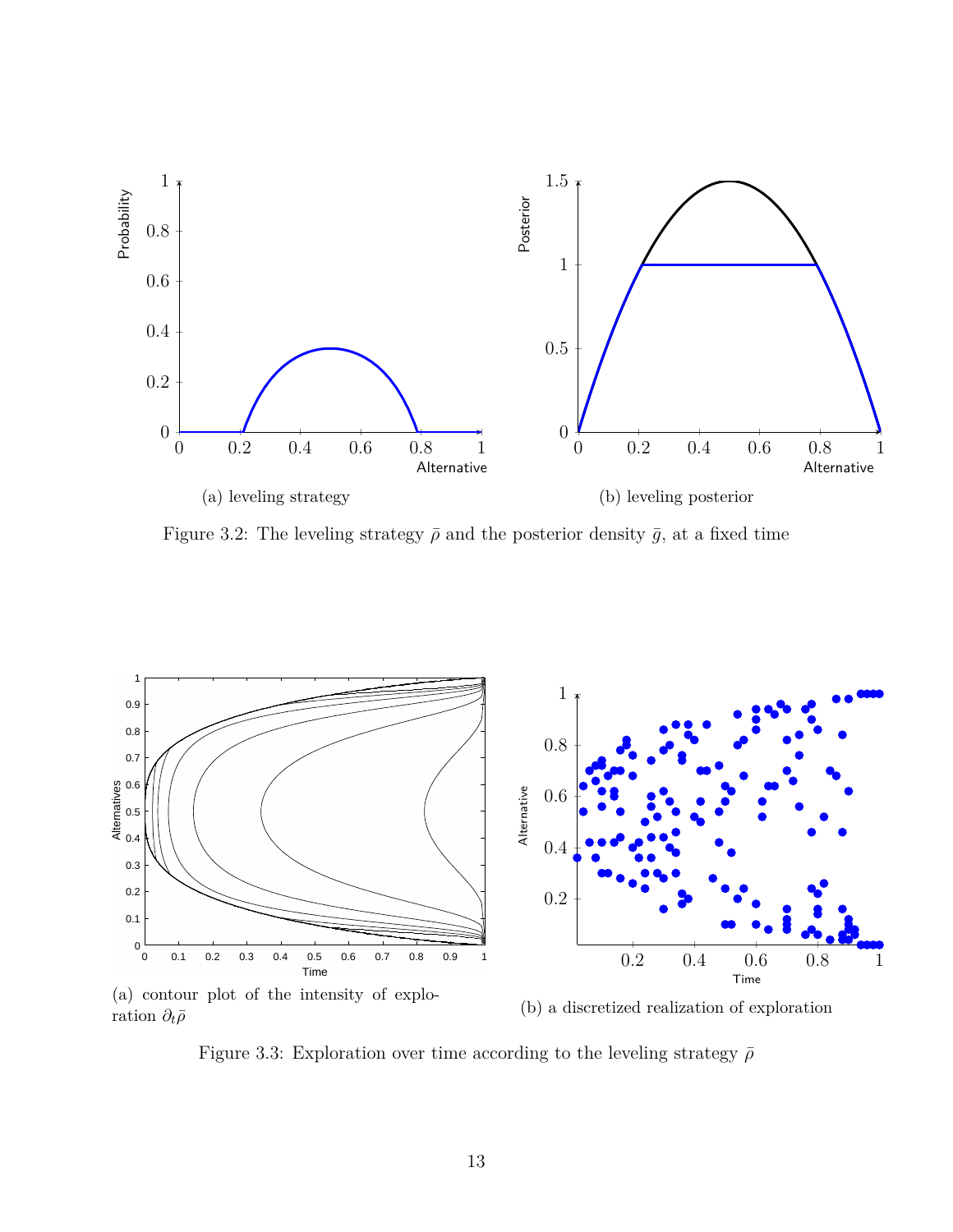(a) leveling strategy

(b) leveling posterior

Figure 3.2: The leveling strategy $\bar{\rho}$ and the posterior density $\bar{g}$, at a fixed time

(a) contour plot of the intensity of exploration $\partial_t \bar{\rho}$

(b) a discretized realization of exploration

Figure 3.3: Exploration over time according to the leveling strategy $\bar{\rho}$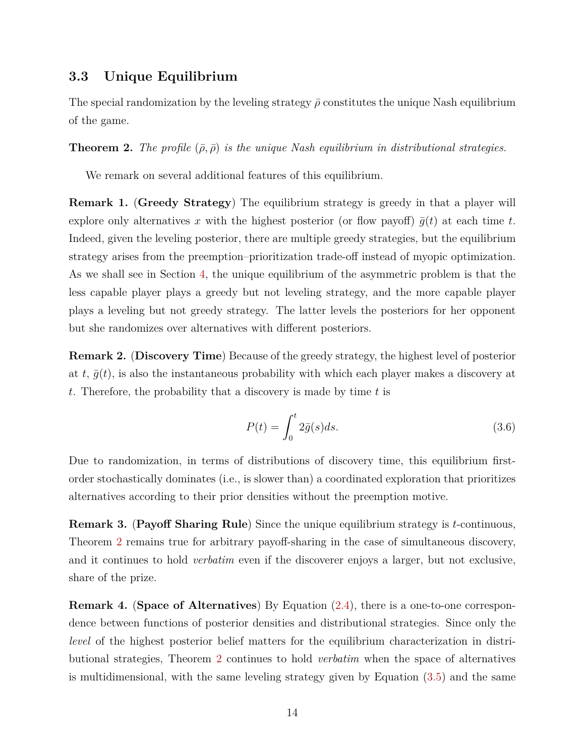### 3.3 Unique Equilibrium

The special randomization by the leveling strategy $\bar{\rho}$ constitutes the unique Nash equilibrium of the game.

**Theorem 2.** *The profile* $(\bar{\rho}, \bar{\rho})$ *is the unique Nash equilibrium in distributional strategies.*

We remark on several additional features of this equilibrium.

**Remark 1.** (**Greedy Strategy**) The equilibrium strategy is greedy in that a player will explore only alternatives $x$ with the highest posterior (or flow payoff) $\bar{g}(t)$ at each time $t$. Indeed, given the leveling posterior, there are multiple greedy strategies, but the equilibrium strategy arises from the preemption–prioritization trade-off instead of myopic optimization. As we shall see in Section 4, the unique equilibrium of the asymmetric problem is that the less capable player plays a greedy but not leveling strategy, and the more capable player plays a leveling but not greedy strategy. The latter levels the posteriors for her opponent but she randomizes over alternatives with different posteriors.

**Remark 2.** (**Discovery Time**) Because of the greedy strategy, the highest level of posterior at $t$, $\bar{g}(t)$, is also the instantaneous probability with which each player makes a discovery at $t$. Therefore, the probability that a discovery is made by time $t$ is

$$P(t) = \int_0^t 2\bar{g}(s)ds. \tag{3.6}$$

Due to randomization, in terms of distributions of discovery time, this equilibrium first-order stochastically dominates (i.e., is slower than) a coordinated exploration that prioritizes alternatives according to their prior densities without the preemption motive.

**Remark 3.** (**Payoff Sharing Rule**) Since the unique equilibrium strategy is $t$-continuous, Theorem 2 remains true for arbitrary payoff-sharing in the case of simultaneous discovery, and it continues to hold *verbatim* even if the discoverer enjoys a larger, but not exclusive, share of the prize.

**Remark 4.** (**Space of Alternatives**) By Equation (2.4), there is a one-to-one correspondence between functions of posterior densities and distributional strategies. Since only the *level* of the highest posterior belief matters for the equilibrium characterization in distributional strategies, Theorem 2 continues to hold *verbatim* when the space of alternatives is multidimensional, with the same leveling strategy given by Equation (3.5) and the same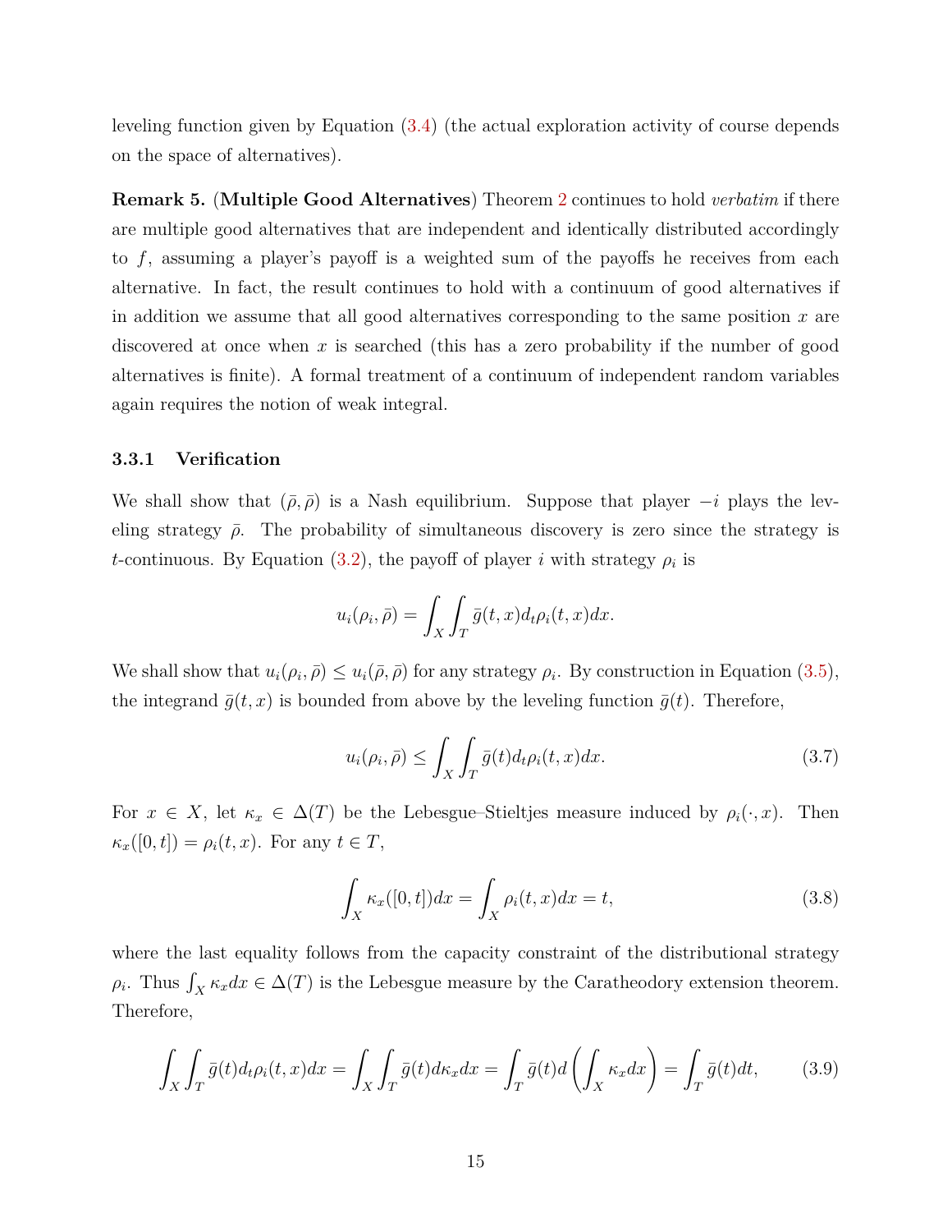leveling function given by Equation (3.4) (the actual exploration activity of course depends on the space of alternatives).

**Remark 5.** (**Multiple Good Alternatives**) Theorem 2 continues to hold *verbatim* if there are multiple good alternatives that are independent and identically distributed accordingly to $f$, assuming a player's payoff is a weighted sum of the payoffs he receives from each alternative. In fact, the result continues to hold with a continuum of good alternatives if in addition we assume that all good alternatives corresponding to the same position $x$ are discovered at once when $x$ is searched (this has a zero probability if the number of good alternatives is finite). A formal treatment of a continuum of independent random variables again requires the notion of weak integral.

### 3.3.1 Verification

We shall show that $(\bar{\rho}, \bar{\rho})$ is a Nash equilibrium. Suppose that player $-i$ plays the leveling strategy $\bar{\rho}$. The probability of simultaneous discovery is zero since the strategy is $t$-continuous. By Equation (3.2), the payoff of player $i$ with strategy $\rho_i$ is

$$u_i(\rho_i, \bar{\rho}) = \int_X \int_T \bar{g}(t,x) d_t \rho_i(t,x) dx.$$

We shall show that $u_i(\rho_i, \bar{\rho}) \leq u_i(\bar{\rho}, \bar{\rho})$ for any strategy $\rho_i$. By construction in Equation (3.5), the integrand $\bar{g}(t,x)$ is bounded from above by the leveling function $\bar{g}(t)$. Therefore,

$$u_i(\rho_i, \bar{\rho}) \leq \int_X \int_T \bar{g}(t) d_t \rho_i(t,x) dx. \tag{3.7}$$

For $x \in X$, let $\kappa_x \in \Delta(T)$ be the Lebesgue–Stieltjes measure induced by $\rho_i(\cdot, x)$. Then $\kappa_x([0,t]) = \rho_i(t,x)$. For any $t \in T$,

$$\int_X \kappa_x([0,t]) dx = \int_X \rho_i(t,x) dx = t, \tag{3.8}$$

where the last equality follows from the capacity constraint of the distributional strategy $\rho_i$. Thus $\int_X \kappa_x dx \in \Delta(T)$ is the Lebesgue measure by the Caratheodory extension theorem. Therefore,

$$\int_X \int_T \bar{g}(t) d_t \rho_i(t,x) dx = \int_X \int_T \bar{g}(t) d\kappa_x dx = \int_T \bar{g}(t) d\left(\int_X \kappa_x dx\right) = \int_T \bar{g}(t) dt, \tag{3.9}$$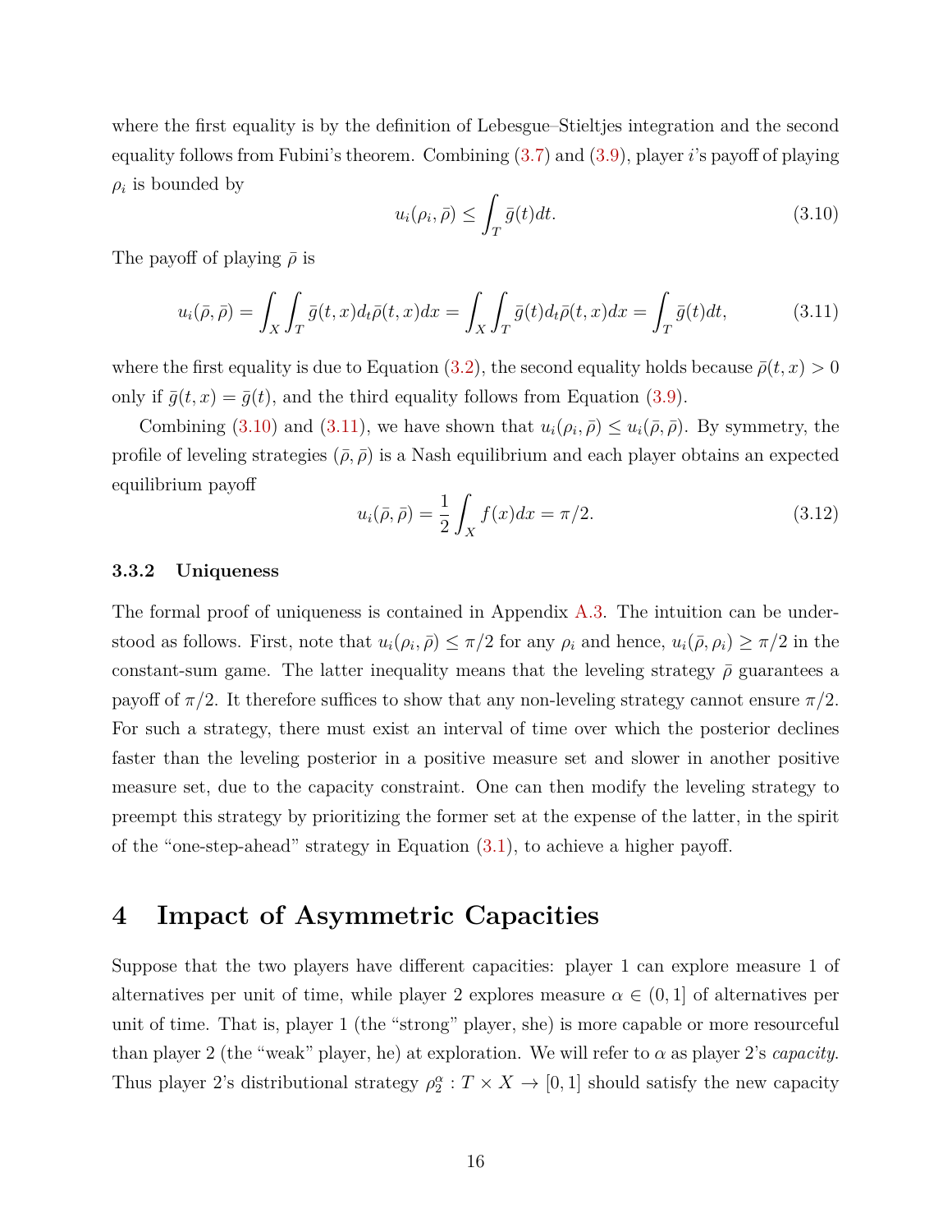where the first equality is by the definition of Lebesgue–Stieltjes integration and the second equality follows from Fubini's theorem. Combining (3.7) and (3.9), player $i$'s payoff of playing $\rho_i$ is bounded by

$$u_i(\rho_i, \bar{\rho}) \leq \int_T \bar{g}(t)dt. \tag{3.10}$$

The payoff of playing $\bar{\rho}$ is

$$u_i(\bar{\rho}, \bar{\rho}) = \int_X \int_T \bar{g}(t,x) d_t \bar{\rho}(t,x) dx = \int_X \int_T \bar{g}(t) d_t \bar{\rho}(t,x) dx = \int_T \bar{g}(t)dt, \tag{3.11}$$

where the first equality is due to Equation (3.2), the second equality holds because $\bar{\rho}(t,x) > 0$ only if $\bar{g}(t,x) = \bar{g}(t)$, and the third equality follows from Equation (3.9).

Combining (3.10) and (3.11), we have shown that $u_i(\rho_i, \bar{\rho}) \leq u_i(\bar{\rho}, \bar{\rho})$. By symmetry, the profile of leveling strategies $(\bar{\rho}, \bar{\rho})$ is a Nash equilibrium and each player obtains an expected equilibrium payoff

$$u_i(\bar{\rho}, \bar{\rho}) = \frac{1}{2} \int_X f(x)dx = \pi/2. \tag{3.12}$$

### 3.3.2 Uniqueness

The formal proof of uniqueness is contained in Appendix A.3. The intuition can be understood as follows. First, note that $u_i(\rho_i, \bar{\rho}) \leq \pi/2$ for any $\rho_i$ and hence, $u_i(\bar{\rho}, \rho_i) \geq \pi/2$ in the constant-sum game. The latter inequality means that the leveling strategy $\bar{\rho}$ guarantees a payoff of $\pi/2$. It therefore suffices to show that any non-leveling strategy cannot ensure $\pi/2$. For such a strategy, there must exist an interval of time over which the posterior declines faster than the leveling posterior in a positive measure set and slower in another positive measure set, due to the capacity constraint. One can then modify the leveling strategy to preempt this strategy by prioritizing the former set at the expense of the latter, in the spirit of the "one-step-ahead" strategy in Equation (3.1), to achieve a higher payoff.

## 4 Impact of Asymmetric Capacities

Suppose that the two players have different capacities: player 1 can explore measure 1 of alternatives per unit of time, while player 2 explores measure $\alpha \in (0, 1]$ of alternatives per unit of time. That is, player 1 (the "strong" player, she) is more capable or more resourceful than player 2 (the "weak" player, he) at exploration. We will refer to $\alpha$ as player 2's *capacity*. Thus player 2's distributional strategy $\rho_2^\alpha : T \times X \to [0, 1]$ should satisfy the new capacity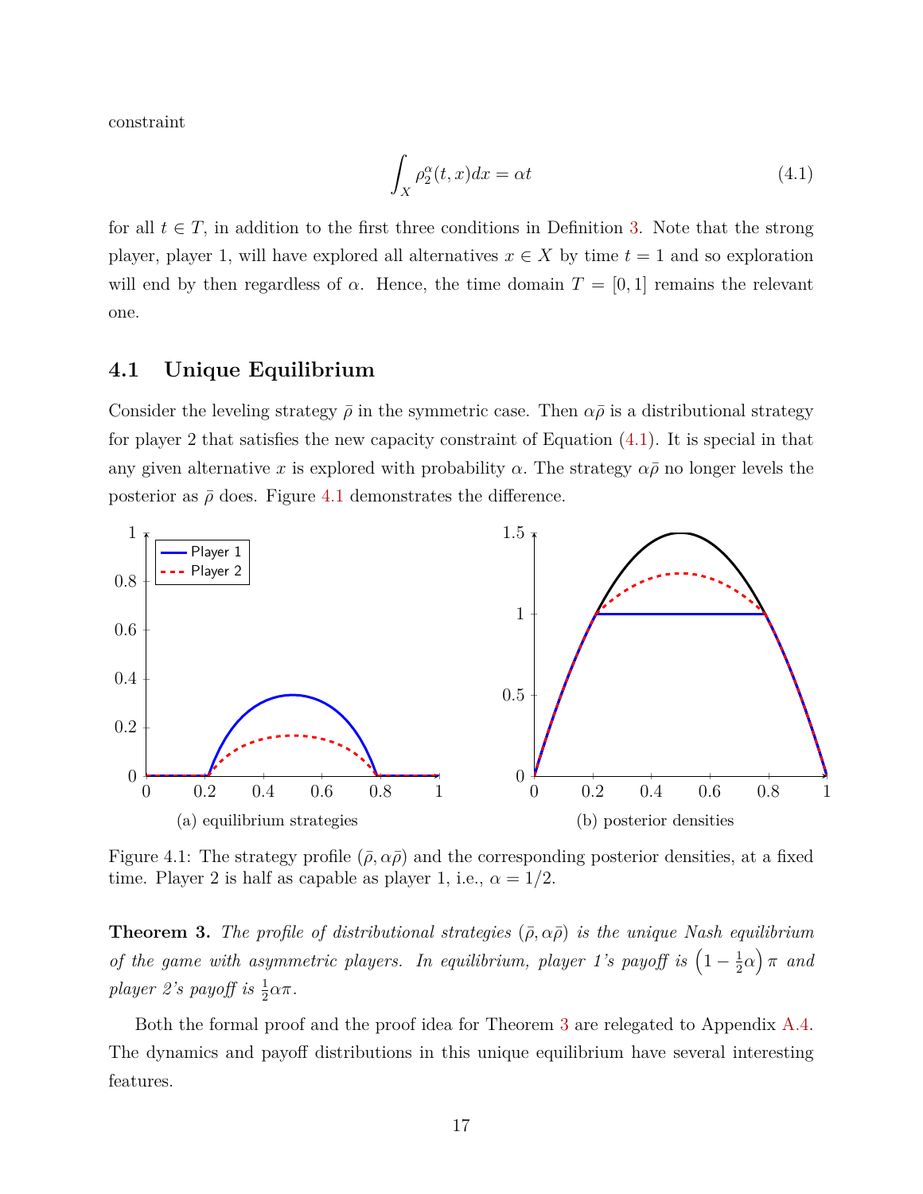constraint

$$\int_X \rho_2^\alpha(t,x)dx = \alpha t \tag{4.1}$$

for all $t \in T$, in addition to the first three conditions in Definition 3. Note that the strong player, player 1, will have explored all alternatives $x \in X$ by time $t = 1$ and so exploration will end by then regardless of $\alpha$. Hence, the time domain $T = [0, 1]$ remains the relevant one.

## 4.1 Unique Equilibrium

Consider the leveling strategy $\bar{\rho}$ in the symmetric case. Then $\alpha\bar{\rho}$ is a distributional strategy for player 2 that satisfies the new capacity constraint of Equation (4.1). It is special in that any given alternative $x$ is explored with probability $\alpha$. The strategy $\alpha\bar{\rho}$ no longer levels the posterior as $\bar{\rho}$ does. Figure 4.1 demonstrates the difference.

(a) equilibrium strategies

(b) posterior densities

Figure 4.1: The strategy profile $(\bar{\rho}, \alpha\bar{\rho})$ and the corresponding posterior densities, at a fixed time. Player 2 is half as capable as player 1, i.e., $\alpha = 1/2$.

**Theorem 3.** *The profile of distributional strategies $(\bar{\rho}, \alpha\bar{\rho})$ is the unique Nash equilibrium of the game with asymmetric players. In equilibrium, player 1's payoff is $\left(1 - \frac{1}{2}\alpha\right)\pi$ and player 2's payoff is $\frac{1}{2}\alpha\pi$.*

Both the formal proof and the proof idea for Theorem 3 are relegated to Appendix A.4. The dynamics and payoff distributions in this unique equilibrium have several interesting features.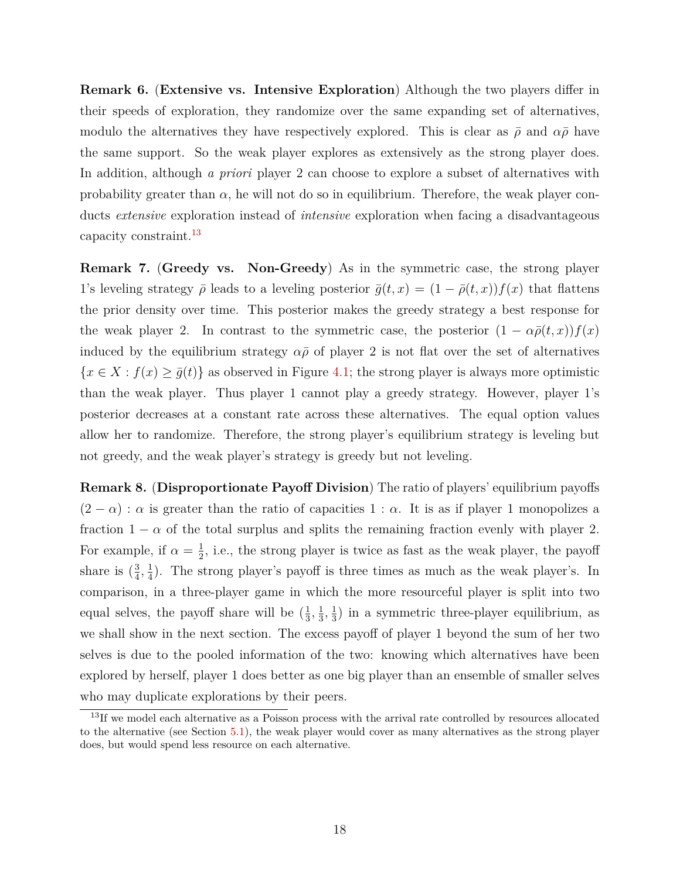**Remark 6.** (**Extensive vs. Intensive Exploration**) Although the two players differ in their speeds of exploration, they randomize over the same expanding set of alternatives, modulo the alternatives they have respectively explored. This is clear as $\bar{\rho}$ and $\alpha\bar{\rho}$ have the same support. So the weak player explores as extensively as the strong player does. In addition, although *a priori* player 2 can choose to explore a subset of alternatives with probability greater than $\alpha$, he will not do so in equilibrium. Therefore, the weak player conducts *extensive* exploration instead of *intensive* exploration when facing a disadvantageous capacity constraint.[13]

**Remark 7.** (**Greedy vs. Non-Greedy**) As in the symmetric case, the strong player 1's leveling strategy $\bar{\rho}$ leads to a leveling posterior $\bar{g}(t, x) = (1 - \bar{\rho}(t, x))f(x)$ that flattens the prior density over time. This posterior makes the greedy strategy a best response for the weak player 2. In contrast to the symmetric case, the posterior $(1 - \alpha\bar{\rho}(t, x))f(x)$ induced by the equilibrium strategy $\alpha\bar{\rho}$ of player 2 is not flat over the set of alternatives $\{x \in X : f(x) \geq \bar{g}(t)\}$ as observed in Figure 4.1; the strong player is always more optimistic than the weak player. Thus player 1 cannot play a greedy strategy. However, player 1's posterior decreases at a constant rate across these alternatives. The equal option values allow her to randomize. Therefore, the strong player's equilibrium strategy is leveling but not greedy, and the weak player's strategy is greedy but not leveling.

**Remark 8.** (**Disproportionate Payoff Division**) The ratio of players' equilibrium payoffs $(2 - \alpha) : \alpha$ is greater than the ratio of capacities $1 : \alpha$. It is as if player 1 monopolizes a fraction $1 - \alpha$ of the total surplus and splits the remaining fraction evenly with player 2. For example, if $\alpha = \frac{1}{2}$, i.e., the strong player is twice as fast as the weak player, the payoff share is $(\frac{3}{4}, \frac{1}{4})$. The strong player's payoff is three times as much as the weak player's. In comparison, in a three-player game in which the more resourceful player is split into two equal selves, the payoff share will be $(\frac{1}{3}, \frac{1}{3}, \frac{1}{3})$ in a symmetric three-player equilibrium, as we shall show in the next section. The excess payoff of player 1 beyond the sum of her two selves is due to the pooled information of the two: knowing which alternatives have been explored by herself, player 1 does better as one big player than an ensemble of smaller selves who may duplicate explorations by their peers.

[13] If we model each alternative as a Poisson process with the arrival rate controlled by resources allocated to the alternative (see Section 5.1), the weak player would cover as many alternatives as the strong player does, but would spend less resource on each alternative.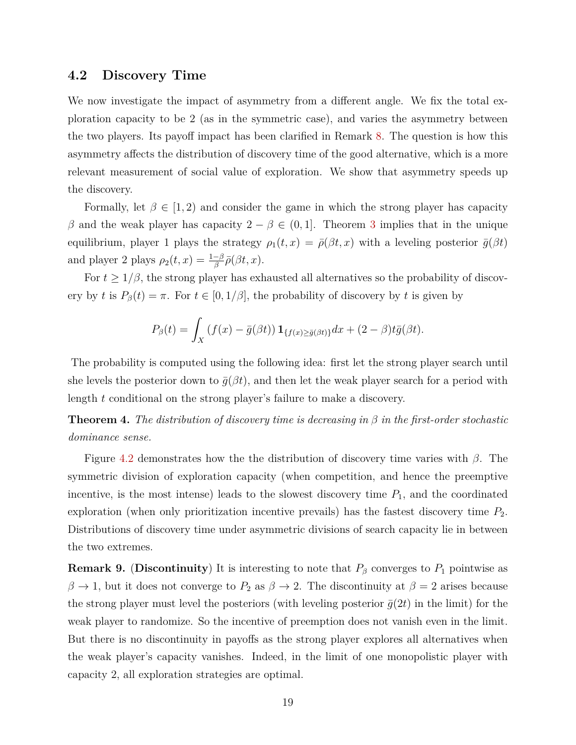### 4.2 Discovery Time

We now investigate the impact of asymmetry from a different angle. We fix the total exploration capacity to be 2 (as in the symmetric case), and varies the asymmetry between the two players. Its payoff impact has been clarified in Remark 8. The question is how this asymmetry affects the distribution of discovery time of the good alternative, which is a more relevant measurement of social value of exploration. We show that asymmetry speeds up the discovery.

Formally, let $\beta \in [1, 2)$ and consider the game in which the strong player has capacity $\beta$ and the weak player has capacity $2 - \beta \in (0, 1]$. Theorem 3 implies that in the unique equilibrium, player 1 plays the strategy $\rho_1(t, x) = \bar{\rho}(\beta t, x)$ with a leveling posterior $\bar{g}(\beta t)$ and player 2 plays $\rho_2(t, x) = \frac{1-\beta}{\beta}\bar{\rho}(\beta t, x)$.

For $t \geq 1/\beta$, the strong player has exhausted all alternatives so the probability of discovery by $t$ is $P_\beta(t) = \pi$. For $t \in [0, 1/\beta]$, the probability of discovery by $t$ is given by

$$P_\beta(t) = \int_X \left(f(x) - \bar{g}(\beta t)\right) \mathbf{1}_{\{f(x) \geq \bar{g}(\beta t)\}} dx + (2 - \beta)t\bar{g}(\beta t).$$

The probability is computed using the following idea: first let the strong player search until she levels the posterior down to $\bar{g}(\beta t)$, and then let the weak player search for a period with length $t$ conditional on the strong player's failure to make a discovery.

**Theorem 4.** *The distribution of discovery time is decreasing in $\beta$ in the first-order stochastic dominance sense.*

Figure 4.2 demonstrates how the the distribution of discovery time varies with $\beta$. The symmetric division of exploration capacity (when competition, and hence the preemptive incentive, is the most intense) leads to the slowest discovery time $P_1$, and the coordinated exploration (when only prioritization incentive prevails) has the fastest discovery time $P_2$. Distributions of discovery time under asymmetric divisions of search capacity lie in between the two extremes.

**Remark 9.** (**Discontinuity**) It is interesting to note that $P_\beta$ converges to $P_1$ pointwise as $\beta \to 1$, but it does not converge to $P_2$ as $\beta \to 2$. The discontinuity at $\beta = 2$ arises because the strong player must level the posteriors (with leveling posterior $\bar{g}(2t)$ in the limit) for the weak player to randomize. So the incentive of preemption does not vanish even in the limit. But there is no discontinuity in payoffs as the strong player explores all alternatives when the weak player's capacity vanishes. Indeed, in the limit of one monopolistic player with capacity 2, all exploration strategies are optimal.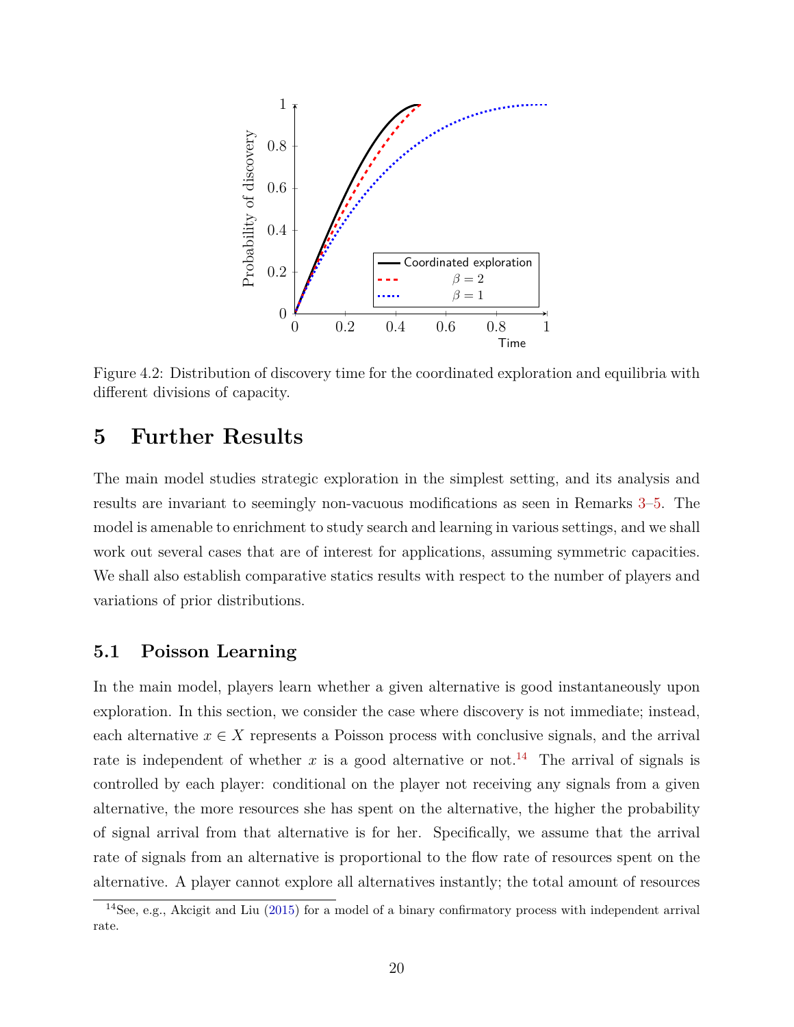Figure 4.2: Distribution of discovery time for the coordinated exploration and equilibria with different divisions of capacity.

# 5 Further Results

The main model studies strategic exploration in the simplest setting, and its analysis and results are invariant to seemingly non-vacuous modifications as seen in Remarks 3–5. The model is amenable to enrichment to study search and learning in various settings, and we shall work out several cases that are of interest for applications, assuming symmetric capacities. We shall also establish comparative statics results with respect to the number of players and variations of prior distributions.

## 5.1 Poisson Learning

In the main model, players learn whether a given alternative is good instantaneously upon exploration. In this section, we consider the case where discovery is not immediate; instead, each alternative $x \in X$ represents a Poisson process with conclusive signals, and the arrival rate is independent of whether $x$ is a good alternative or not.[14] The arrival of signals is controlled by each player: conditional on the player not receiving any signals from a given alternative, the more resources she has spent on the alternative, the higher the probability of signal arrival from that alternative is for her. Specifically, we assume that the arrival rate of signals from an alternative is proportional to the flow rate of resources spent on the alternative. A player cannot explore all alternatives instantly; the total amount of resources

[14] See, e.g., Akcigit and Liu (2015) for a model of a binary confirmatory process with independent arrival rate.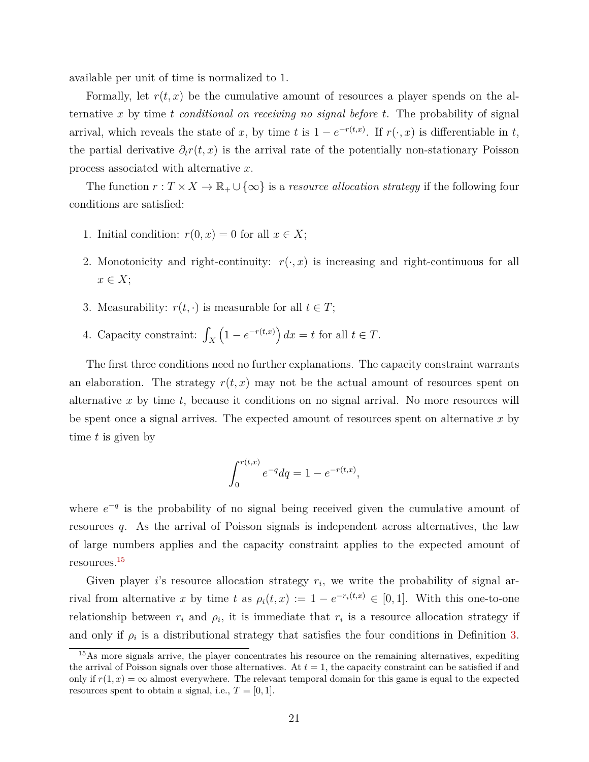available per unit of time is normalized to 1.

Formally, let $r(t,x)$ be the cumulative amount of resources a player spends on the alternative $x$ by time $t$ *conditional on receiving no signal before* $t$. The probability of signal arrival, which reveals the state of $x$, by time $t$ is $1 - e^{-r(t,x)}$. If $r(\cdot, x)$ is differentiable in $t$, the partial derivative $\partial_t r(t,x)$ is the arrival rate of the potentially non-stationary Poisson process associated with alternative $x$.

The function $r : T \times X \to \mathbb{R}_+ \cup \{\infty\}$ is a *resource allocation strategy* if the following four conditions are satisfied:

1. Initial condition: $r(0,x) = 0$ for all $x \in X$;
2. Monotonicity and right-continuity: $r(\cdot, x)$ is increasing and right-continuous for all $x \in X$;
3. Measurability: $r(t, \cdot)$ is measurable for all $t \in T$;
4. Capacity constraint: $\int_X \left(1 - e^{-r(t,x)}\right) dx = t$ for all $t \in T$.

The first three conditions need no further explanations. The capacity constraint warrants an elaboration. The strategy $r(t,x)$ may not be the actual amount of resources spent on alternative $x$ by time $t$, because it conditions on no signal arrival. No more resources will be spent once a signal arrives. The expected amount of resources spent on alternative $x$ by time $t$ is given by

$$\int_0^{r(t,x)} e^{-q} dq = 1 - e^{-r(t,x)},$$

where $e^{-q}$ is the probability of no signal being received given the cumulative amount of resources $q$. As the arrival of Poisson signals is independent across alternatives, the law of large numbers applies and the capacity constraint applies to the expected amount of resources.[15]

Given player $i$'s resource allocation strategy $r_i$, we write the probability of signal arrival from alternative $x$ by time $t$ as $\rho_i(t,x) := 1 - e^{-r_i(t,x)} \in [0,1]$. With this one-to-one relationship between $r_i$ and $\rho_i$, it is immediate that $r_i$ is a resource allocation strategy if and only if $\rho_i$ is a distributional strategy that satisfies the four conditions in Definition 3.

[15] As more signals arrive, the player concentrates his resource on the remaining alternatives, expediting the arrival of Poisson signals over those alternatives. At $t = 1$, the capacity constraint can be satisfied if and only if $r(1,x) = \infty$ almost everywhere. The relevant temporal domain for this game is equal to the expected resources spent to obtain a signal, i.e., $T = [0,1]$.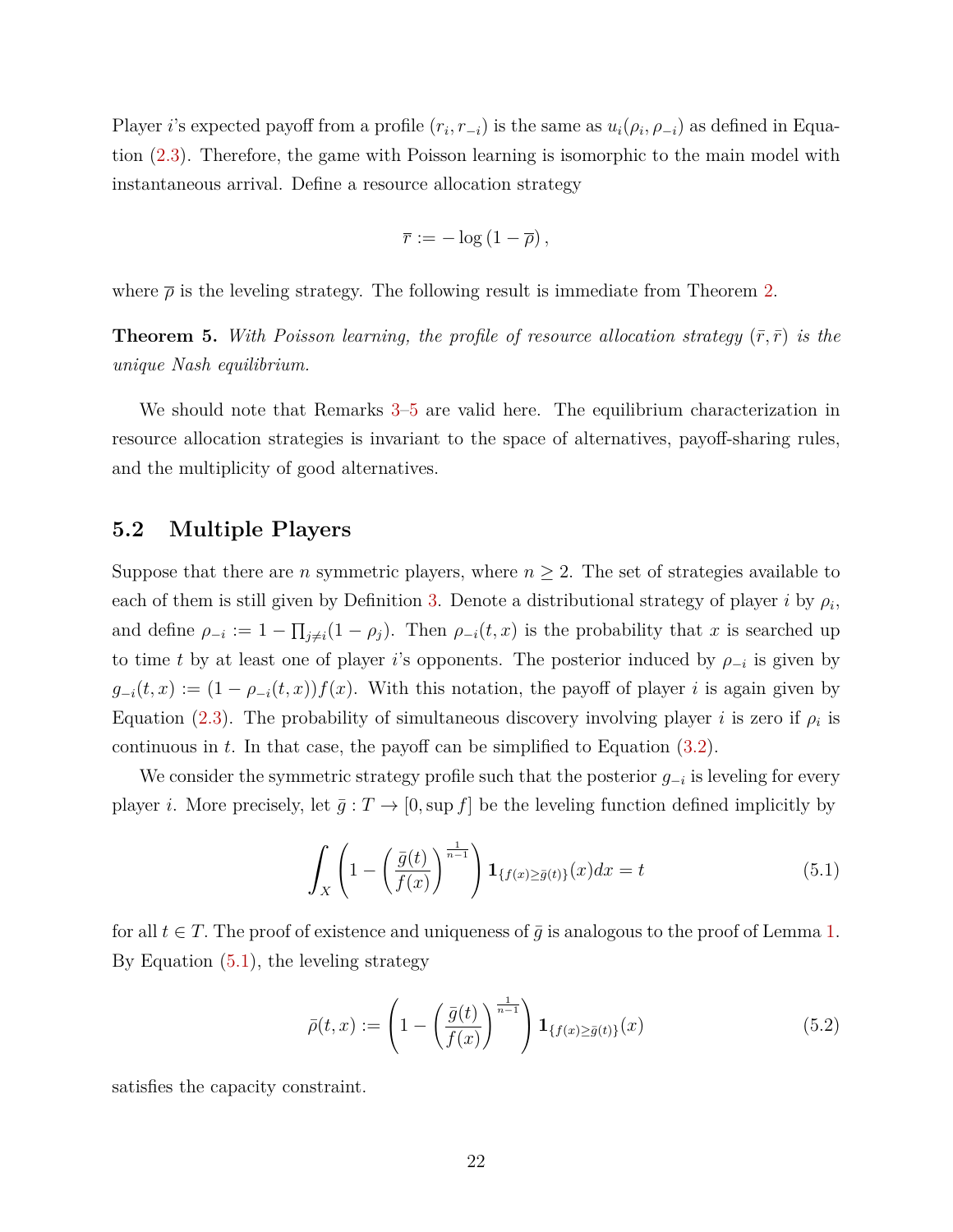Player $i$'s expected payoff from a profile $(r_i, r_{-i})$ is the same as $u_i(\rho_i, \rho_{-i})$ as defined in Equation (2.3). Therefore, the game with Poisson learning is isomorphic to the main model with instantaneous arrival. Define a resource allocation strategy

$$\overline{r} := -\log\left(1 - \overline{\rho}\right),$$

where $\overline{\rho}$ is the leveling strategy. The following result is immediate from Theorem 2.

**Theorem 5.** *With Poisson learning, the profile of resource allocation strategy $(\bar{r}, \bar{r})$ is the unique Nash equilibrium.*

We should note that Remarks 3–5 are valid here. The equilibrium characterization in resource allocation strategies is invariant to the space of alternatives, payoff-sharing rules, and the multiplicity of good alternatives.

## 5.2 Multiple Players

Suppose that there are $n$ symmetric players, where $n \geq 2$. The set of strategies available to each of them is still given by Definition 3. Denote a distributional strategy of player $i$ by $\rho_i$, and define $\rho_{-i} := 1 - \prod_{j \neq i}(1 - \rho_j)$. Then $\rho_{-i}(t, x)$ is the probability that $x$ is searched up to time $t$ by at least one of player $i$'s opponents. The posterior induced by $\rho_{-i}$ is given by $g_{-i}(t, x) := (1 - \rho_{-i}(t, x))f(x)$. With this notation, the payoff of player $i$ is again given by Equation (2.3). The probability of simultaneous discovery involving player $i$ is zero if $\rho_i$ is continuous in $t$. In that case, the payoff can be simplified to Equation (3.2).

We consider the symmetric strategy profile such that the posterior $g_{-i}$ is leveling for every player $i$. More precisely, let $\bar{g} : T \to [0, \sup f]$ be the leveling function defined implicitly by

$$\int_X \left(1 - \left(\frac{\bar{g}(t)}{f(x)}\right)^{\frac{1}{n-1}}\right) \mathbf{1}_{\{f(x) \geq \bar{g}(t)\}}(x) dx = t \tag{5.1}$$

for all $t \in T$. The proof of existence and uniqueness of $\bar{g}$ is analogous to the proof of Lemma 1. By Equation (5.1), the leveling strategy

$$\bar{\rho}(t, x) := \left(1 - \left(\frac{\bar{g}(t)}{f(x)}\right)^{\frac{1}{n-1}}\right) \mathbf{1}_{\{f(x) \geq \bar{g}(t)\}}(x) \tag{5.2}$$

satisfies the capacity constraint.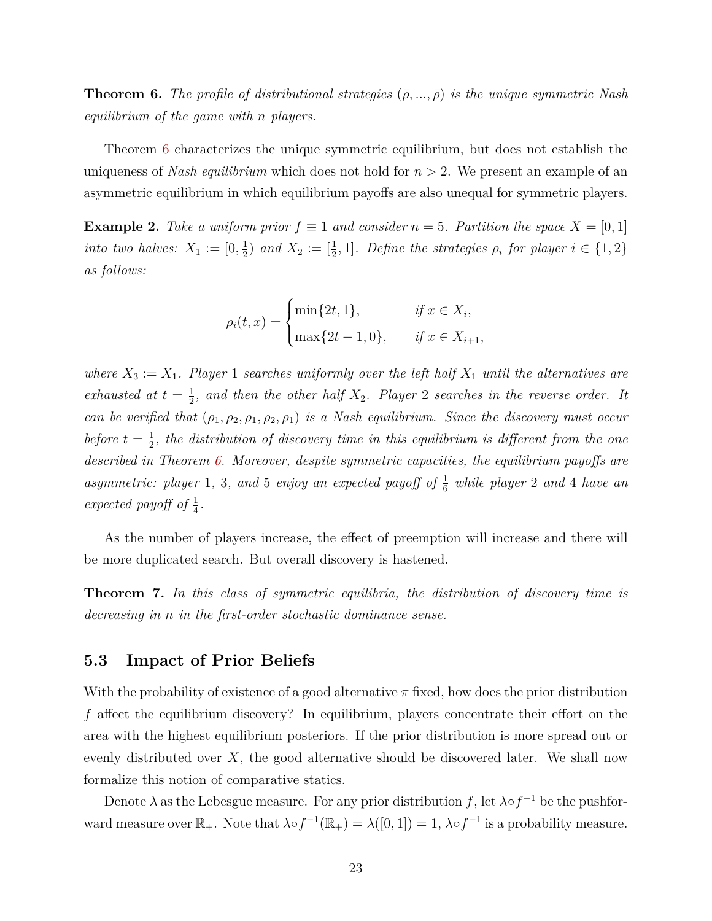**Theorem 6.** *The profile of distributional strategies $(\bar{\rho}, ..., \bar{\rho})$ is the unique symmetric Nash equilibrium of the game with n players.*

Theorem 6 characterizes the unique symmetric equilibrium, but does not establish the uniqueness of *Nash equilibrium* which does not hold for $n > 2$. We present an example of an asymmetric equilibrium in which equilibrium payoffs are also unequal for symmetric players.

**Example 2.** *Take a uniform prior $f \equiv 1$ and consider $n = 5$. Partition the space $X = [0, 1]$ into two halves: $X_1 := [0, \frac{1}{2})$ and $X_2 := [\frac{1}{2}, 1]$. Define the strategies $\rho_i$ for player $i \in \{1, 2\}$ as follows:*

$$\rho_i(t, x) = \begin{cases} \min\{2t, 1\}, & \text{if } x \in X_i, \\ \max\{2t - 1, 0\}, & \text{if } x \in X_{i+1}, \end{cases}$$

*where $X_3 := X_1$. Player 1 searches uniformly over the left half $X_1$ until the alternatives are exhausted at $t = \frac{1}{2}$, and then the other half $X_2$. Player 2 searches in the reverse order. It can be verified that $(\rho_1, \rho_2, \rho_1, \rho_2, \rho_1)$ is a Nash equilibrium. Since the discovery must occur before $t = \frac{1}{2}$, the distribution of discovery time in this equilibrium is different from the one described in Theorem 6. Moreover, despite symmetric capacities, the equilibrium payoffs are asymmetric: player 1, 3, and 5 enjoy an expected payoff of $\frac{1}{6}$ while player 2 and 4 have an expected payoff of $\frac{1}{4}$.*

As the number of players increase, the effect of preemption will increase and there will be more duplicated search. But overall discovery is hastened.

**Theorem 7.** *In this class of symmetric equilibria, the distribution of discovery time is decreasing in n in the first-order stochastic dominance sense.*

### 5.3 Impact of Prior Beliefs

With the probability of existence of a good alternative $\pi$ fixed, how does the prior distribution $f$ affect the equilibrium discovery? In equilibrium, players concentrate their effort on the area with the highest equilibrium posteriors. If the prior distribution is more spread out or evenly distributed over $X$, the good alternative should be discovered later. We shall now formalize this notion of comparative statics.

Denote $\lambda$ as the Lebesgue measure. For any prior distribution $f$, let $\lambda \circ f^{-1}$ be the pushforward measure over $\mathbb{R}_+$. Note that $\lambda \circ f^{-1}(\mathbb{R}_+) = \lambda([0, 1]) = 1$, $\lambda \circ f^{-1}$ is a probability measure.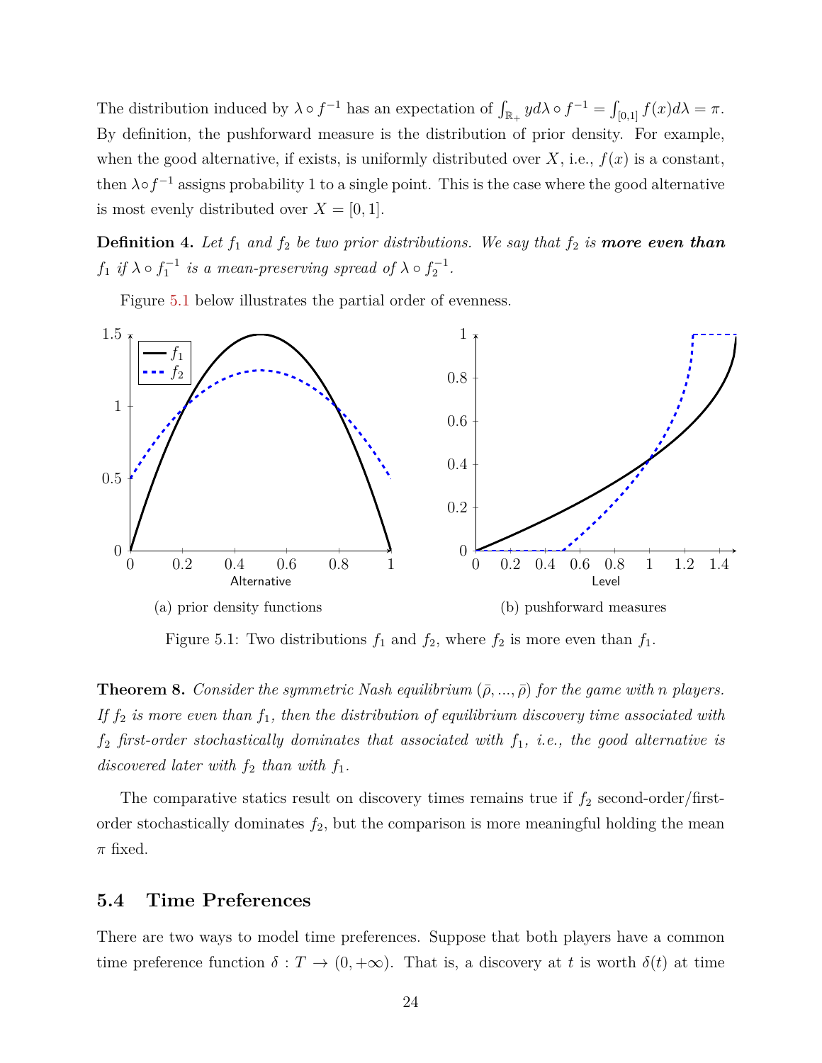The distribution induced by $\lambda \circ f^{-1}$ has an expectation of $\int_{\mathbb{R}_+} y d\lambda \circ f^{-1} = \int_{[0,1]} f(x) d\lambda = \pi$. By definition, the pushforward measure is the distribution of prior density. For example, when the good alternative, if exists, is uniformly distributed over $X$, i.e., $f(x)$ is a constant, then $\lambda \circ f^{-1}$ assigns probability 1 to a single point. This is the case where the good alternative is most evenly distributed over $X = [0, 1]$.

**Definition 4.** *Let $f_1$ and $f_2$ be two prior distributions. We say that $f_2$ is* ***more even than*** *$f_1$ if $\lambda \circ f_1^{-1}$ is a mean-preserving spread of $\lambda \circ f_2^{-1}$.*

Figure 5.1 below illustrates the partial order of evenness.

(a) prior density functions

(b) pushforward measures

Figure 5.1: Two distributions $f_1$ and $f_2$, where $f_2$ is more even than $f_1$.

**Theorem 8.** *Consider the symmetric Nash equilibrium $(\bar{\rho}, ..., \bar{\rho})$ for the game with $n$ players. If $f_2$ is more even than $f_1$, then the distribution of equilibrium discovery time associated with $f_2$ first-order stochastically dominates that associated with $f_1$, i.e., the good alternative is discovered later with $f_2$ than with $f_1$.*

The comparative statics result on discovery times remains true if $f_2$ second-order/first-order stochastically dominates $f_2$, but the comparison is more meaningful holding the mean $\pi$ fixed.

### 5.4 Time Preferences

There are two ways to model time preferences. Suppose that both players have a common time preference function $\delta : T \to (0, +\infty)$. That is, a discovery at $t$ is worth $\delta(t)$ at time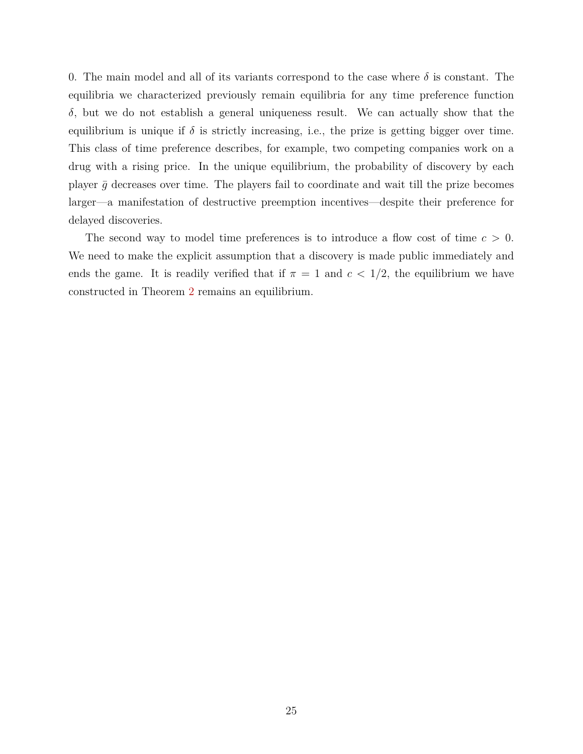0. The main model and all of its variants correspond to the case where $\delta$ is constant. The equilibria we characterized previously remain equilibria for any time preference function $\delta$, but we do not establish a general uniqueness result. We can actually show that the equilibrium is unique if $\delta$ is strictly increasing, i.e., the prize is getting bigger over time. This class of time preference describes, for example, two competing companies work on a drug with a rising price. In the unique equilibrium, the probability of discovery by each player $\bar{g}$ decreases over time. The players fail to coordinate and wait till the prize becomes larger—a manifestation of destructive preemption incentives—despite their preference for delayed discoveries.

The second way to model time preferences is to introduce a flow cost of time $c > 0$. We need to make the explicit assumption that a discovery is made public immediately and ends the game. It is readily verified that if $\pi = 1$ and $c < 1/2$, the equilibrium we have constructed in Theorem 2 remains an equilibrium.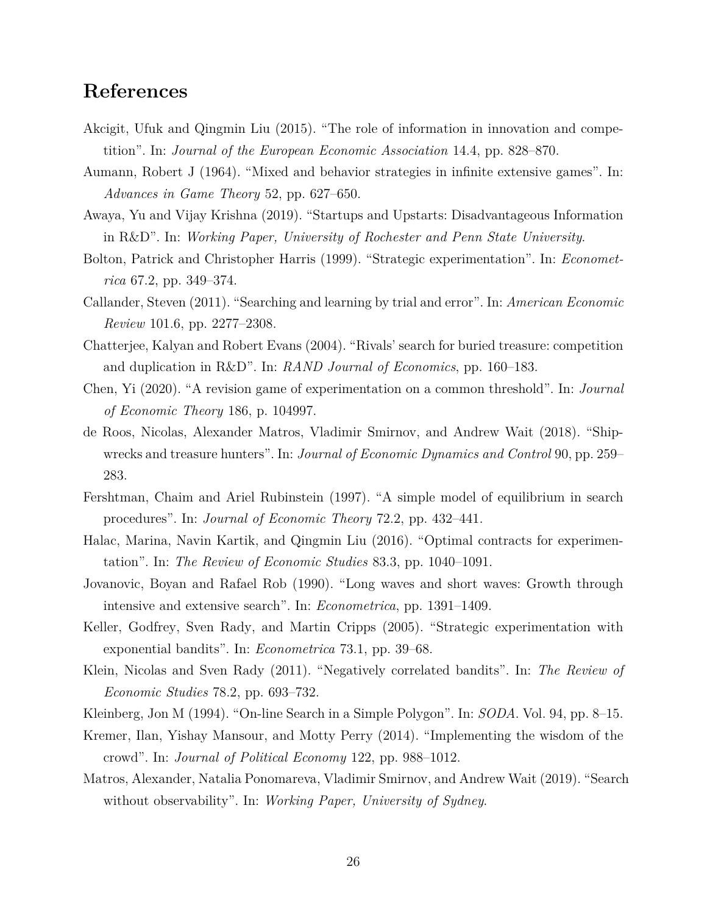# References

Akcigit, Ufuk and Qingmin Liu (2015). "The role of information in innovation and competition". In: *Journal of the European Economic Association* 14.4, pp. 828–870.

Aumann, Robert J (1964). "Mixed and behavior strategies in infinite extensive games". In: *Advances in Game Theory* 52, pp. 627–650.

Awaya, Yu and Vijay Krishna (2019). "Startups and Upstarts: Disadvantageous Information in R&D". In: *Working Paper, University of Rochester and Penn State University*.

Bolton, Patrick and Christopher Harris (1999). "Strategic experimentation". In: *Econometrica* 67.2, pp. 349–374.

Callander, Steven (2011). "Searching and learning by trial and error". In: *American Economic Review* 101.6, pp. 2277–2308.

Chatterjee, Kalyan and Robert Evans (2004). "Rivals' search for buried treasure: competition and duplication in R&D". In: *RAND Journal of Economics*, pp. 160–183.

Chen, Yi (2020). "A revision game of experimentation on a common threshold". In: *Journal of Economic Theory* 186, p. 104997.

de Roos, Nicolas, Alexander Matros, Vladimir Smirnov, and Andrew Wait (2018). "Shipwrecks and treasure hunters". In: *Journal of Economic Dynamics and Control* 90, pp. 259–283.

Fershtman, Chaim and Ariel Rubinstein (1997). "A simple model of equilibrium in search procedures". In: *Journal of Economic Theory* 72.2, pp. 432–441.

Halac, Marina, Navin Kartik, and Qingmin Liu (2016). "Optimal contracts for experimentation". In: *The Review of Economic Studies* 83.3, pp. 1040–1091.

Jovanovic, Boyan and Rafael Rob (1990). "Long waves and short waves: Growth through intensive and extensive search". In: *Econometrica*, pp. 1391–1409.

Keller, Godfrey, Sven Rady, and Martin Cripps (2005). "Strategic experimentation with exponential bandits". In: *Econometrica* 73.1, pp. 39–68.

Klein, Nicolas and Sven Rady (2011). "Negatively correlated bandits". In: *The Review of Economic Studies* 78.2, pp. 693–732.

Kleinberg, Jon M (1994). "On-line Search in a Simple Polygon". In: *SODA*. Vol. 94, pp. 8–15.

Kremer, Ilan, Yishay Mansour, and Motty Perry (2014). "Implementing the wisdom of the crowd". In: *Journal of Political Economy* 122, pp. 988–1012.

Matros, Alexander, Natalia Ponomareva, Vladimir Smirnov, and Andrew Wait (2019). "Search without observability". In: *Working Paper, University of Sydney*.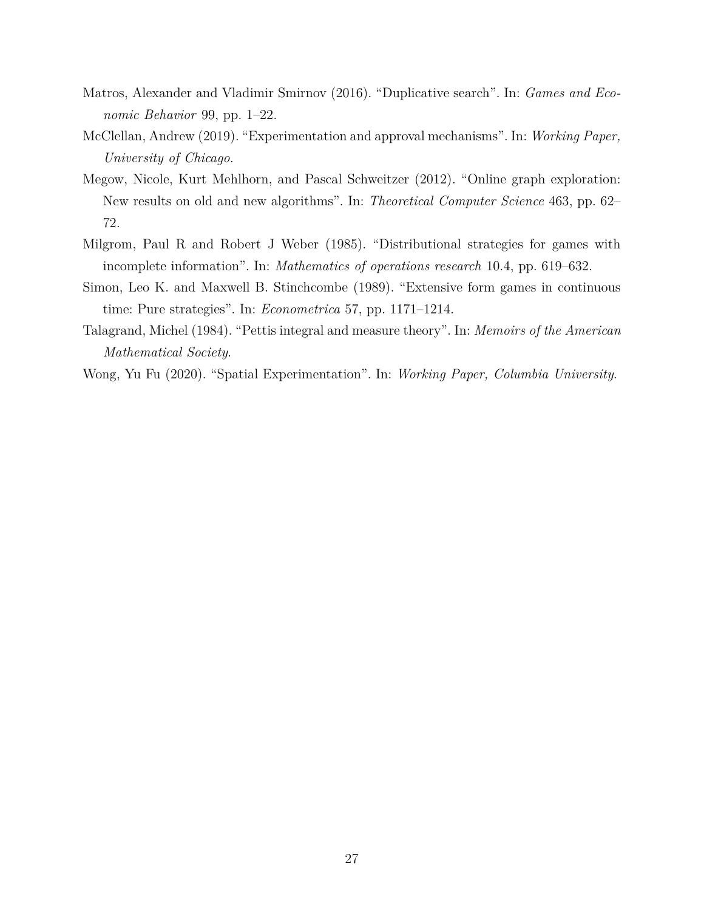Matros, Alexander and Vladimir Smirnov (2016). “Duplicative search”. In: *Games and Economic Behavior* 99, pp. 1–22.

McClellan, Andrew (2019). “Experimentation and approval mechanisms”. In: *Working Paper, University of Chicago*.

Megow, Nicole, Kurt Mehlhorn, and Pascal Schweitzer (2012). “Online graph exploration: New results on old and new algorithms”. In: *Theoretical Computer Science* 463, pp. 62–72.

Milgrom, Paul R and Robert J Weber (1985). “Distributional strategies for games with incomplete information”. In: *Mathematics of operations research* 10.4, pp. 619–632.

Simon, Leo K. and Maxwell B. Stinchcombe (1989). “Extensive form games in continuous time: Pure strategies”. In: *Econometrica* 57, pp. 1171–1214.

Talagrand, Michel (1984). “Pettis integral and measure theory”. In: *Memoirs of the American Mathematical Society*.

Wong, Yu Fu (2020). “Spatial Experimentation”. In: *Working Paper, Columbia University*.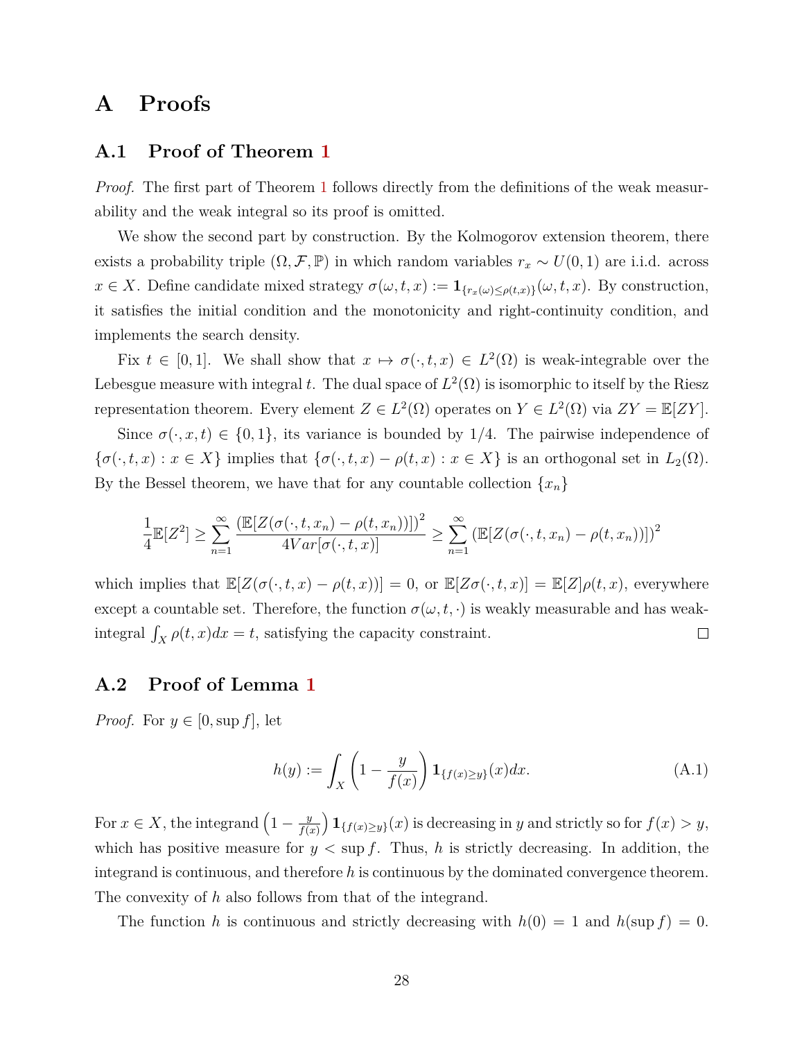# A Proofs

## A.1 Proof of Theorem 1

*Proof.* The first part of Theorem 1 follows directly from the definitions of the weak measurability and the weak integral so its proof is omitted.

We show the second part by construction. By the Kolmogorov extension theorem, there exists a probability triple $(\Omega, \mathcal{F}, \mathbb{P})$ in which random variables $r_x \sim U(0,1)$ are i.i.d. across $x \in X$. Define candidate mixed strategy $\sigma(\omega, t, x) := \mathbf{1}_{\{r_x(\omega) \leq \rho(t,x)\}}(\omega, t, x)$. By construction, it satisfies the initial condition and the monotonicity and right-continuity condition, and implements the search density.

Fix $t \in [0,1]$. We shall show that $x \mapsto \sigma(\cdot, t, x) \in L^2(\Omega)$ is weak-integrable over the Lebesgue measure with integral $t$. The dual space of $L^2(\Omega)$ is isomorphic to itself by the Riesz representation theorem. Every element $Z \in L^2(\Omega)$ operates on $Y \in L^2(\Omega)$ via $ZY = \mathbb{E}[ZY]$.

Since $\sigma(\cdot, x, t) \in \{0, 1\}$, its variance is bounded by $1/4$. The pairwise independence of $\{\sigma(\cdot, t, x) : x \in X\}$ implies that $\{\sigma(\cdot, t, x) - \rho(t, x) : x \in X\}$ is an orthogonal set in $L_2(\Omega)$. By the Bessel theorem, we have that for any countable collection $\{x_n\}$

$$\frac{1}{4}\mathbb{E}[Z^2] \geq \sum_{n=1}^{\infty} \frac{(\mathbb{E}[Z(\sigma(\cdot, t, x_n) - \rho(t, x_n))])^2}{4Var[\sigma(\cdot, t, x)]} \geq \sum_{n=1}^{\infty} (\mathbb{E}[Z(\sigma(\cdot, t, x_n) - \rho(t, x_n))])^2$$

which implies that $\mathbb{E}[Z(\sigma(\cdot, t, x) - \rho(t, x))] = 0$, or $\mathbb{E}[Z\sigma(\cdot, t, x)] = \mathbb{E}[Z]\rho(t, x)$, everywhere except a countable set. Therefore, the function $\sigma(\omega, t, \cdot)$ is weakly measurable and has weak-integral $\int_X \rho(t, x)dx = t$, satisfying the capacity constraint. $\square$

## A.2 Proof of Lemma 1

*Proof.* For $y \in [0, \sup f]$, let

$$h(y) := \int_X \left(1 - \frac{y}{f(x)}\right) \mathbf{1}_{\{f(x) \geq y\}}(x)dx. \tag{A.1}$$

For $x \in X$, the integrand $\left(1 - \frac{y}{f(x)}\right) \mathbf{1}_{\{f(x) \geq y\}}(x)$ is decreasing in $y$ and strictly so for $f(x) > y$, which has positive measure for $y < \sup f$. Thus, $h$ is strictly decreasing. In addition, the integrand is continuous, and therefore $h$ is continuous by the dominated convergence theorem. The convexity of $h$ also follows from that of the integrand.

The function $h$ is continuous and strictly decreasing with $h(0) = 1$ and $h(\sup f) = 0$.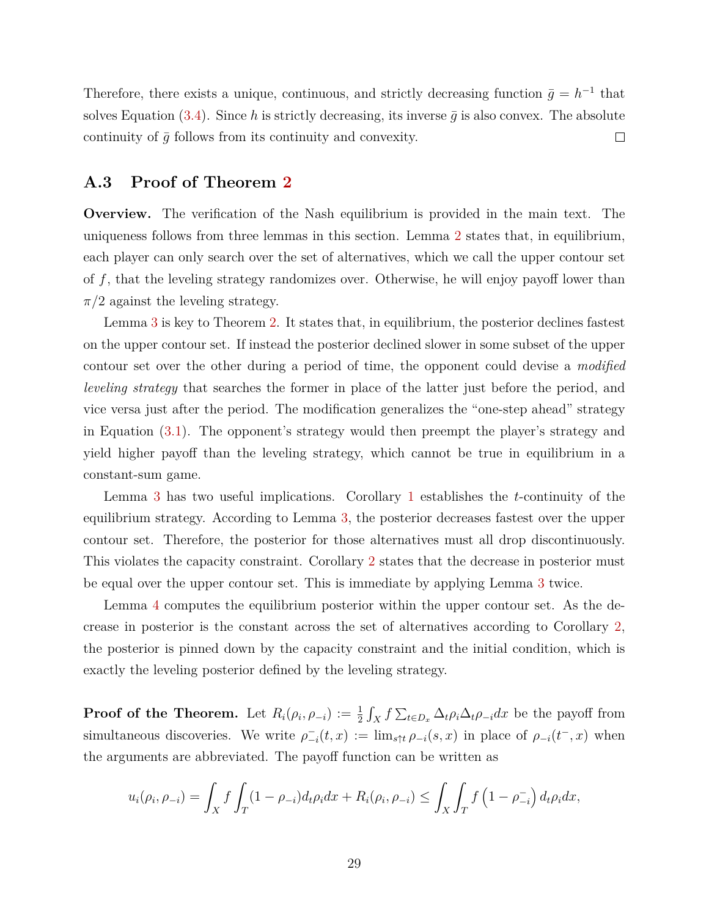Therefore, there exists a unique, continuous, and strictly decreasing function $\bar{g} = h^{-1}$ that solves Equation (3.4). Since $h$ is strictly decreasing, its inverse $\bar{g}$ is also convex. The absolute continuity of $\bar{g}$ follows from its continuity and convexity. $\square$

## A.3 Proof of Theorem 2

**Overview.** The verification of the Nash equilibrium is provided in the main text. The uniqueness follows from three lemmas in this section. Lemma 2 states that, in equilibrium, each player can only search over the set of alternatives, which we call the upper contour set of $f$, that the leveling strategy randomizes over. Otherwise, he will enjoy payoff lower than $\pi/2$ against the leveling strategy.

Lemma 3 is key to Theorem 2. It states that, in equilibrium, the posterior declines fastest on the upper contour set. If instead the posterior declined slower in some subset of the upper contour set over the other during a period of time, the opponent could devise a *modified leveling strategy* that searches the former in place of the latter just before the period, and vice versa just after the period. The modification generalizes the "one-step ahead" strategy in Equation (3.1). The opponent's strategy would then preempt the player's strategy and yield higher payoff than the leveling strategy, which cannot be true in equilibrium in a constant-sum game.

Lemma 3 has two useful implications. Corollary 1 establishes the $t$-continuity of the equilibrium strategy. According to Lemma 3, the posterior decreases fastest over the upper contour set. Therefore, the posterior for those alternatives must all drop discontinuously. This violates the capacity constraint. Corollary 2 states that the decrease in posterior must be equal over the upper contour set. This is immediate by applying Lemma 3 twice.

Lemma 4 computes the equilibrium posterior within the upper contour set. As the decrease in posterior is the constant across the set of alternatives according to Corollary 2, the posterior is pinned down by the capacity constraint and the initial condition, which is exactly the leveling posterior defined by the leveling strategy.

**Proof of the Theorem.** Let $R_i(\rho_i, \rho_{-i}) := \frac{1}{2}\int_X f \sum_{t\in D_x} \Delta_t\rho_i\Delta_t\rho_{-i}dx$ be the payoff from simultaneous discoveries. We write $\rho_{-i}^-(t,x) := \lim_{s\uparrow t}\rho_{-i}(s,x)$ in place of $\rho_{-i}(t^-,x)$ when the arguments are abbreviated. The payoff function can be written as

$$u_i(\rho_i, \rho_{-i}) = \int_X f \int_T (1-\rho_{-i})d_t\rho_i dx + R_i(\rho_i, \rho_{-i}) \le \int_X \int_T f\left(1-\rho_{-i}^-\right)d_t\rho_i dx,$$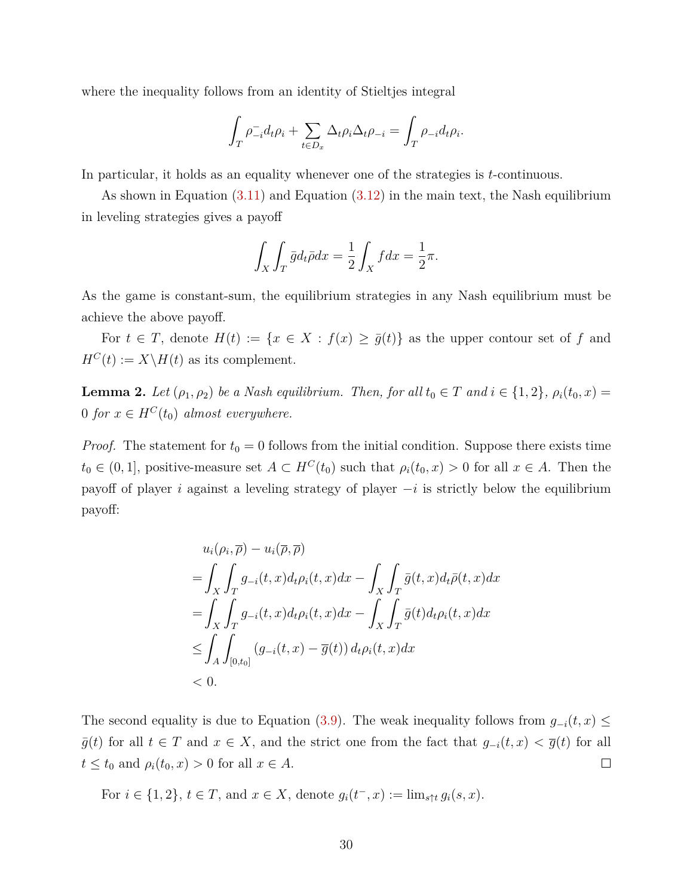where the inequality follows from an identity of Stieltjes integral

$$\int_T \rho_{-i}^{-} d_t \rho_i + \sum_{t \in D_x} \Delta_t \rho_i \Delta_t \rho_{-i} = \int_T \rho_{-i} d_t \rho_i.$$

In particular, it holds as an equality whenever one of the strategies is $t$-continuous.

As shown in Equation (3.11) and Equation (3.12) in the main text, the Nash equilibrium in leveling strategies gives a payoff

$$\int_X \int_T \bar{g} d_t \bar{\rho} dx = \frac{1}{2} \int_X f dx = \frac{1}{2}\pi.$$

As the game is constant-sum, the equilibrium strategies in any Nash equilibrium must be achieve the above payoff.

For $t \in T$, denote $H(t) := \{x \in X : f(x) \geq \bar{g}(t)\}$ as the upper contour set of $f$ and $H^C(t) := X \backslash H(t)$ as its complement.

**Lemma 2.** *Let $(\rho_1, \rho_2)$ be a Nash equilibrium. Then, for all $t_0 \in T$ and $i \in \{1, 2\}$, $\rho_i(t_0, x) = 0$ for $x \in H^C(t_0)$ almost everywhere.*

*Proof.* The statement for $t_0 = 0$ follows from the initial condition. Suppose there exists time $t_0 \in (0, 1]$, positive-measure set $A \subset H^C(t_0)$ such that $\rho_i(t_0, x) > 0$ for all $x \in A$. Then the payoff of player $i$ against a leveling strategy of player $-i$ is strictly below the equilibrium payoff:

$$\begin{aligned}
&u_i(\rho_i, \overline{\rho}) - u_i(\overline{\rho}, \overline{\rho}) \\
=&\int_X \int_T g_{-i}(t, x) d_t \rho_i(t, x) dx - \int_X \int_T \bar{g}(t, x) d_t \bar{\rho}(t, x) dx \\
=&\int_X \int_T g_{-i}(t, x) d_t \rho_i(t, x) dx - \int_X \int_T \bar{g}(t) d_t \rho_i(t, x) dx \\
\leq &\int_A \int_{[0, t_0]} \left(g_{-i}(t, x) - \overline{g}(t)\right) d_t \rho_i(t, x) dx \\
< &\, 0.
\end{aligned}$$

The second equality is due to Equation (3.9). The weak inequality follows from $g_{-i}(t, x) \leq \bar{g}(t)$ for all $t \in T$ and $x \in X$, and the strict one from the fact that $g_{-i}(t, x) < \overline{g}(t)$ for all $t \leq t_0$ and $\rho_i(t_0, x) > 0$ for all $x \in A$. $\square$

For $i \in \{1, 2\}$, $t \in T$, and $x \in X$, denote $g_i(t^-, x) := \lim_{s \uparrow t} g_i(s, x)$.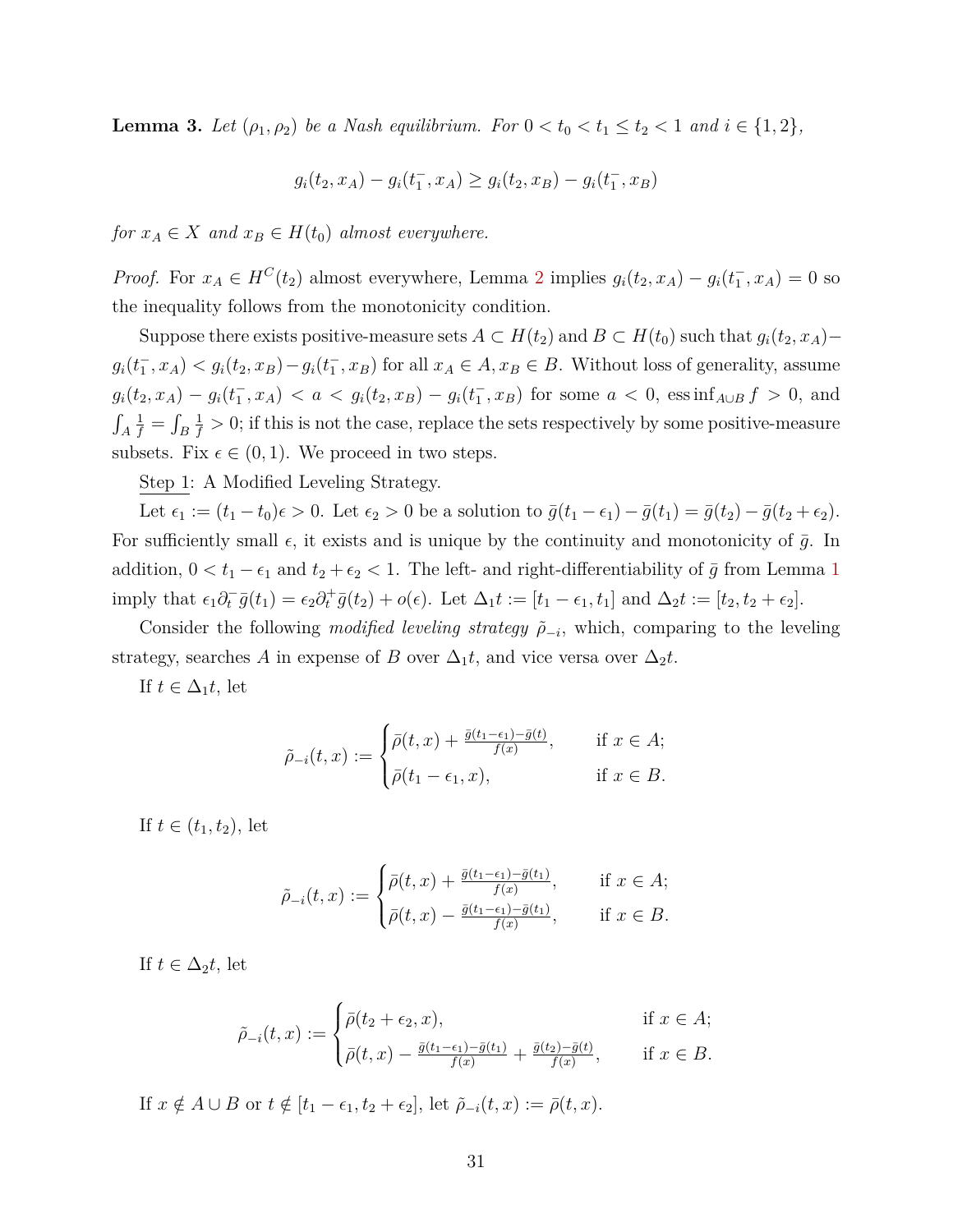**Lemma 3.** *Let $(\rho_1, \rho_2)$ be a Nash equilibrium. For $0 < t_0 < t_1 \leq t_2 < 1$ and $i \in \{1, 2\}$,*

$$g_i(t_2, x_A) - g_i(t_1^-, x_A) \geq g_i(t_2, x_B) - g_i(t_1^-, x_B)$$

*for $x_A \in X$ and $x_B \in H(t_0)$ almost everywhere.*

*Proof.* For $x_A \in H^C(t_2)$ almost everywhere, Lemma 2 implies $g_i(t_2, x_A) - g_i(t_1^-, x_A) = 0$ so the inequality follows from the monotonicity condition.

Suppose there exists positive-measure sets $A \subset H(t_2)$ and $B \subset H(t_0)$ such that $g_i(t_2, x_A) - g_i(t_1^-, x_A) < g_i(t_2, x_B) - g_i(t_1^-, x_B)$ for all $x_A \in A, x_B \in B$. Without loss of generality, assume $g_i(t_2, x_A) - g_i(t_1^-, x_A) < a < g_i(t_2, x_B) - g_i(t_1^-, x_B)$ for some $a < 0$, $\operatorname{ess\,inf}_{A \cup B} f > 0$, and $\int_A \frac{1}{f} = \int_B \frac{1}{f} > 0$; if this is not the case, replace the sets respectively by some positive-measure subsets. Fix $\epsilon \in (0, 1)$. We proceed in two steps.

Step 1: A Modified Leveling Strategy.

Let $\epsilon_1 := (t_1 - t_0)\epsilon > 0$. Let $\epsilon_2 > 0$ be a solution to $\bar{g}(t_1 - \epsilon_1) - \bar{g}(t_1) = \bar{g}(t_2) - \bar{g}(t_2 + \epsilon_2)$. For sufficiently small $\epsilon$, it exists and is unique by the continuity and monotonicity of $\bar{g}$. In addition, $0 < t_1 - \epsilon_1$ and $t_2 + \epsilon_2 < 1$. The left- and right-differentiability of $\bar{g}$ from Lemma 1 imply that $\epsilon_1 \partial_t^- \bar{g}(t_1) = \epsilon_2 \partial_t^+ \bar{g}(t_2) + o(\epsilon)$. Let $\Delta_1 t := [t_1 - \epsilon_1, t_1]$ and $\Delta_2 t := [t_2, t_2 + \epsilon_2]$.

Consider the following *modified leveling strategy* $\tilde{\rho}_{-i}$, which, comparing to the leveling strategy, searches $A$ in expense of $B$ over $\Delta_1 t$, and vice versa over $\Delta_2 t$.

If $t \in \Delta_1 t$, let

$$\tilde{\rho}_{-i}(t, x) := \begin{cases} \bar{\rho}(t, x) + \frac{\bar{g}(t_1 - \epsilon_1) - \bar{g}(t)}{f(x)}, & \text{if } x \in A; \\ \bar{\rho}(t_1 - \epsilon_1, x), & \text{if } x \in B. \end{cases}$$

If $t \in (t_1, t_2)$, let

$$\tilde{\rho}_{-i}(t, x) := \begin{cases} \bar{\rho}(t, x) + \frac{\bar{g}(t_1 - \epsilon_1) - \bar{g}(t_1)}{f(x)}, & \text{if } x \in A; \\ \bar{\rho}(t, x) - \frac{\bar{g}(t_1 - \epsilon_1) - \bar{g}(t_1)}{f(x)}, & \text{if } x \in B. \end{cases}$$

If $t \in \Delta_2 t$, let

$$\tilde{\rho}_{-i}(t, x) := \begin{cases} \bar{\rho}(t_2 + \epsilon_2, x), & \text{if } x \in A; \\ \bar{\rho}(t, x) - \frac{\bar{g}(t_1 - \epsilon_1) - \bar{g}(t_1)}{f(x)} + \frac{\bar{g}(t_2) - \bar{g}(t)}{f(x)}, & \text{if } x \in B. \end{cases}$$

If $x \notin A \cup B$ or $t \notin [t_1 - \epsilon_1, t_2 + \epsilon_2]$, let $\tilde{\rho}_{-i}(t, x) := \bar{\rho}(t, x)$.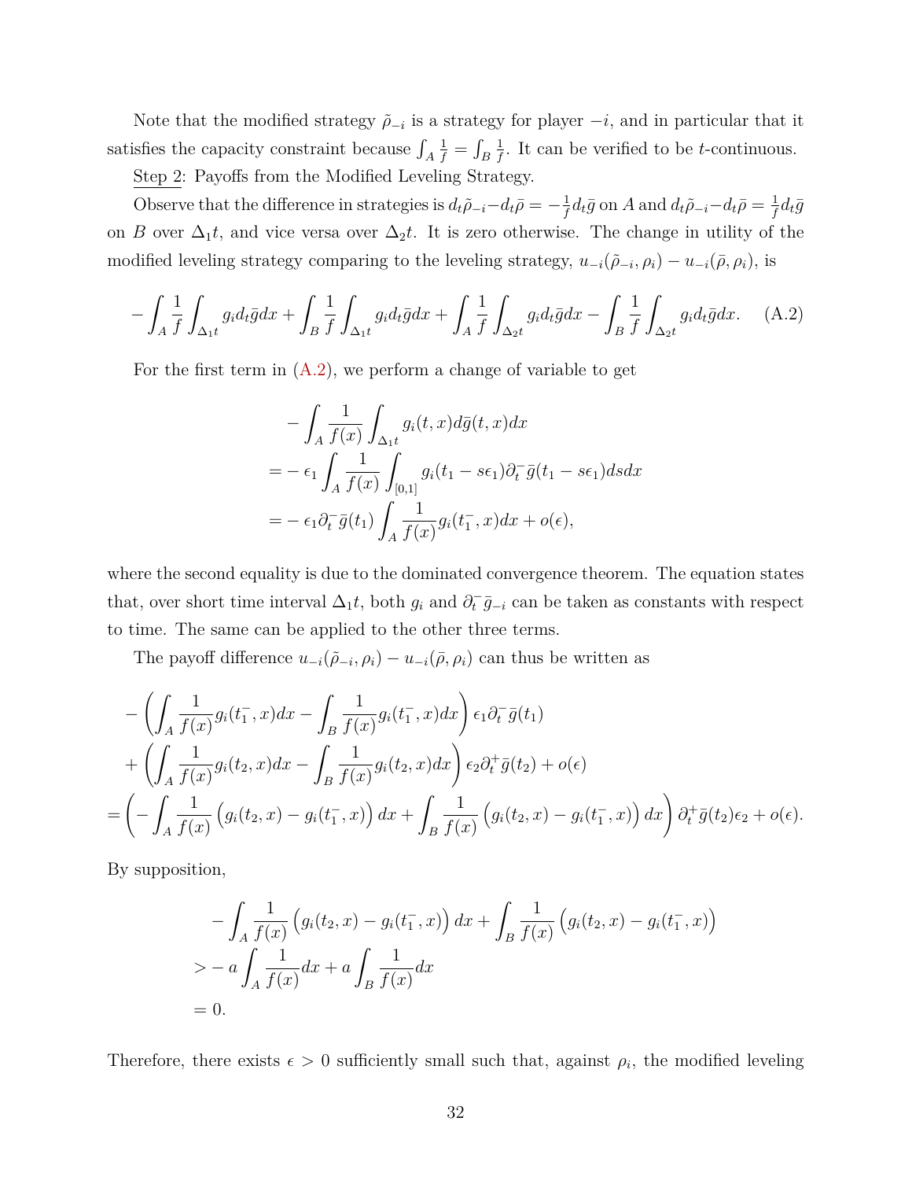Note that the modified strategy $\tilde{\rho}_{-i}$ is a strategy for player $-i$, and in particular that it satisfies the capacity constraint because $\int_A \frac{1}{f} = \int_B \frac{1}{f}$. It can be verified to be $t$-continuous.

Step 2: Payoffs from the Modified Leveling Strategy.

Observe that the difference in strategies is $d_t\tilde{\rho}_{-i} - d_t\bar{\rho} = -\frac{1}{f}d_t\bar{g}$ on $A$ and $d_t\tilde{\rho}_{-i} - d_t\bar{\rho} = \frac{1}{f}d_t\bar{g}$ on $B$ over $\Delta_1 t$, and vice versa over $\Delta_2 t$. It is zero otherwise. The change in utility of the modified leveling strategy comparing to the leveling strategy, $u_{-i}(\tilde{\rho}_{-i}, \rho_i) - u_{-i}(\bar{\rho}, \rho_i)$, is

$$-\int_A \frac{1}{f}\int_{\Delta_1 t} g_i d_t\bar{g}dx + \int_B \frac{1}{f}\int_{\Delta_1 t} g_i d_t\bar{g}dx + \int_A \frac{1}{f}\int_{\Delta_2 t} g_i d_t\bar{g}dx - \int_B \frac{1}{f}\int_{\Delta_2 t} g_i d_t\bar{g}dx. \tag{A.2}$$

For the first term in (A.2), we perform a change of variable to get

$$\begin{aligned}
&-\int_A \frac{1}{f(x)}\int_{\Delta_1 t} g_i(t,x)d\bar{g}(t,x)dx \\
=&-\epsilon_1 \int_A \frac{1}{f(x)}\int_{[0,1]} g_i(t_1 - s\epsilon_1)\partial_t^- \bar{g}(t_1 - s\epsilon_1)dsdx \\
=&-\epsilon_1 \partial_t^- \bar{g}(t_1)\int_A \frac{1}{f(x)} g_i(t_1^-, x)dx + o(\epsilon),
\end{aligned}$$

where the second equality is due to the dominated convergence theorem. The equation states that, over short time interval $\Delta_1 t$, both $g_i$ and $\partial_t^- \bar{g}_{-i}$ can be taken as constants with respect to time. The same can be applied to the other three terms.

The payoff difference $u_{-i}(\tilde{\rho}_{-i}, \rho_i) - u_{-i}(\bar{\rho}, \rho_i)$ can thus be written as

$$\begin{aligned}
&-\left(\int_A \frac{1}{f(x)} g_i(t_1^-, x)dx - \int_B \frac{1}{f(x)} g_i(t_1^-, x)dx\right)\epsilon_1 \partial_t^- \bar{g}(t_1) \\
&+\left(\int_A \frac{1}{f(x)} g_i(t_2, x)dx - \int_B \frac{1}{f(x)} g_i(t_2, x)dx\right)\epsilon_2 \partial_t^+ \bar{g}(t_2) + o(\epsilon) \\
=&\left(-\int_A \frac{1}{f(x)}\left(g_i(t_2,x) - g_i(t_1^-,x)\right)dx + \int_B \frac{1}{f(x)}\left(g_i(t_2,x) - g_i(t_1^-,x)\right)dx\right)\partial_t^+ \bar{g}(t_2)\epsilon_2 + o(\epsilon).
\end{aligned}$$

By supposition,

$$\begin{aligned}
&-\int_A \frac{1}{f(x)}\left(g_i(t_2,x) - g_i(t_1^-,x)\right)dx + \int_B \frac{1}{f(x)}\left(g_i(t_2,x) - g_i(t_1^-,x)\right) \\
>&-a\int_A \frac{1}{f(x)}dx + a\int_B \frac{1}{f(x)}dx \\
=&\,0.
\end{aligned}$$

Therefore, there exists $\epsilon > 0$ sufficiently small such that, against $\rho_i$, the modified leveling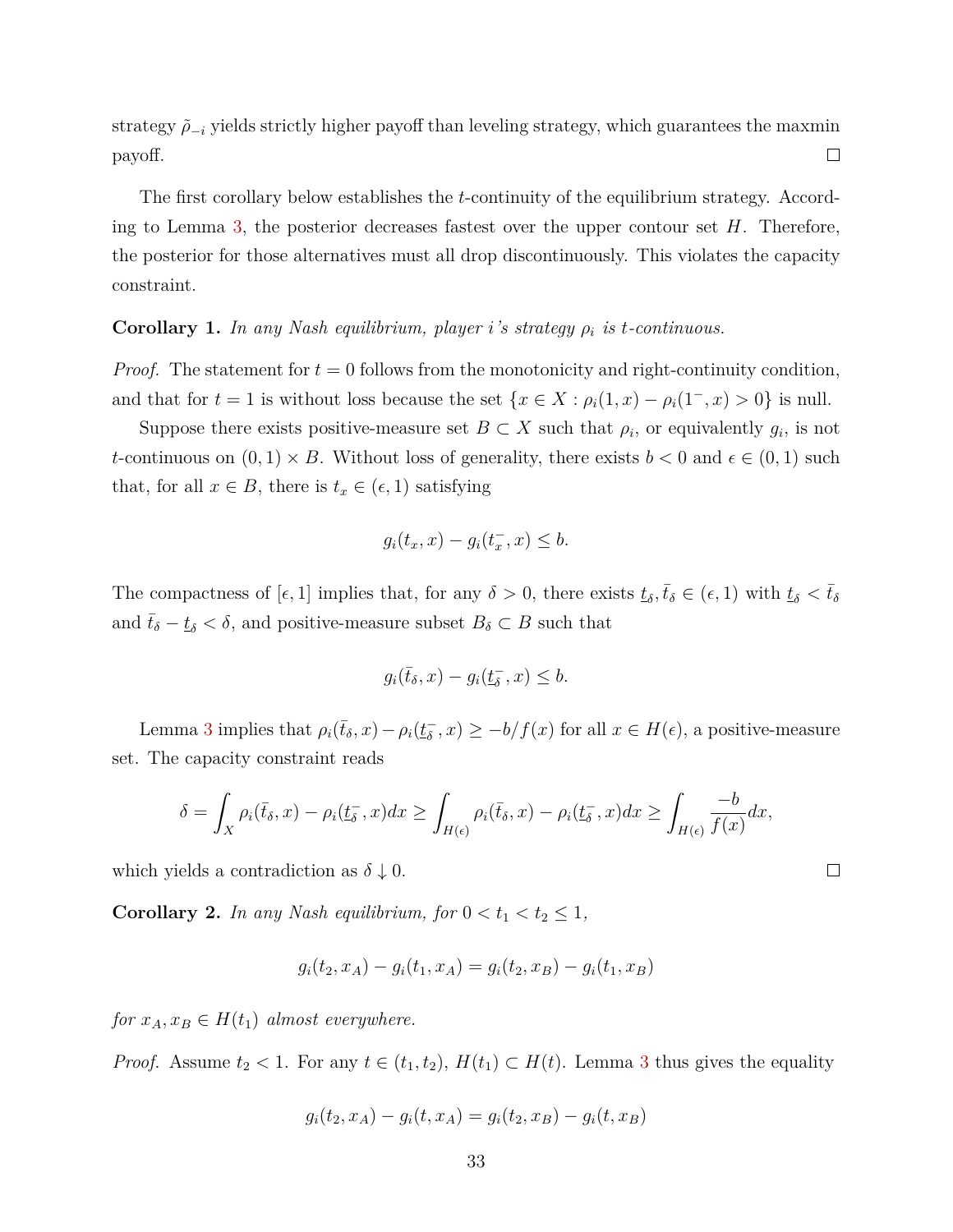strategy $\tilde{\rho}_{-i}$ yields strictly higher payoff than leveling strategy, which guarantees the maxmin payoff. $\square$

The first corollary below establishes the $t$-continuity of the equilibrium strategy. According to Lemma 3, the posterior decreases fastest over the upper contour set $H$. Therefore, the posterior for those alternatives must all drop discontinuously. This violates the capacity constraint.

**Corollary 1.** *In any Nash equilibrium, player $i$'s strategy $\rho_i$ is $t$-continuous.*

*Proof.* The statement for $t = 0$ follows from the monotonicity and right-continuity condition, and that for $t = 1$ is without loss because the set $\{x \in X : \rho_i(1, x) - \rho_i(1^-, x) > 0\}$ is null.

Suppose there exists positive-measure set $B \subset X$ such that $\rho_i$, or equivalently $g_i$, is not $t$-continuous on $(0, 1) \times B$. Without loss of generality, there exists $b < 0$ and $\epsilon \in (0, 1)$ such that, for all $x \in B$, there is $t_x \in (\epsilon, 1)$ satisfying

$$g_i(t_x, x) - g_i(t_x^-, x) \leq b.$$

The compactness of $[\epsilon, 1]$ implies that, for any $\delta > 0$, there exists $\underline{t}_\delta, \bar{t}_\delta \in (\epsilon, 1)$ with $\underline{t}_\delta < \bar{t}_\delta$ and $\bar{t}_\delta - \underline{t}_\delta < \delta$, and positive-measure subset $B_\delta \subset B$ such that

$$g_i(\bar{t}_\delta, x) - g_i(\underline{t}_\delta^-, x) \leq b.$$

Lemma 3 implies that $\rho_i(\bar{t}_\delta, x) - \rho_i(\underline{t}_\delta^-, x) \geq -b/f(x)$ for all $x \in H(\epsilon)$, a positive-measure set. The capacity constraint reads

$$\delta = \int_X \rho_i(\bar{t}_\delta, x) - \rho_i(\underline{t}_\delta^-, x)dx \geq \int_{H(\epsilon)} \rho_i(\bar{t}_\delta, x) - \rho_i(\underline{t}_\delta^-, x)dx \geq \int_{H(\epsilon)} \frac{-b}{f(x)}dx,$$

which yields a contradiction as $\delta \downarrow 0$. $\square$

**Corollary 2.** *In any Nash equilibrium, for $0 < t_1 < t_2 \leq 1$,*

$$g_i(t_2, x_A) - g_i(t_1, x_A) = g_i(t_2, x_B) - g_i(t_1, x_B)$$

*for $x_A, x_B \in H(t_1)$ almost everywhere.*

*Proof.* Assume $t_2 < 1$. For any $t \in (t_1, t_2)$, $H(t_1) \subset H(t)$. Lemma 3 thus gives the equality

$$g_i(t_2, x_A) - g_i(t, x_A) = g_i(t_2, x_B) - g_i(t, x_B)$$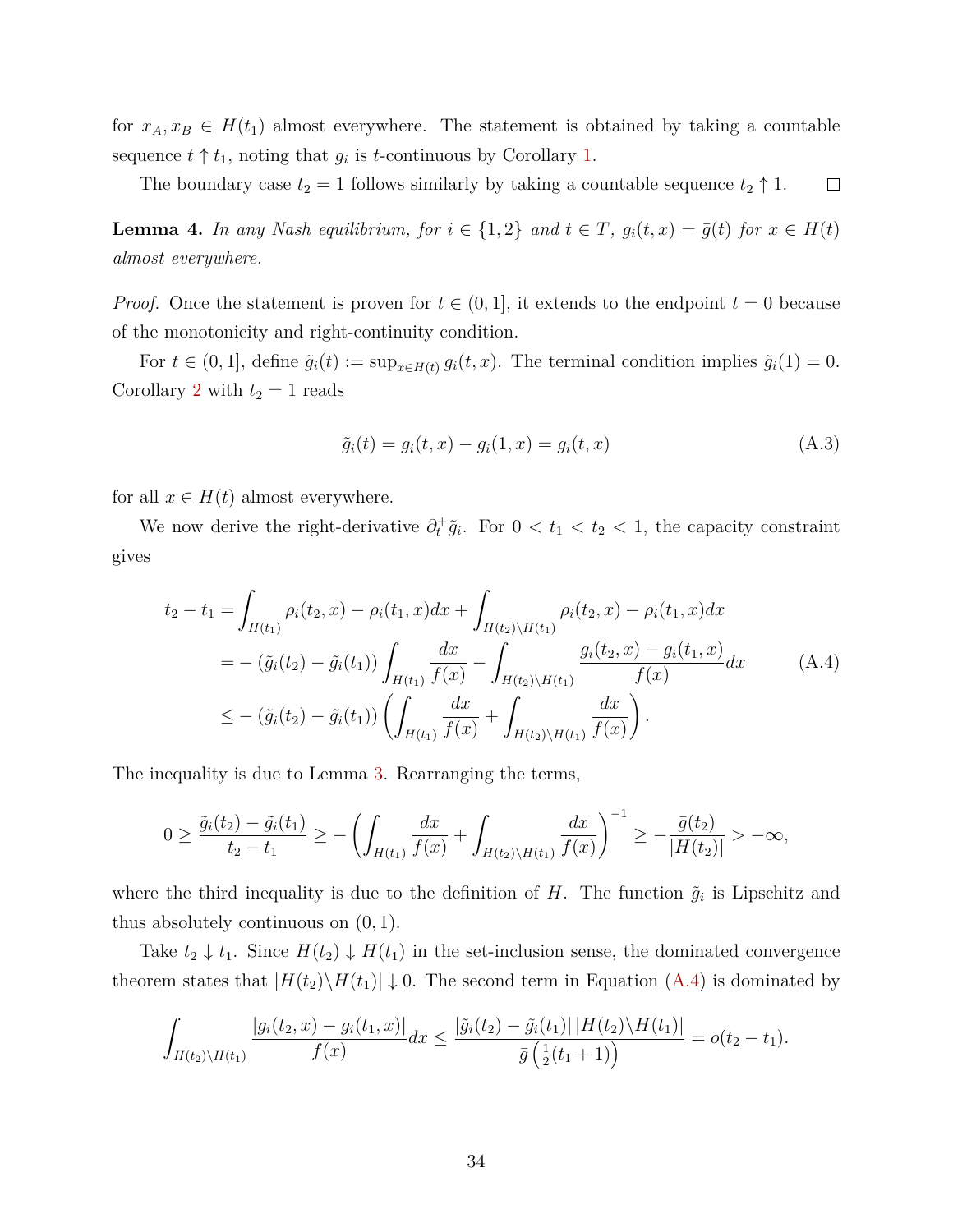for $x_A, x_B \in H(t_1)$ almost everywhere. The statement is obtained by taking a countable sequence $t \uparrow t_1$, noting that $g_i$ is $t$-continuous by Corollary 1.

The boundary case $t_2 = 1$ follows similarly by taking a countable sequence $t_2 \uparrow 1$. $\square$

**Lemma 4.** *In any Nash equilibrium, for $i \in \{1, 2\}$ and $t \in T$, $g_i(t, x) = \bar{g}(t)$ for $x \in H(t)$ almost everywhere.*

*Proof.* Once the statement is proven for $t \in (0, 1]$, it extends to the endpoint $t = 0$ because of the monotonicity and right-continuity condition.

For $t \in (0, 1]$, define $\tilde{g}_i(t) := \sup_{x \in H(t)} g_i(t, x)$. The terminal condition implies $\tilde{g}_i(1) = 0$. Corollary 2 with $t_2 = 1$ reads

$$\tilde{g}_i(t) = g_i(t, x) - g_i(1, x) = g_i(t, x) \tag{A.3}$$

for all $x \in H(t)$ almost everywhere.

We now derive the right-derivative $\partial_t^+ \tilde{g}_i$. For $0 < t_1 < t_2 < 1$, the capacity constraint gives

$$\begin{aligned}
t_2 - t_1 &= \int_{H(t_1)} \rho_i(t_2, x) - \rho_i(t_1, x) dx + \int_{H(t_2) \setminus H(t_1)} \rho_i(t_2, x) - \rho_i(t_1, x) dx \\
&= -\left(\tilde{g}_i(t_2) - \tilde{g}_i(t_1)\right) \int_{H(t_1)} \frac{dx}{f(x)} - \int_{H(t_2) \setminus H(t_1)} \frac{g_i(t_2, x) - g_i(t_1, x)}{f(x)} dx \\
&\leq -\left(\tilde{g}_i(t_2) - \tilde{g}_i(t_1)\right) \left( \int_{H(t_1)} \frac{dx}{f(x)} + \int_{H(t_2) \setminus H(t_1)} \frac{dx}{f(x)} \right).
\end{aligned} \tag{A.4}$$

The inequality is due to Lemma 3. Rearranging the terms,

$$0 \geq \frac{\tilde{g}_i(t_2) - \tilde{g}_i(t_1)}{t_2 - t_1} \geq -\left( \int_{H(t_1)} \frac{dx}{f(x)} + \int_{H(t_2) \setminus H(t_1)} \frac{dx}{f(x)} \right)^{-1} \geq -\frac{\bar{g}(t_2)}{|H(t_2)|} > -\infty,$$

where the third inequality is due to the definition of $H$. The function $\tilde{g}_i$ is Lipschitz and thus absolutely continuous on $(0, 1)$.

Take $t_2 \downarrow t_1$. Since $H(t_2) \downarrow H(t_1)$ in the set-inclusion sense, the dominated convergence theorem states that $|H(t_2) \setminus H(t_1)| \downarrow 0$. The second term in Equation (A.4) is dominated by

$$\int_{H(t_2) \setminus H(t_1)} \frac{|g_i(t_2, x) - g_i(t_1, x)|}{f(x)} dx \leq \frac{|\tilde{g}_i(t_2) - \tilde{g}_i(t_1)|\, |H(t_2) \setminus H(t_1)|}{\bar{g}\left(\frac{1}{2}(t_1 + 1)\right)} = o(t_2 - t_1).$$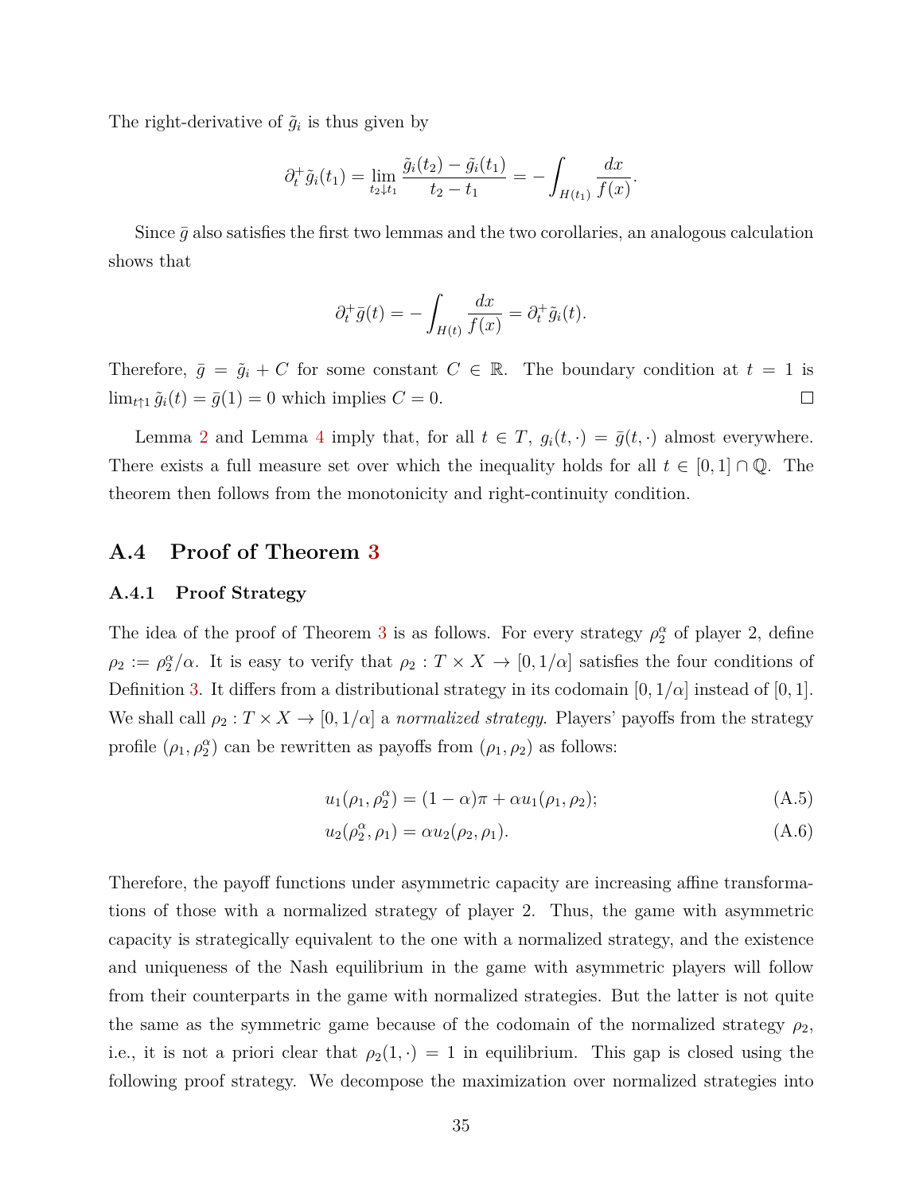The right-derivative of $\tilde{g}_i$ is thus given by

$$\partial_t^+ \tilde{g}_i(t_1) = \lim_{t_2 \downarrow t_1} \frac{\tilde{g}_i(t_2) - \tilde{g}_i(t_1)}{t_2 - t_1} = -\int_{H(t_1)} \frac{dx}{f(x)}.$$

Since $\bar{g}$ also satisfies the first two lemmas and the two corollaries, an analogous calculation shows that

$$\partial_t^+ \bar{g}(t) = -\int_{H(t)} \frac{dx}{f(x)} = \partial_t^+ \tilde{g}_i(t).$$

Therefore, $\bar{g} = \tilde{g}_i + C$ for some constant $C \in \mathbb{R}$. The boundary condition at $t = 1$ is $\lim_{t \uparrow 1} \tilde{g}_i(t) = \bar{g}(1) = 0$ which implies $C = 0$. □

Lemma 2 and Lemma 4 imply that, for all $t \in T$, $g_i(t, \cdot) = \bar{g}(t, \cdot)$ almost everywhere. There exists a full measure set over which the inequality holds for all $t \in [0,1] \cap \mathbb{Q}$. The theorem then follows from the monotonicity and right-continuity condition.

## A.4 Proof of Theorem 3

### A.4.1 Proof Strategy

The idea of the proof of Theorem 3 is as follows. For every strategy $\rho_2^\alpha$ of player 2, define $\rho_2 := \rho_2^\alpha / \alpha$. It is easy to verify that $\rho_2 : T \times X \to [0, 1/\alpha]$ satisfies the four conditions of Definition 3. It differs from a distributional strategy in its codomain $[0, 1/\alpha]$ instead of $[0,1]$. We shall call $\rho_2 : T \times X \to [0, 1/\alpha]$ a *normalized strategy*. Players' payoffs from the strategy profile $(\rho_1, \rho_2^\alpha)$ can be rewritten as payoffs from $(\rho_1, \rho_2)$ as follows:

$$u_1(\rho_1, \rho_2^\alpha) = (1 - \alpha)\pi + \alpha u_1(\rho_1, \rho_2); \tag{A.5}$$

$$u_2(\rho_2^\alpha, \rho_1) = \alpha u_2(\rho_2, \rho_1). \tag{A.6}$$

Therefore, the payoff functions under asymmetric capacity are increasing affine transformations of those with a normalized strategy of player 2. Thus, the game with asymmetric capacity is strategically equivalent to the one with a normalized strategy, and the existence and uniqueness of the Nash equilibrium in the game with asymmetric players will follow from their counterparts in the game with normalized strategies. But the latter is not quite the same as the symmetric game because of the codomain of the normalized strategy $\rho_2$, i.e., it is not a priori clear that $\rho_2(1, \cdot) = 1$ in equilibrium. This gap is closed using the following proof strategy. We decompose the maximization over normalized strategies into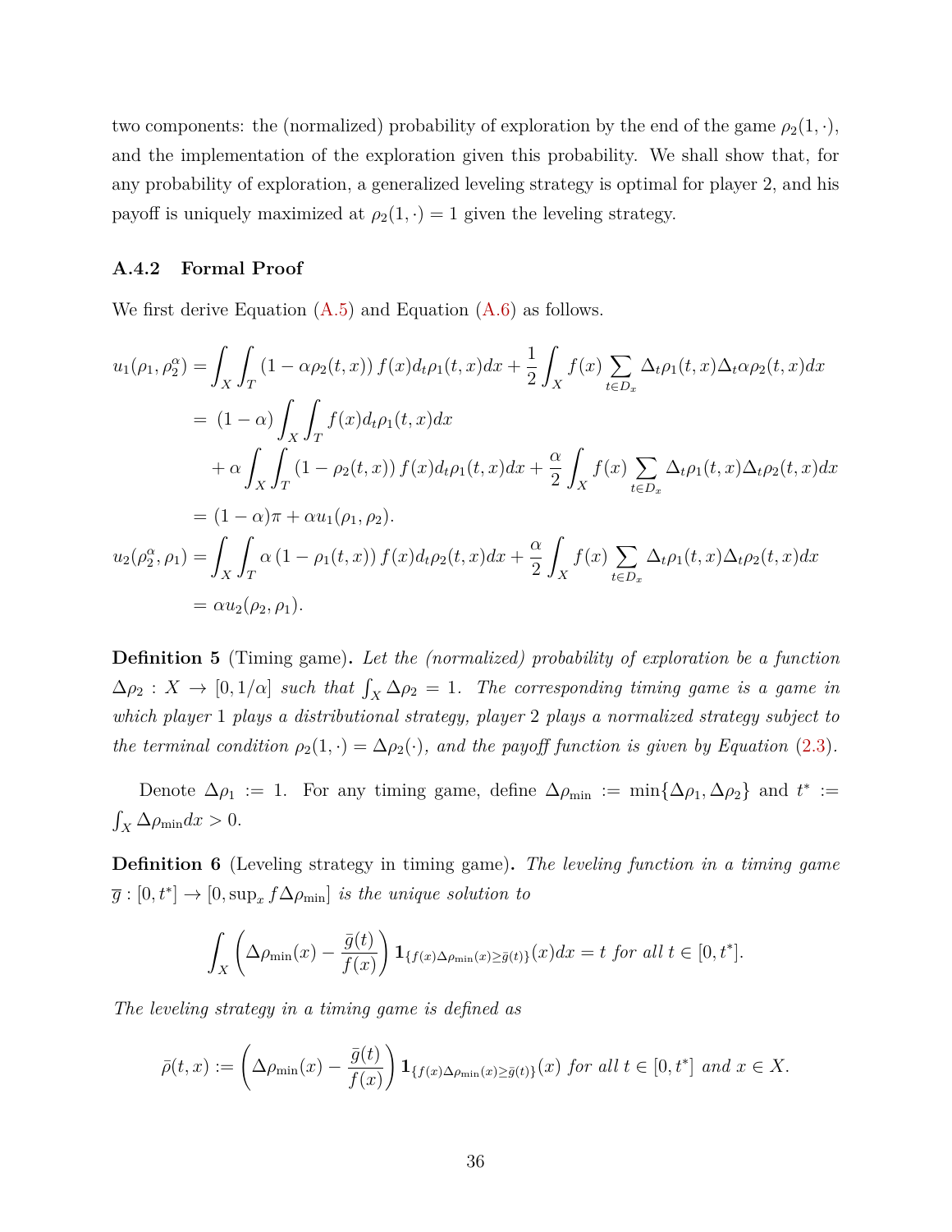two components: the (normalized) probability of exploration by the end of the game $\rho_2(1,\cdot)$, and the implementation of the exploration given this probability. We shall show that, for any probability of exploration, a generalized leveling strategy is optimal for player 2, and his payoff is uniquely maximized at $\rho_2(1,\cdot) = 1$ given the leveling strategy.

### A.4.2 Formal Proof

We first derive Equation (A.5) and Equation (A.6) as follows.

$$
\begin{aligned}
u_1(\rho_1, \rho_2^\alpha) &= \int_X \int_T (1 - \alpha\rho_2(t,x)) f(x) d_t\rho_1(t,x)dx + \frac{1}{2}\int_X f(x) \sum_{t\in D_x} \Delta_t\rho_1(t,x)\Delta_t\alpha\rho_2(t,x)dx \\
&= (1-\alpha)\int_X \int_T f(x)d_t\rho_1(t,x)dx \\
&\quad + \alpha \int_X \int_T (1 - \rho_2(t,x)) f(x) d_t\rho_1(t,x)dx + \frac{\alpha}{2}\int_X f(x) \sum_{t\in D_x} \Delta_t\rho_1(t,x)\Delta_t\rho_2(t,x)dx \\
&= (1-\alpha)\pi + \alpha u_1(\rho_1, \rho_2). \\
u_2(\rho_2^\alpha, \rho_1) &= \int_X \int_T \alpha (1 - \rho_1(t,x)) f(x) d_t\rho_2(t,x)dx + \frac{\alpha}{2}\int_X f(x) \sum_{t\in D_x} \Delta_t\rho_1(t,x)\Delta_t\rho_2(t,x)dx \\
&= \alpha u_2(\rho_2, \rho_1).
\end{aligned}
$$

**Definition 5** (Timing game)**.** *Let the (normalized) probability of exploration be a function $\Delta\rho_2 : X \to [0, 1/\alpha]$ such that $\int_X \Delta\rho_2 = 1$. The corresponding timing game is a game in which player 1 plays a distributional strategy, player 2 plays a normalized strategy subject to the terminal condition $\rho_2(1,\cdot) = \Delta\rho_2(\cdot)$, and the payoff function is given by Equation (2.3).*

Denote $\Delta\rho_1 := 1$. For any timing game, define $\Delta\rho_{\min} := \min\{\Delta\rho_1, \Delta\rho_2\}$ and $t^* := \int_X \Delta\rho_{\min}dx > 0$.

**Definition 6** (Leveling strategy in timing game)**.** *The leveling function in a timing game $\overline{g} : [0, t^*] \to [0, \sup_x f\Delta\rho_{\min}]$ is the unique solution to*

$$
\int_X \left(\Delta\rho_{\min}(x) - \frac{\bar{g}(t)}{f(x)}\right) \mathbf{1}_{\{f(x)\Delta\rho_{\min}(x)\geq\bar{g}(t)\}}(x)dx = t \text{ for all } t \in [0, t^*].
$$

*The leveling strategy in a timing game is defined as*

$$
\bar{\rho}(t,x) := \left(\Delta\rho_{\min}(x) - \frac{\bar{g}(t)}{f(x)}\right) \mathbf{1}_{\{f(x)\Delta\rho_{\min}(x)\geq\bar{g}(t)\}}(x) \text{ for all } t \in [0, t^*] \text{ and } x \in X.
$$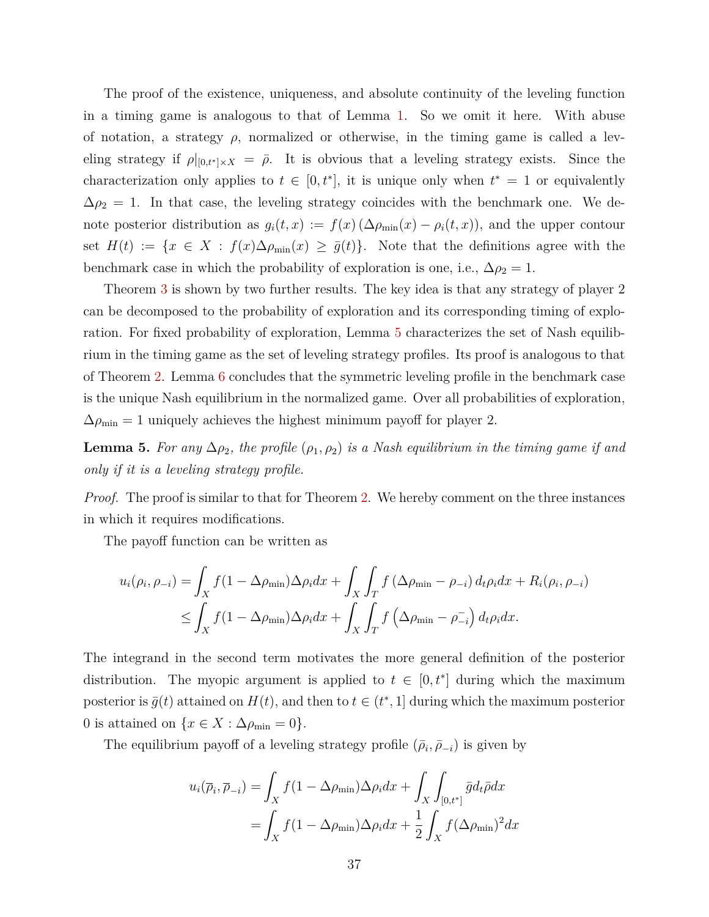The proof of the existence, uniqueness, and absolute continuity of the leveling function in a timing game is analogous to that of Lemma 1. So we omit it here. With abuse of notation, a strategy $\rho$, normalized or otherwise, in the timing game is called a leveling strategy if $\rho|_{[0,t^*]\times X} = \bar{\rho}$. It is obvious that a leveling strategy exists. Since the characterization only applies to $t \in [0, t^*]$, it is unique only when $t^* = 1$ or equivalently $\Delta\rho_2 = 1$. In that case, the leveling strategy coincides with the benchmark one. We denote posterior distribution as $g_i(t,x) := f(x)\left(\Delta\rho_{\min}(x) - \rho_i(t,x)\right)$, and the upper contour set $H(t) := \{x \in X : f(x)\Delta\rho_{\min}(x) \geq \bar{g}(t)\}$. Note that the definitions agree with the benchmark case in which the probability of exploration is one, i.e., $\Delta\rho_2 = 1$.

Theorem 3 is shown by two further results. The key idea is that any strategy of player 2 can be decomposed to the probability of exploration and its corresponding timing of exploration. For fixed probability of exploration, Lemma 5 characterizes the set of Nash equilibrium in the timing game as the set of leveling strategy profiles. Its proof is analogous to that of Theorem 2. Lemma 6 concludes that the symmetric leveling profile in the benchmark case is the unique Nash equilibrium in the normalized game. Over all probabilities of exploration, $\Delta\rho_{\min} = 1$ uniquely achieves the highest minimum payoff for player 2.

**Lemma 5.** *For any $\Delta\rho_2$, the profile $(\rho_1, \rho_2)$ is a Nash equilibrium in the timing game if and only if it is a leveling strategy profile.*

*Proof.* The proof is similar to that for Theorem 2. We hereby comment on the three instances in which it requires modifications.

The payoff function can be written as

$$
\begin{aligned}
u_i(\rho_i, \rho_{-i}) &= \int_X f(1 - \Delta\rho_{\min})\Delta\rho_i dx + \int_X \int_T f\left(\Delta\rho_{\min} - \rho_{-i}\right) d_t\rho_i dx + R_i(\rho_i, \rho_{-i}) \\
&\leq \int_X f(1 - \Delta\rho_{\min})\Delta\rho_i dx + \int_X \int_T f\left(\Delta\rho_{\min} - \rho_{-i}^{-}\right) d_t\rho_i dx.
\end{aligned}
$$

The integrand in the second term motivates the more general definition of the posterior distribution. The myopic argument is applied to $t \in [0, t^*]$ during which the maximum posterior is $\bar{g}(t)$ attained on $H(t)$, and then to $t \in (t^*, 1]$ during which the maximum posterior 0 is attained on $\{x \in X : \Delta\rho_{\min} = 0\}$.

The equilibrium payoff of a leveling strategy profile $(\bar{\rho}_i, \bar{\rho}_{-i})$ is given by

$$
\begin{aligned}
u_i(\overline{\rho}_i, \overline{\rho}_{-i}) &= \int_X f(1 - \Delta\rho_{\min})\Delta\rho_i dx + \int_X \int_{[0,t^*]} \bar{g} d_t\bar{\rho} dx \\
&= \int_X f(1 - \Delta\rho_{\min})\Delta\rho_i dx + \frac{1}{2}\int_X f(\Delta\rho_{\min})^2 dx
\end{aligned}
$$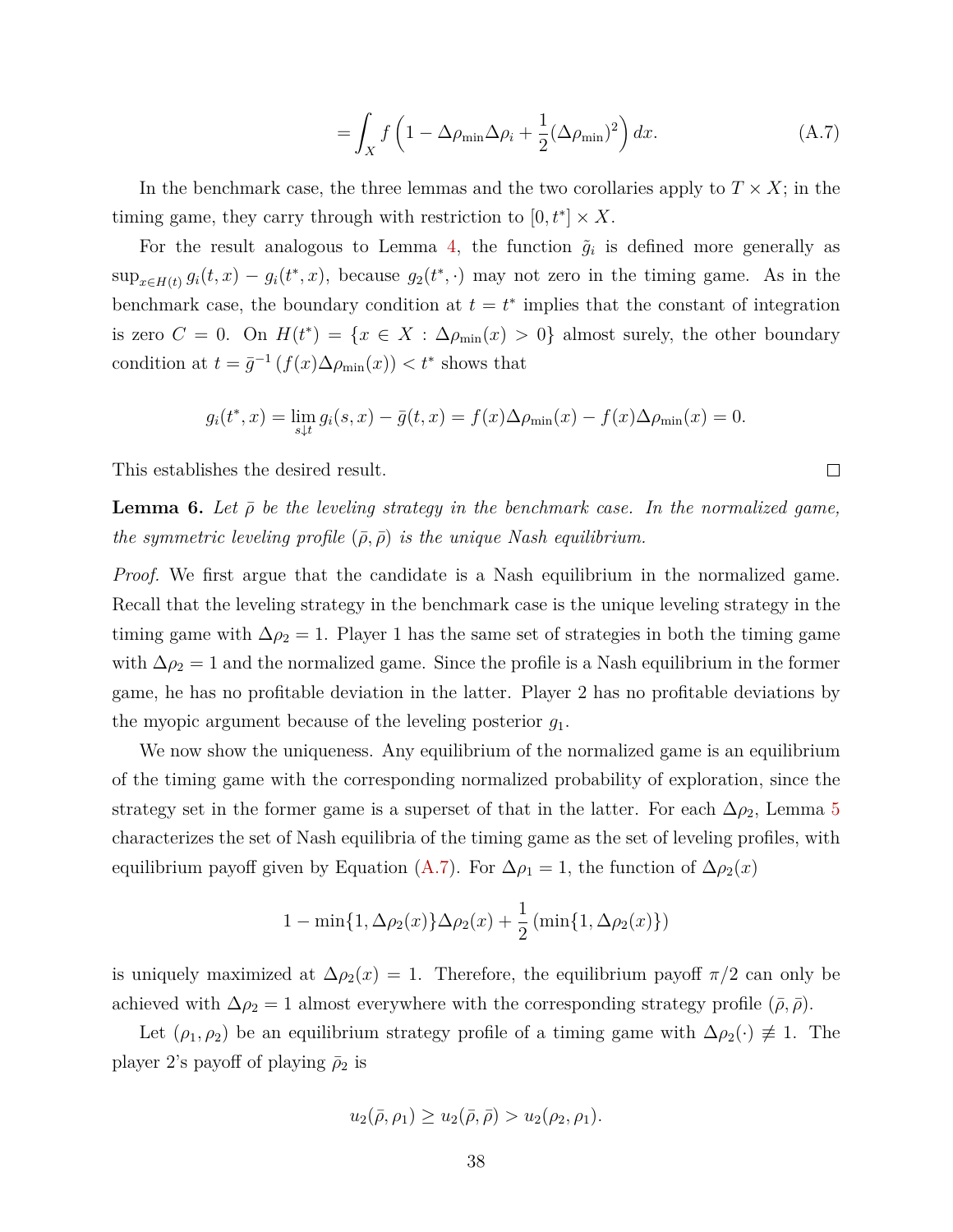$$= \int_X f\left(1 - \Delta\rho_{\min}\Delta\rho_i + \frac{1}{2}(\Delta\rho_{\min})^2\right) dx. \tag{A.7}$$

In the benchmark case, the three lemmas and the two corollaries apply to $T \times X$; in the timing game, they carry through with restriction to $[0, t^*] \times X$.

For the result analogous to Lemma 4, the function $\tilde{g}_i$ is defined more generally as $\sup_{x \in H(t)} g_i(t, x) - g_i(t^*, x)$, because $g_2(t^*, \cdot)$ may not zero in the timing game. As in the benchmark case, the boundary condition at $t = t^*$ implies that the constant of integration is zero $C = 0$. On $H(t^*) = \{x \in X : \Delta\rho_{\min}(x) > 0\}$ almost surely, the other boundary condition at $t = \bar{g}^{-1}(f(x)\Delta\rho_{\min}(x)) < t^*$ shows that

$$g_i(t^*, x) = \lim_{s \downarrow t} g_i(s, x) - \bar{g}(t, x) = f(x)\Delta\rho_{\min}(x) - f(x)\Delta\rho_{\min}(x) = 0.$$

This establishes the desired result. $\square$

**Lemma 6.** *Let $\bar{\rho}$ be the leveling strategy in the benchmark case. In the normalized game, the symmetric leveling profile $(\bar{\rho}, \bar{\rho})$ is the unique Nash equilibrium.*

*Proof.* We first argue that the candidate is a Nash equilibrium in the normalized game. Recall that the leveling strategy in the benchmark case is the unique leveling strategy in the timing game with $\Delta\rho_2 = 1$. Player 1 has the same set of strategies in both the timing game with $\Delta\rho_2 = 1$ and the normalized game. Since the profile is a Nash equilibrium in the former game, he has no profitable deviation in the latter. Player 2 has no profitable deviations by the myopic argument because of the leveling posterior $g_1$.

We now show the uniqueness. Any equilibrium of the normalized game is an equilibrium of the timing game with the corresponding normalized probability of exploration, since the strategy set in the former game is a superset of that in the latter. For each $\Delta\rho_2$, Lemma 5 characterizes the set of Nash equilibria of the timing game as the set of leveling profiles, with equilibrium payoff given by Equation (A.7). For $\Delta\rho_1 = 1$, the function of $\Delta\rho_2(x)$

$$1 - \min\{1, \Delta\rho_2(x)\}\Delta\rho_2(x) + \frac{1}{2}\left(\min\{1, \Delta\rho_2(x)\}\right)$$

is uniquely maximized at $\Delta\rho_2(x) = 1$. Therefore, the equilibrium payoff $\pi/2$ can only be achieved with $\Delta\rho_2 = 1$ almost everywhere with the corresponding strategy profile $(\bar{\rho}, \bar{\rho})$.

Let $(\rho_1, \rho_2)$ be an equilibrium strategy profile of a timing game with $\Delta\rho_2(\cdot) \not\equiv 1$. The player 2's payoff of playing $\bar{\rho}_2$ is

$$u_2(\bar{\rho}, \rho_1) \geq u_2(\bar{\rho}, \bar{\rho}) > u_2(\rho_2, \rho_1).$$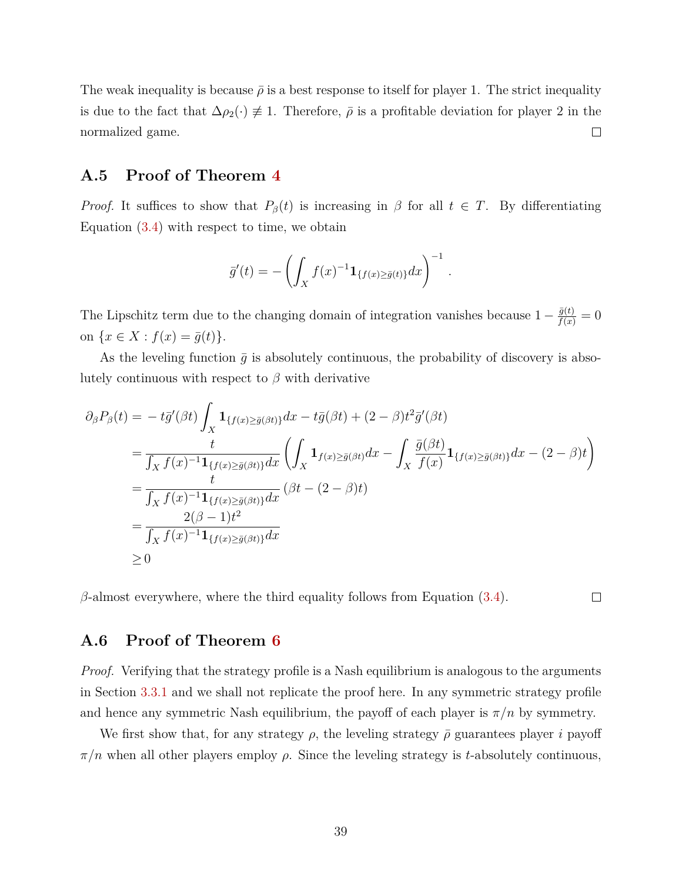The weak inequality is because $\bar{\rho}$ is a best response to itself for player 1. The strict inequality is due to the fact that $\Delta\rho_2(\cdot) \not\equiv 1$. Therefore, $\bar{\rho}$ is a profitable deviation for player 2 in the normalized game. ∎

## A.5 Proof of Theorem 4

*Proof.* It suffices to show that $P_\beta(t)$ is increasing in $\beta$ for all $t \in T$. By differentiating Equation (3.4) with respect to time, we obtain

$$\bar{g}'(t) = -\left(\int_X f(x)^{-1}\mathbf{1}_{\{f(x)\geq \bar{g}(t)\}}dx\right)^{-1}.$$

The Lipschitz term due to the changing domain of integration vanishes because $1 - \frac{\bar{g}(t)}{f(x)} = 0$ on $\{x \in X : f(x) = \bar{g}(t)\}$.

As the leveling function $\bar{g}$ is absolutely continuous, the probability of discovery is absolutely continuous with respect to $\beta$ with derivative

$$\begin{aligned}
\partial_\beta P_\beta(t) &= -t\bar{g}'(\beta t)\int_X \mathbf{1}_{\{f(x)\geq \bar{g}(\beta t)\}}dx - t\bar{g}(\beta t) + (2-\beta)t^2\bar{g}'(\beta t)\\
&= \frac{t}{\int_X f(x)^{-1}\mathbf{1}_{\{f(x)\geq \bar{g}(\beta t)\}}dx}\left(\int_X \mathbf{1}_{f(x)\geq \bar{g}(\beta t)}dx - \int_X \frac{\bar{g}(\beta t)}{f(x)}\mathbf{1}_{\{f(x)\geq \bar{g}(\beta t)\}}dx - (2-\beta)t\right)\\
&= \frac{t}{\int_X f(x)^{-1}\mathbf{1}_{\{f(x)\geq \bar{g}(\beta t)\}}dx}\left(\beta t - (2-\beta)t\right)\\
&= \frac{2(\beta-1)t^2}{\int_X f(x)^{-1}\mathbf{1}_{\{f(x)\geq \bar{g}(\beta t)\}}dx}\\
&\geq 0
\end{aligned}$$

$\beta$-almost everywhere, where the third equality follows from Equation (3.4). ∎

## A.6 Proof of Theorem 6

*Proof.* Verifying that the strategy profile is a Nash equilibrium is analogous to the arguments in Section 3.3.1 and we shall not replicate the proof here. In any symmetric strategy profile and hence any symmetric Nash equilibrium, the payoff of each player is $\pi/n$ by symmetry.

We first show that, for any strategy $\rho$, the leveling strategy $\bar{\rho}$ guarantees player $i$ payoff $\pi/n$ when all other players employ $\rho$. Since the leveling strategy is $t$-absolutely continuous,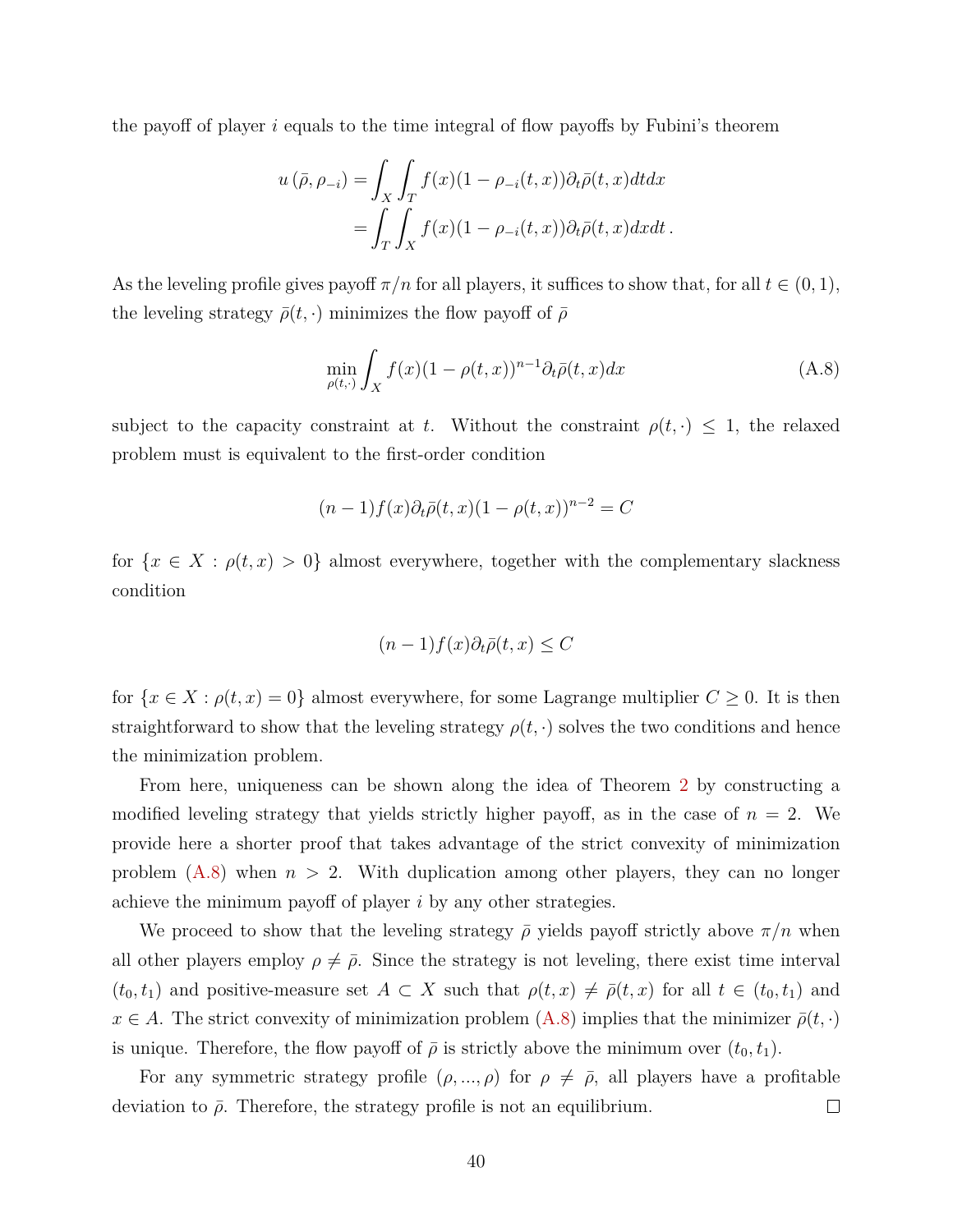the payoff of player $i$ equals to the time integral of flow payoffs by Fubini's theorem

$$
\begin{aligned}
u\left(\bar{\rho}, \rho_{-i}\right) &= \int_X \int_T f(x)(1-\rho_{-i}(t,x))\partial_t \bar{\rho}(t,x) dt dx \\
&= \int_T \int_X f(x)(1-\rho_{-i}(t,x))\partial_t \bar{\rho}(t,x) dx dt \,.
\end{aligned}
$$

As the leveling profile gives payoff $\pi/n$ for all players, it suffices to show that, for all $t \in (0,1)$, the leveling strategy $\bar{\rho}(t,\cdot)$ minimizes the flow payoff of $\bar{\rho}$

$$
\min_{\rho(t,\cdot)} \int_X f(x)(1-\rho(t,x))^{n-1} \partial_t \bar{\rho}(t,x) dx \tag{A.8}
$$

subject to the capacity constraint at $t$. Without the constraint $\rho(t,\cdot) \leq 1$, the relaxed problem must is equivalent to the first-order condition

$$
(n-1)f(x)\partial_t \bar{\rho}(t,x)(1-\rho(t,x))^{n-2} = C
$$

for $\{x \in X : \rho(t,x) > 0\}$ almost everywhere, together with the complementary slackness condition

$$
(n-1)f(x)\partial_t \bar{\rho}(t,x) \leq C
$$

for $\{x \in X : \rho(t,x) = 0\}$ almost everywhere, for some Lagrange multiplier $C \geq 0$. It is then straightforward to show that the leveling strategy $\rho(t,\cdot)$ solves the two conditions and hence the minimization problem.

From here, uniqueness can be shown along the idea of Theorem 2 by constructing a modified leveling strategy that yields strictly higher payoff, as in the case of $n = 2$. We provide here a shorter proof that takes advantage of the strict convexity of minimization problem (A.8) when $n > 2$. With duplication among other players, they can no longer achieve the minimum payoff of player $i$ by any other strategies.

We proceed to show that the leveling strategy $\bar{\rho}$ yields payoff strictly above $\pi/n$ when all other players employ $\rho \neq \bar{\rho}$. Since the strategy is not leveling, there exist time interval $(t_0, t_1)$ and positive-measure set $A \subset X$ such that $\rho(t,x) \neq \bar{\rho}(t,x)$ for all $t \in (t_0,t_1)$ and $x \in A$. The strict convexity of minimization problem (A.8) implies that the minimizer $\bar{\rho}(t,\cdot)$ is unique. Therefore, the flow payoff of $\bar{\rho}$ is strictly above the minimum over $(t_0, t_1)$.

For any symmetric strategy profile $(\rho, ..., \rho)$ for $\rho \neq \bar{\rho}$, all players have a profitable deviation to $\bar{\rho}$. Therefore, the strategy profile is not an equilibrium. $\square$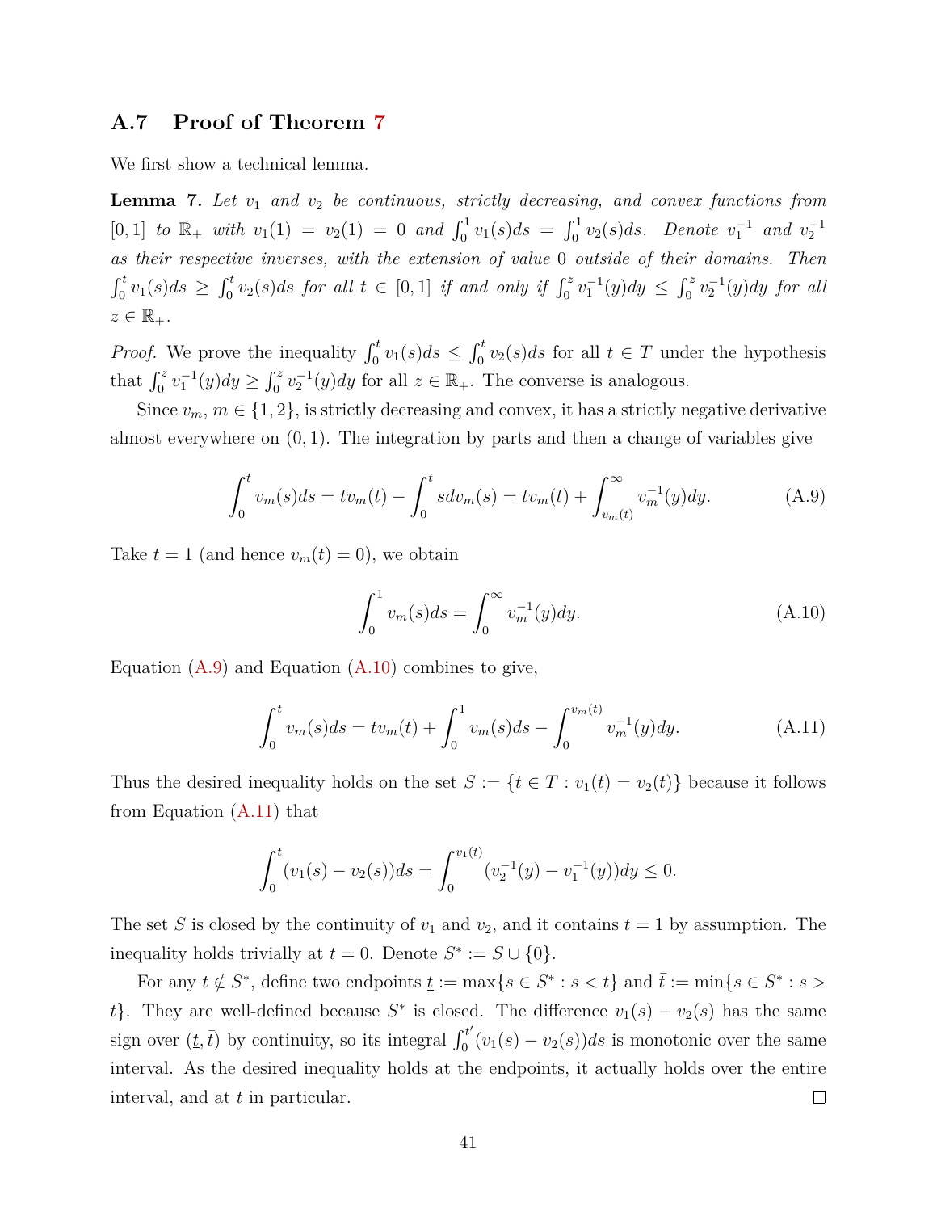## A.7 Proof of Theorem 7

We first show a technical lemma.

**Lemma 7.** *Let $v_1$ and $v_2$ be continuous, strictly decreasing, and convex functions from $[0,1]$ to $\mathbb{R}_+$ with $v_1(1) = v_2(1) = 0$ and $\int_0^1 v_1(s)ds = \int_0^1 v_2(s)ds$. Denote $v_1^{-1}$ and $v_2^{-1}$ as their respective inverses, with the extension of value 0 outside of their domains. Then $\int_0^t v_1(s)ds \geq \int_0^t v_2(s)ds$ for all $t \in [0,1]$ if and only if $\int_0^z v_1^{-1}(y)dy \leq \int_0^z v_2^{-1}(y)dy$ for all $z \in \mathbb{R}_+$.*

*Proof.* We prove the inequality $\int_0^t v_1(s)ds \leq \int_0^t v_2(s)ds$ for all $t \in T$ under the hypothesis that $\int_0^z v_1^{-1}(y)dy \geq \int_0^z v_2^{-1}(y)dy$ for all $z \in \mathbb{R}_+$. The converse is analogous.

Since $v_m$, $m \in \{1,2\}$, is strictly decreasing and convex, it has a strictly negative derivative almost everywhere on $(0,1)$. The integration by parts and then a change of variables give

$$\int_0^t v_m(s)ds = tv_m(t) - \int_0^t s dv_m(s) = tv_m(t) + \int_{v_m(t)}^{\infty} v_m^{-1}(y)dy. \tag{A.9}$$

Take $t = 1$ (and hence $v_m(t) = 0$), we obtain

$$\int_0^1 v_m(s)ds = \int_0^{\infty} v_m^{-1}(y)dy. \tag{A.10}$$

Equation (A.9) and Equation (A.10) combines to give,

$$\int_0^t v_m(s)ds = tv_m(t) + \int_0^1 v_m(s)ds - \int_0^{v_m(t)} v_m^{-1}(y)dy. \tag{A.11}$$

Thus the desired inequality holds on the set $S := \{t \in T : v_1(t) = v_2(t)\}$ because it follows from Equation (A.11) that

$$\int_0^t (v_1(s) - v_2(s))ds = \int_0^{v_1(t)} (v_2^{-1}(y) - v_1^{-1}(y))dy \leq 0.$$

The set $S$ is closed by the continuity of $v_1$ and $v_2$, and it contains $t = 1$ by assumption. The inequality holds trivially at $t = 0$. Denote $S^* := S \cup \{0\}$.

For any $t \notin S^*$, define two endpoints $\underline{t} := \max\{s \in S^* : s < t\}$ and $\bar{t} := \min\{s \in S^* : s > t\}$. They are well-defined because $S^*$ is closed. The difference $v_1(s) - v_2(s)$ has the same sign over $(\underline{t}, \bar{t})$ by continuity, so its integral $\int_0^{t'} (v_1(s) - v_2(s))ds$ is monotonic over the same interval. As the desired inequality holds at the endpoints, it actually holds over the entire interval, and at $t$ in particular. □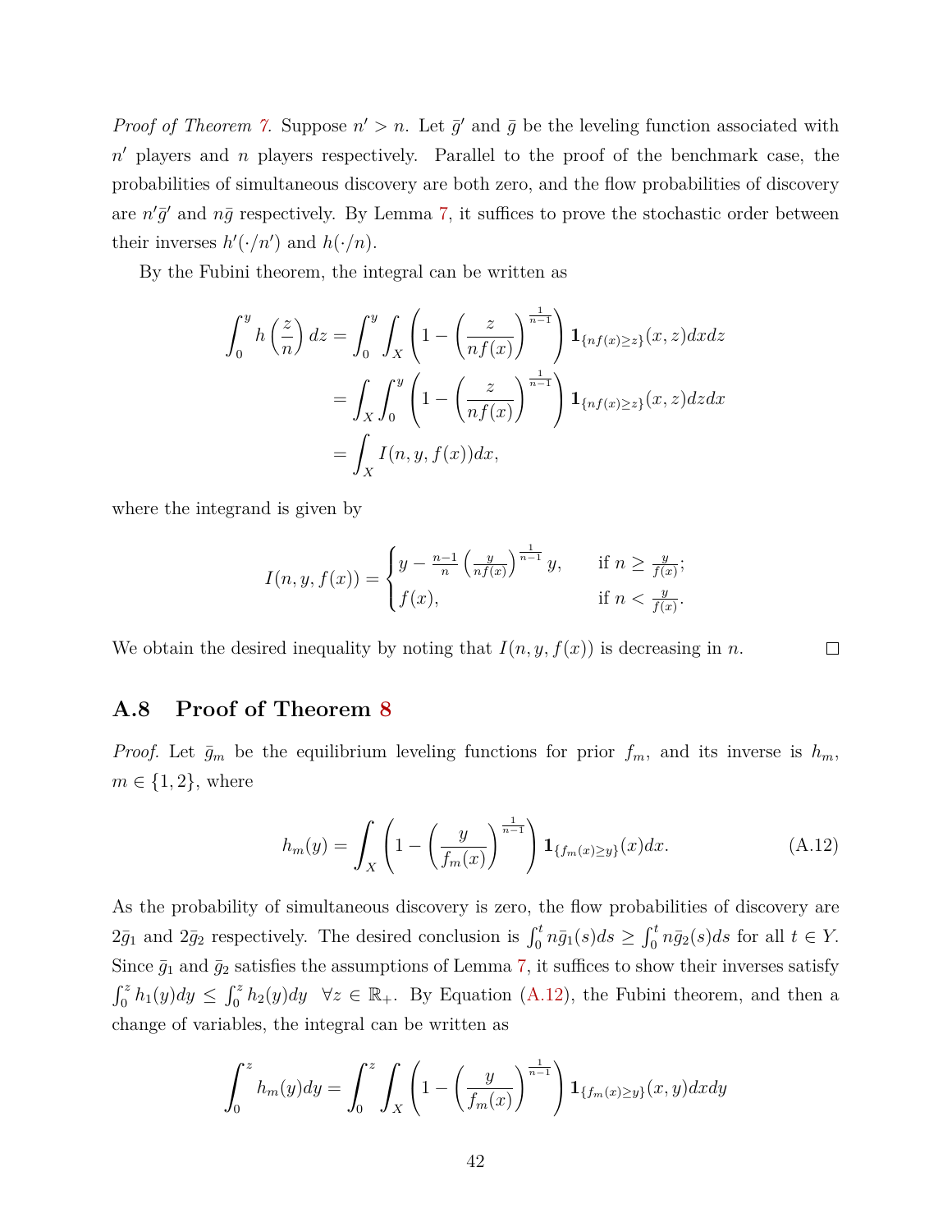*Proof of Theorem 7.* Suppose $n' > n$. Let $\bar{g}'$ and $\bar{g}$ be the leveling function associated with $n'$ players and $n$ players respectively. Parallel to the proof of the benchmark case, the probabilities of simultaneous discovery are both zero, and the flow probabilities of discovery are $n'\bar{g}'$ and $n\bar{g}$ respectively. By Lemma 7, it suffices to prove the stochastic order between their inverses $h'(\cdot/n')$ and $h(\cdot/n)$.

By the Fubini theorem, the integral can be written as

$$\begin{aligned}
\int_0^y h\left(\frac{z}{n}\right) dz &= \int_0^y \int_X \left(1 - \left(\frac{z}{nf(x)}\right)^{\frac{1}{n-1}}\right) \mathbf{1}_{\{nf(x)\geq z\}}(x,z) dx dz \\
&= \int_X \int_0^y \left(1 - \left(\frac{z}{nf(x)}\right)^{\frac{1}{n-1}}\right) \mathbf{1}_{\{nf(x)\geq z\}}(x,z) dz dx \\
&= \int_X I(n, y, f(x)) dx,
\end{aligned}$$

where the integrand is given by

$$I(n, y, f(x)) = \begin{cases} y - \frac{n-1}{n} \left(\frac{y}{nf(x)}\right)^{\frac{1}{n-1}} y, & \text{if } n \geq \frac{y}{f(x)}; \\ f(x), & \text{if } n < \frac{y}{f(x)}. \end{cases}$$

We obtain the desired inequality by noting that $I(n, y, f(x))$ is decreasing in $n$. □

## A.8 Proof of Theorem 8

*Proof.* Let $\bar{g}_m$ be the equilibrium leveling functions for prior $f_m$, and its inverse is $h_m$, $m \in \{1, 2\}$, where

$$h_m(y) = \int_X \left(1 - \left(\frac{y}{f_m(x)}\right)^{\frac{1}{n-1}}\right) \mathbf{1}_{\{f_m(x)\geq y\}}(x) dx. \tag{A.12}$$

As the probability of simultaneous discovery is zero, the flow probabilities of discovery are $2\bar{g}_1$ and $2\bar{g}_2$ respectively. The desired conclusion is $\int_0^t n\bar{g}_1(s)ds \geq \int_0^t n\bar{g}_2(s)ds$ for all $t \in Y$. Since $\bar{g}_1$ and $\bar{g}_2$ satisfies the assumptions of Lemma 7, it suffices to show their inverses satisfy $\int_0^z h_1(y)dy \leq \int_0^z h_2(y)dy \quad \forall z \in \mathbb{R}_+$. By Equation (A.12), the Fubini theorem, and then a change of variables, the integral can be written as

$$\int_0^z h_m(y)dy = \int_0^z \int_X \left(1 - \left(\frac{y}{f_m(x)}\right)^{\frac{1}{n-1}}\right) \mathbf{1}_{\{f_m(x)\geq y\}}(x,y) dx dy$$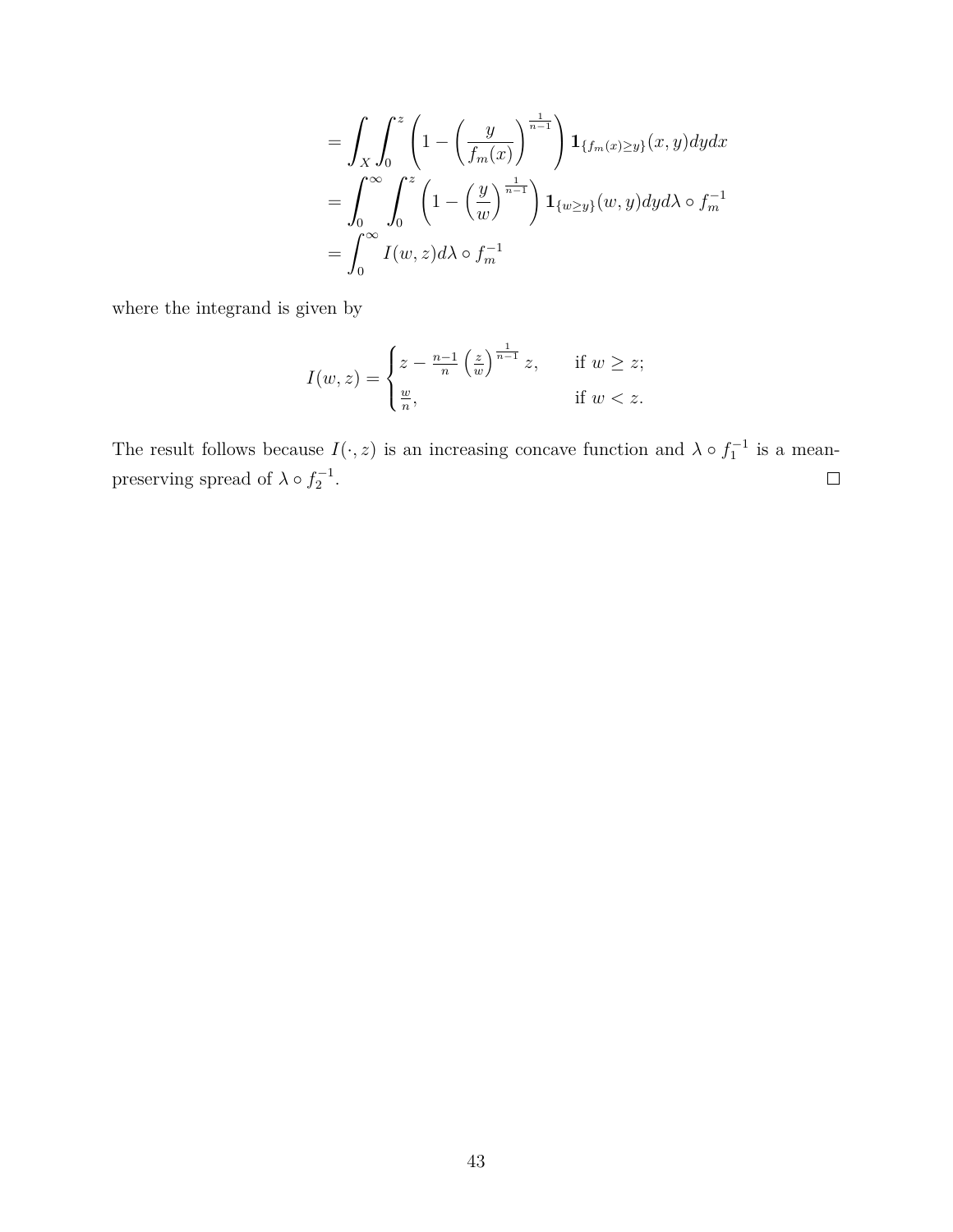$$
\begin{aligned}
&= \int_X \int_0^z \left(1 - \left(\frac{y}{f_m(x)}\right)^{\frac{1}{n-1}}\right) \mathbf{1}_{\{f_m(x) \geq y\}}(x,y)dydx \\
&= \int_0^\infty \int_0^z \left(1 - \left(\frac{y}{w}\right)^{\frac{1}{n-1}}\right) \mathbf{1}_{\{w \geq y\}}(w,y)dyd\lambda \circ f_m^{-1} \\
&= \int_0^\infty I(w,z)d\lambda \circ f_m^{-1}
\end{aligned}
$$

where the integrand is given by

$$
I(w,z) = \begin{cases} z - \frac{n-1}{n}\left(\frac{z}{w}\right)^{\frac{1}{n-1}} z, & \text{if } w \geq z; \\ \frac{w}{n}, & \text{if } w < z. \end{cases}
$$

The result follows because $I(\cdot, z)$ is an increasing concave function and $\lambda \circ f_1^{-1}$ is a mean-preserving spread of $\lambda \circ f_2^{-1}$. □